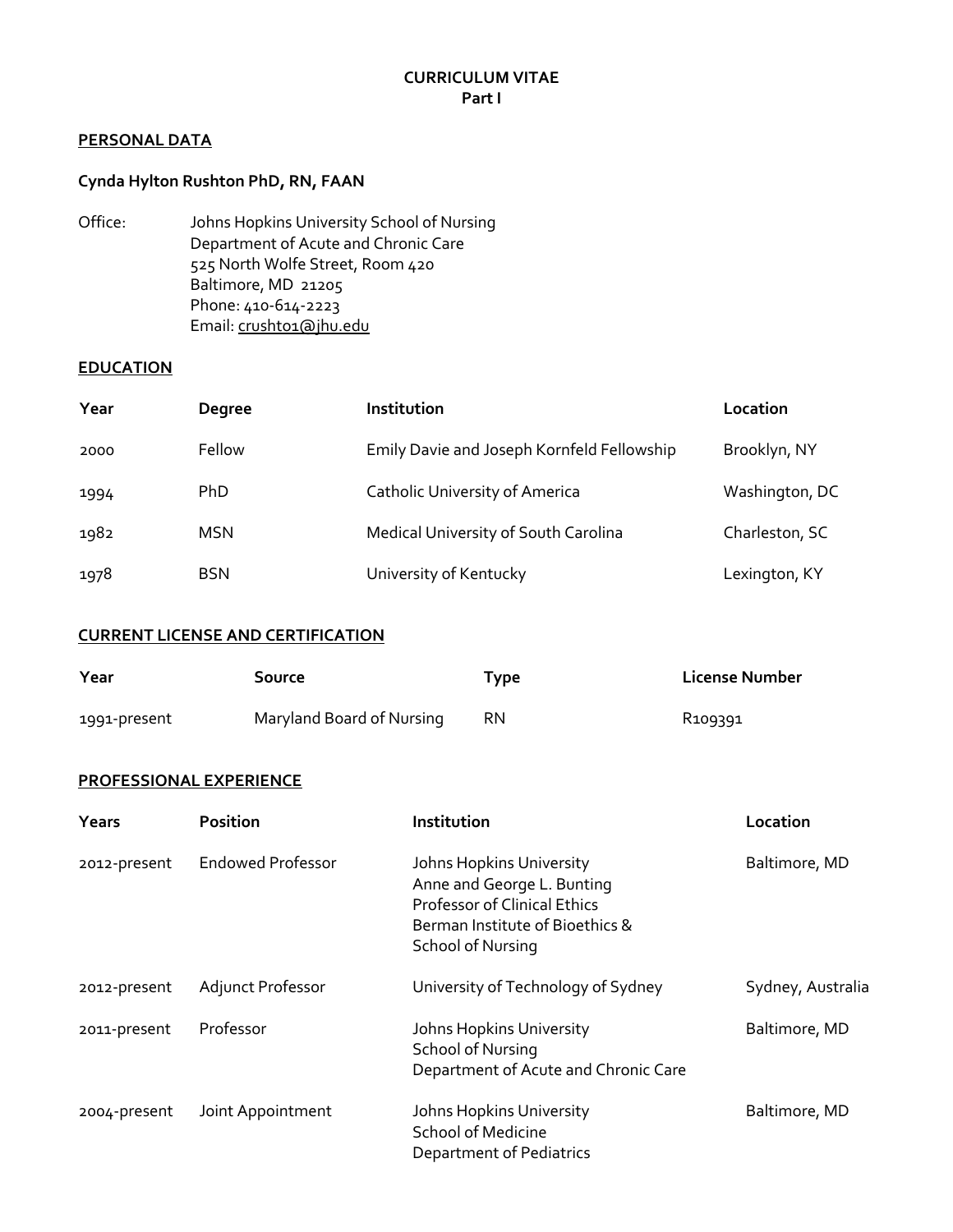# CURRICULUM VITAE
## Part I

### PERSONAL DATA

**Cynda Hylton Rushton PhD, RN, FAAN**

Office: Johns Hopkins University School of Nursing
Department of Acute and Chronic Care
525 North Wolfe Street, Room 420
Baltimore, MD 21205
Phone: 410-614-2223
Email: crusht01@jhu.edu

### EDUCATION

| Year | Degree | Institution | Location |
|---|---|---|---|
| 2000 | Fellow | Emily Davie and Joseph Kornfeld Fellowship | Brooklyn, NY |
| 1994 | PhD | Catholic University of America | Washington, DC |
| 1982 | MSN | Medical University of South Carolina | Charleston, SC |
| 1978 | BSN | University of Kentucky | Lexington, KY |

### CURRENT LICENSE AND CERTIFICATION

| Year | Source | Type | License Number |
|---|---|---|---|
| 1991-present | Maryland Board of Nursing | RN | R109391 |

### PROFESSIONAL EXPERIENCE

| Years | Position | Institution | Location |
|---|---|---|---|
| 2012-present | Endowed Professor | Johns Hopkins University<br>Anne and George L. Bunting Professor of Clinical Ethics<br>Berman Institute of Bioethics & School of Nursing | Baltimore, MD |
| 2012-present | Adjunct Professor | University of Technology of Sydney | Sydney, Australia |
| 2011-present | Professor | Johns Hopkins University<br>School of Nursing<br>Department of Acute and Chronic Care | Baltimore, MD |
| 2004-present | Joint Appointment | Johns Hopkins University<br>School of Medicine<br>Department of Pediatrics | Baltimore, MD |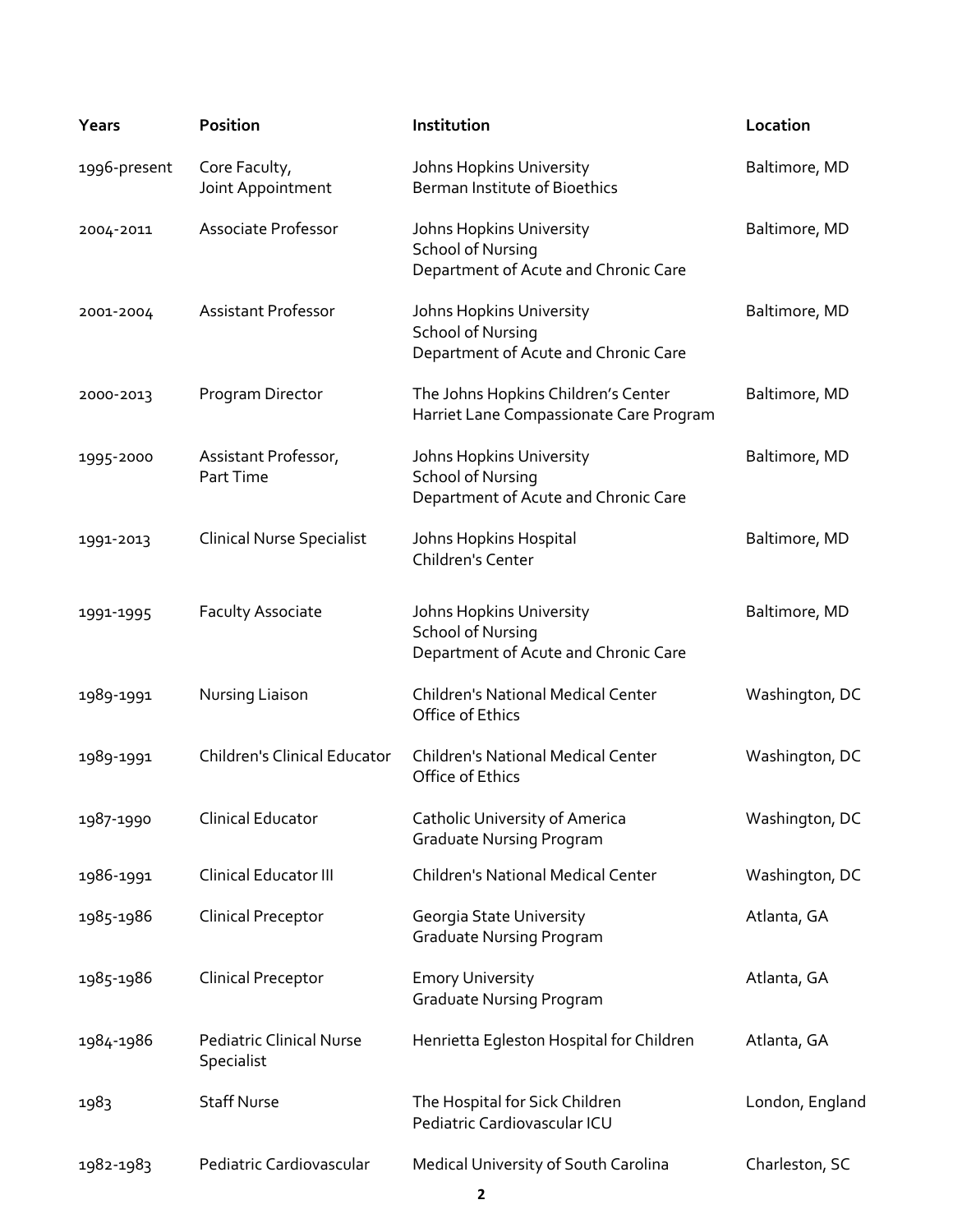| Years | Position | Institution | Location |
|---|---|---|---|
| 1996-present | Core Faculty, Joint Appointment | Johns Hopkins University Berman Institute of Bioethics | Baltimore, MD |
| 2004-2011 | Associate Professor | Johns Hopkins University School of Nursing Department of Acute and Chronic Care | Baltimore, MD |
| 2001-2004 | Assistant Professor | Johns Hopkins University School of Nursing Department of Acute and Chronic Care | Baltimore, MD |
| 2000-2013 | Program Director | The Johns Hopkins Children's Center Harriet Lane Compassionate Care Program | Baltimore, MD |
| 1995-2000 | Assistant Professor, Part Time | Johns Hopkins University School of Nursing Department of Acute and Chronic Care | Baltimore, MD |
| 1991-2013 | Clinical Nurse Specialist | Johns Hopkins Hospital Children's Center | Baltimore, MD |
| 1991-1995 | Faculty Associate | Johns Hopkins University School of Nursing Department of Acute and Chronic Care | Baltimore, MD |
| 1989-1991 | Nursing Liaison | Children's National Medical Center Office of Ethics | Washington, DC |
| 1989-1991 | Children's Clinical Educator | Children's National Medical Center Office of Ethics | Washington, DC |
| 1987-1990 | Clinical Educator | Catholic University of America Graduate Nursing Program | Washington, DC |
| 1986-1991 | Clinical Educator III | Children's National Medical Center | Washington, DC |
| 1985-1986 | Clinical Preceptor | Georgia State University Graduate Nursing Program | Atlanta, GA |
| 1985-1986 | Clinical Preceptor | Emory University Graduate Nursing Program | Atlanta, GA |
| 1984-1986 | Pediatric Clinical Nurse Specialist | Henrietta Egleston Hospital for Children | Atlanta, GA |
| 1983 | Staff Nurse | The Hospital for Sick Children Pediatric Cardiovascular ICU | London, England |
| 1982-1983 | Pediatric Cardiovascular | Medical University of South Carolina | Charleston, SC |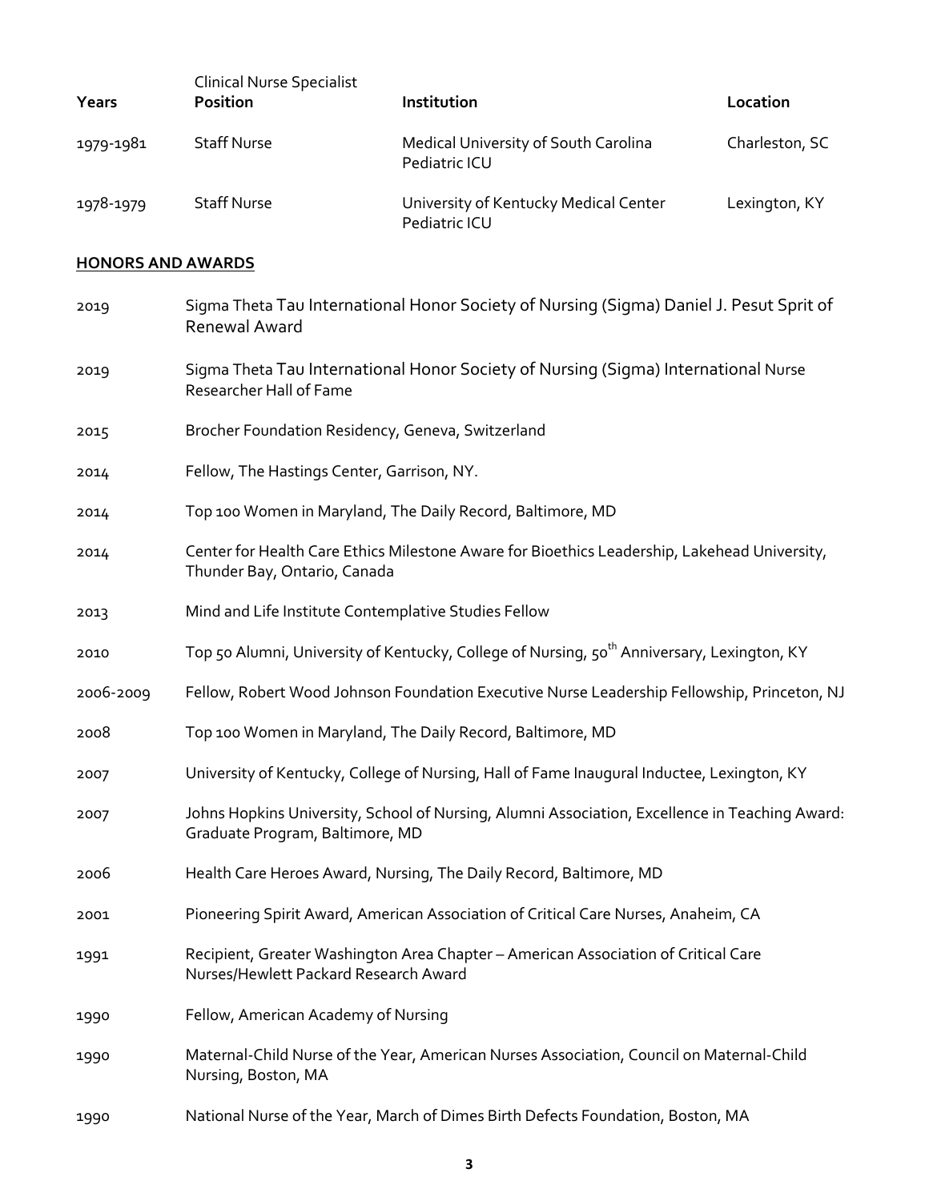| Years | Clinical Nurse Specialist Position | Institution | Location |
| --- | --- | --- | --- |
| 1979-1981 | Staff Nurse | Medical University of South Carolina Pediatric ICU | Charleston, SC |
| 1978-1979 | Staff Nurse | University of Kentucky Medical Center Pediatric ICU | Lexington, KY |

## HONORS AND AWARDS

| | |
| --- | --- |
| 2019 | Sigma Theta Tau International Honor Society of Nursing (Sigma) Daniel J. Pesut Sprit of Renewal Award |
| 2019 | Sigma Theta Tau International Honor Society of Nursing (Sigma) International Nurse Researcher Hall of Fame |
| 2015 | Brocher Foundation Residency, Geneva, Switzerland |
| 2014 | Fellow, The Hastings Center, Garrison, NY. |
| 2014 | Top 100 Women in Maryland, The Daily Record, Baltimore, MD |
| 2014 | Center for Health Care Ethics Milestone Aware for Bioethics Leadership, Lakehead University, Thunder Bay, Ontario, Canada |
| 2013 | Mind and Life Institute Contemplative Studies Fellow |
| 2010 | Top 50 Alumni, University of Kentucky, College of Nursing, 50th Anniversary, Lexington, KY |
| 2006-2009 | Fellow, Robert Wood Johnson Foundation Executive Nurse Leadership Fellowship, Princeton, NJ |
| 2008 | Top 100 Women in Maryland, The Daily Record, Baltimore, MD |
| 2007 | University of Kentucky, College of Nursing, Hall of Fame Inaugural Inductee, Lexington, KY |
| 2007 | Johns Hopkins University, School of Nursing, Alumni Association, Excellence in Teaching Award: Graduate Program, Baltimore, MD |
| 2006 | Health Care Heroes Award, Nursing, The Daily Record, Baltimore, MD |
| 2001 | Pioneering Spirit Award, American Association of Critical Care Nurses, Anaheim, CA |
| 1991 | Recipient, Greater Washington Area Chapter – American Association of Critical Care Nurses/Hewlett Packard Research Award |
| 1990 | Fellow, American Academy of Nursing |
| 1990 | Maternal-Child Nurse of the Year, American Nurses Association, Council on Maternal-Child Nursing, Boston, MA |
| 1990 | National Nurse of the Year, March of Dimes Birth Defects Foundation, Boston, MA |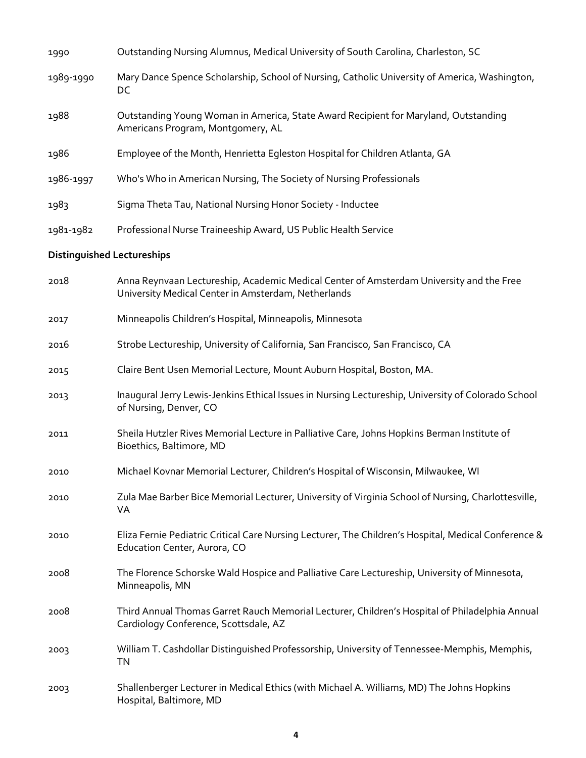1990 Outstanding Nursing Alumnus, Medical University of South Carolina, Charleston, SC

1989-1990 Mary Dance Spence Scholarship, School of Nursing, Catholic University of America, Washington, DC

1988 Outstanding Young Woman in America, State Award Recipient for Maryland, Outstanding Americans Program, Montgomery, AL

1986 Employee of the Month, Henrietta Egleston Hospital for Children Atlanta, GA

1986-1997 Who's Who in American Nursing, The Society of Nursing Professionals

1983 Sigma Theta Tau, National Nursing Honor Society - Inductee

1981-1982 Professional Nurse Traineeship Award, US Public Health Service

**Distinguished Lectureships**

2018 Anna Reynvaan Lectureship, Academic Medical Center of Amsterdam University and the Free University Medical Center in Amsterdam, Netherlands

2017 Minneapolis Children's Hospital, Minneapolis, Minnesota

2016 Strobe Lectureship, University of California, San Francisco, San Francisco, CA

2015 Claire Bent Usen Memorial Lecture, Mount Auburn Hospital, Boston, MA.

2013 Inaugural Jerry Lewis-Jenkins Ethical Issues in Nursing Lectureship, University of Colorado School of Nursing, Denver, CO

2011 Sheila Hutzler Rives Memorial Lecture in Palliative Care, Johns Hopkins Berman Institute of Bioethics, Baltimore, MD

2010 Michael Kovnar Memorial Lecturer, Children's Hospital of Wisconsin, Milwaukee, WI

2010 Zula Mae Barber Bice Memorial Lecturer, University of Virginia School of Nursing, Charlottesville, VA

2010 Eliza Fernie Pediatric Critical Care Nursing Lecturer, The Children's Hospital, Medical Conference & Education Center, Aurora, CO

2008 The Florence Schorske Wald Hospice and Palliative Care Lectureship, University of Minnesota, Minneapolis, MN

2008 Third Annual Thomas Garret Rauch Memorial Lecturer, Children's Hospital of Philadelphia Annual Cardiology Conference, Scottsdale, AZ

2003 William T. Cashdollar Distinguished Professorship, University of Tennessee-Memphis, Memphis, TN

2003 Shallenberger Lecturer in Medical Ethics (with Michael A. Williams, MD) The Johns Hopkins Hospital, Baltimore, MD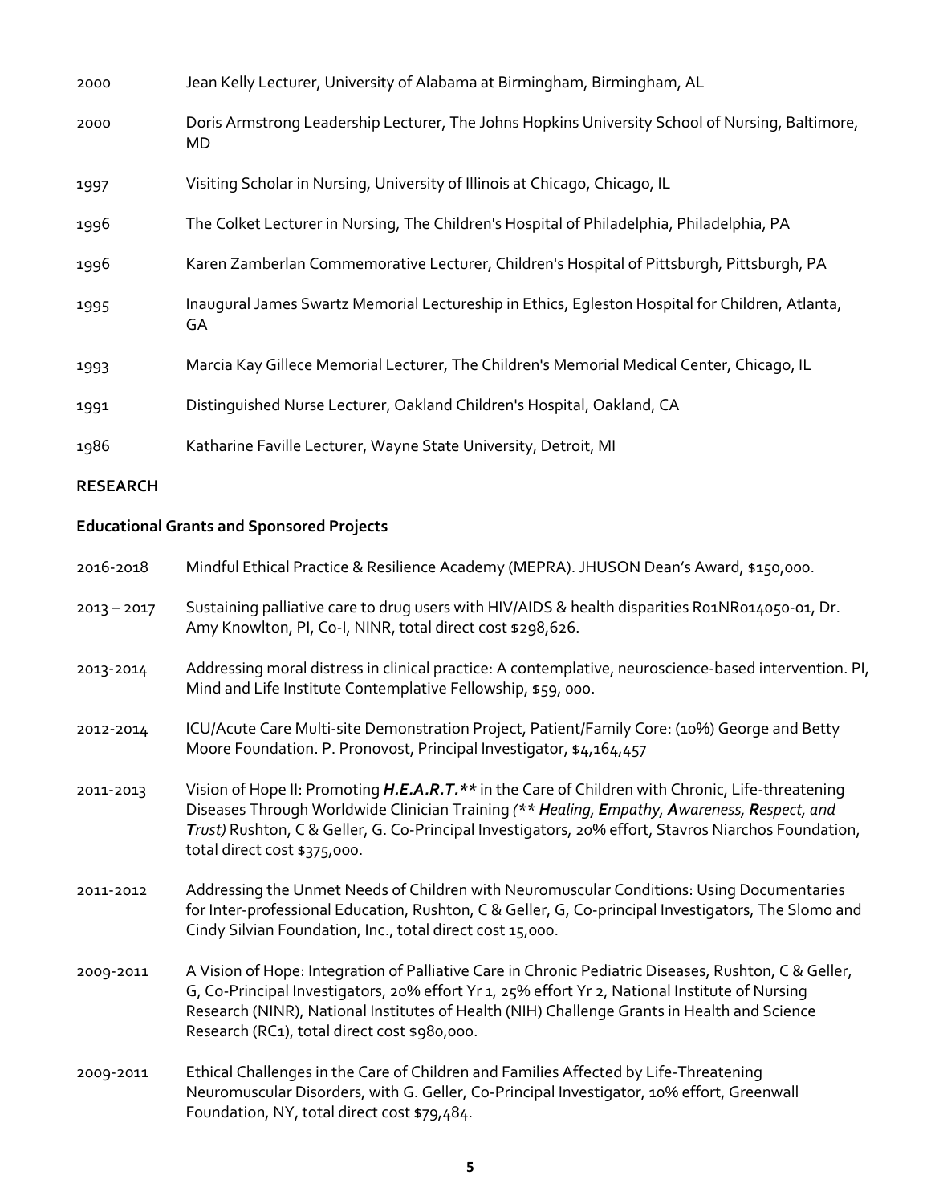2000 Jean Kelly Lecturer, University of Alabama at Birmingham, Birmingham, AL

2000 Doris Armstrong Leadership Lecturer, The Johns Hopkins University School of Nursing, Baltimore, MD

1997 Visiting Scholar in Nursing, University of Illinois at Chicago, Chicago, IL

1996 The Colket Lecturer in Nursing, The Children's Hospital of Philadelphia, Philadelphia, PA

1996 Karen Zamberlan Commemorative Lecturer, Children's Hospital of Pittsburgh, Pittsburgh, PA

1995 Inaugural James Swartz Memorial Lectureship in Ethics, Egleston Hospital for Children, Atlanta, GA

1993 Marcia Kay Gillece Memorial Lecturer, The Children's Memorial Medical Center, Chicago, IL

1991 Distinguished Nurse Lecturer, Oakland Children's Hospital, Oakland, CA

1986 Katharine Faville Lecturer, Wayne State University, Detroit, MI

## RESEARCH

### Educational Grants and Sponsored Projects

2016-2018 Mindful Ethical Practice & Resilience Academy (MEPRA). JHUSON Dean's Award, $150,000.

2013 – 2017 Sustaining palliative care to drug users with HIV/AIDS & health disparities R01NR014050-01, Dr. Amy Knowlton, PI, Co-I, NINR, total direct cost $298,626.

2013-2014 Addressing moral distress in clinical practice: A contemplative, neuroscience-based intervention. PI, Mind and Life Institute Contemplative Fellowship, $59, 000.

2012-2014 ICU/Acute Care Multi-site Demonstration Project, Patient/Family Core: (10%) George and Betty Moore Foundation. P. Pronovost, Principal Investigator, $4,164,457

2011-2013 Vision of Hope II: Promoting ***H.E.A.R.T.*** ** in the Care of Children with Chronic, Life-threatening Diseases Through Worldwide Clinician Training *(** **H**ealing, **E**mpathy, **A**wareness, **R**espect, and **T**rust)* Rushton, C & Geller, G. Co-Principal Investigators, 20% effort, Stavros Niarchos Foundation, total direct cost $375,000.

2011-2012 Addressing the Unmet Needs of Children with Neuromuscular Conditions: Using Documentaries for Inter-professional Education, Rushton, C & Geller, G, Co-principal Investigators, The Slomo and Cindy Silvian Foundation, Inc., total direct cost 15,000.

2009-2011 A Vision of Hope: Integration of Palliative Care in Chronic Pediatric Diseases, Rushton, C & Geller, G, Co-Principal Investigators, 20% effort Yr 1, 25% effort Yr 2, National Institute of Nursing Research (NINR), National Institutes of Health (NIH) Challenge Grants in Health and Science Research (RC1), total direct cost $980,000.

2009-2011 Ethical Challenges in the Care of Children and Families Affected by Life-Threatening Neuromuscular Disorders, with G. Geller, Co-Principal Investigator, 10% effort, Greenwall Foundation, NY, total direct cost $79,484.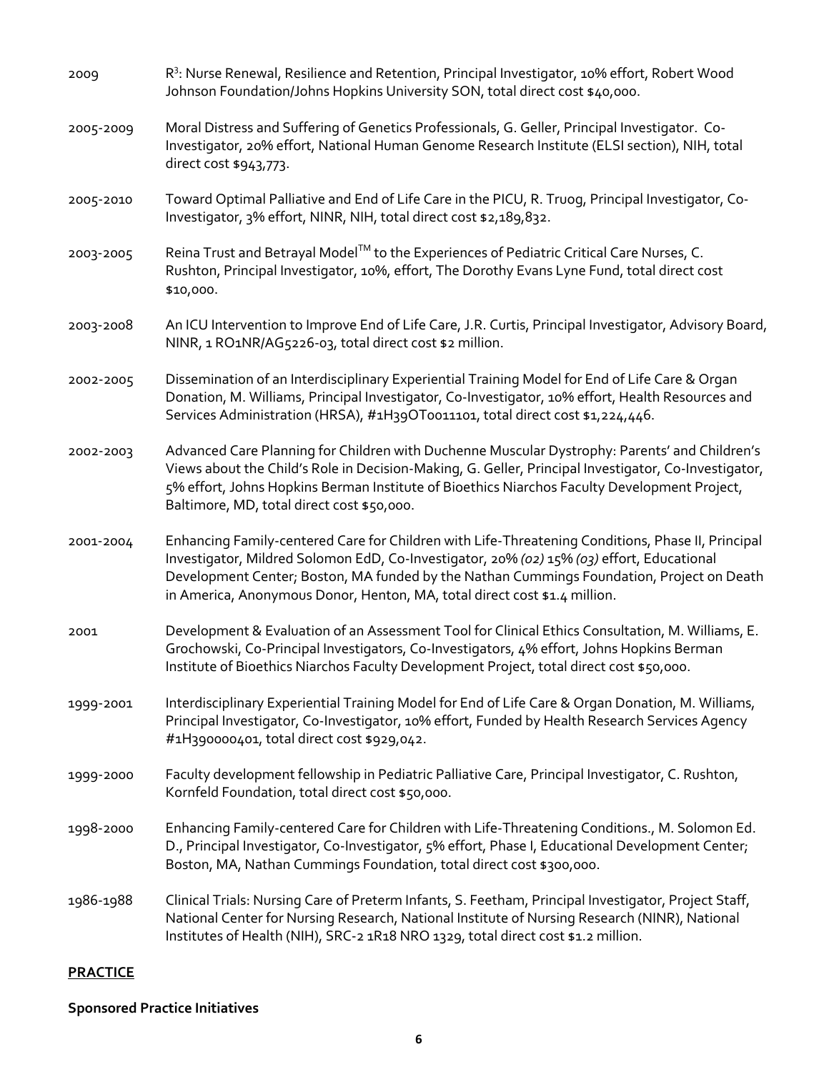2009 R$^3$: Nurse Renewal, Resilience and Retention, Principal Investigator, 10% effort, Robert Wood Johnson Foundation/Johns Hopkins University SON, total direct cost $40,000.

2005-2009 Moral Distress and Suffering of Genetics Professionals, G. Geller, Principal Investigator. Co-Investigator, 20% effort, National Human Genome Research Institute (ELSI section), NIH, total direct cost $943,773.

2005-2010 Toward Optimal Palliative and End of Life Care in the PICU, R. Truog, Principal Investigator, Co-Investigator, 3% effort, NINR, NIH, total direct cost $2,189,832.

2003-2005 Reina Trust and Betrayal Model™ to the Experiences of Pediatric Critical Care Nurses, C. Rushton, Principal Investigator, 10%, effort, The Dorothy Evans Lyne Fund, total direct cost $10,000.

2003-2008 An ICU Intervention to Improve End of Life Care, J.R. Curtis, Principal Investigator, Advisory Board, NINR, 1 RO1NR/AG5226-03, total direct cost $2 million.

2002-2005 Dissemination of an Interdisciplinary Experiential Training Model for End of Life Care & Organ Donation, M. Williams, Principal Investigator, Co-Investigator, 10% effort, Health Resources and Services Administration (HRSA), #1H39OT0011101, total direct cost $1,224,446.

2002-2003 Advanced Care Planning for Children with Duchenne Muscular Dystrophy: Parents' and Children's Views about the Child's Role in Decision-Making, G. Geller, Principal Investigator, Co-Investigator, 5% effort, Johns Hopkins Berman Institute of Bioethics Niarchos Faculty Development Project, Baltimore, MD, total direct cost $50,000.

2001-2004 Enhancing Family-centered Care for Children with Life-Threatening Conditions, Phase II, Principal Investigator, Mildred Solomon EdD, Co-Investigator, 20% *(02)* 15% *(03)* effort, Educational Development Center; Boston, MA funded by the Nathan Cummings Foundation, Project on Death in America, Anonymous Donor, Henton, MA, total direct cost $1.4 million.

2001 Development & Evaluation of an Assessment Tool for Clinical Ethics Consultation, M. Williams, E. Grochowski, Co-Principal Investigators, Co-Investigators, 4% effort, Johns Hopkins Berman Institute of Bioethics Niarchos Faculty Development Project, total direct cost $50,000.

1999-2001 Interdisciplinary Experiential Training Model for End of Life Care & Organ Donation, M. Williams, Principal Investigator, Co-Investigator, 10% effort, Funded by Health Research Services Agency #1H390000401, total direct cost $929,042.

1999-2000 Faculty development fellowship in Pediatric Palliative Care, Principal Investigator, C. Rushton, Kornfeld Foundation, total direct cost $50,000.

1998-2000 Enhancing Family-centered Care for Children with Life-Threatening Conditions., M. Solomon Ed. D., Principal Investigator, Co-Investigator, 5% effort, Phase I, Educational Development Center; Boston, MA, Nathan Cummings Foundation, total direct cost $300,000.

1986-1988 Clinical Trials: Nursing Care of Preterm Infants, S. Feetham, Principal Investigator, Project Staff, National Center for Nursing Research, National Institute of Nursing Research (NINR), National Institutes of Health (NIH), SRC-2 1R18 NRO 1329, total direct cost $1.2 million.

## PRACTICE

### Sponsored Practice Initiatives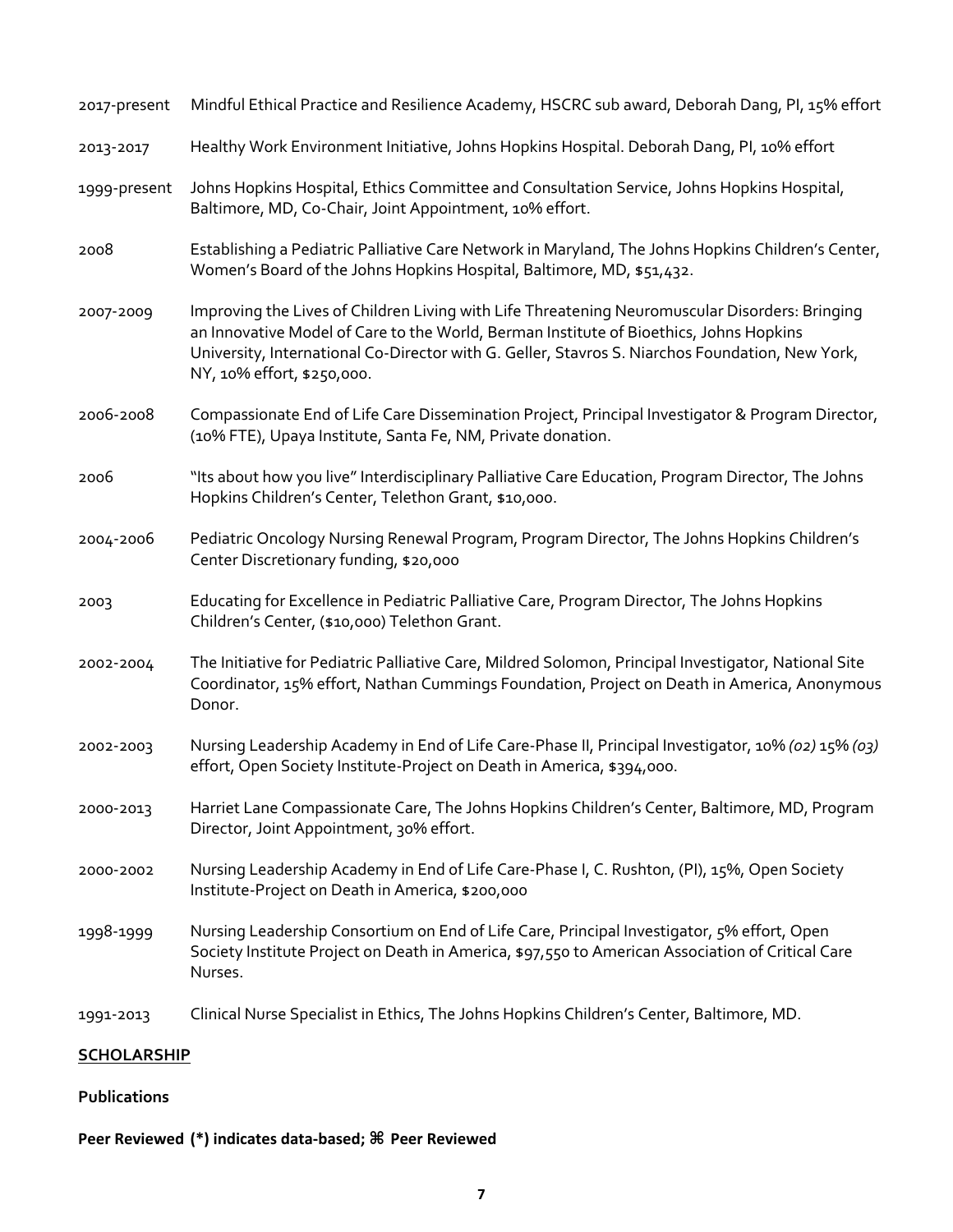2017-present Mindful Ethical Practice and Resilience Academy, HSCRC sub award, Deborah Dang, PI, 15% effort

2013-2017 Healthy Work Environment Initiative, Johns Hopkins Hospital. Deborah Dang, PI, 10% effort

1999-present Johns Hopkins Hospital, Ethics Committee and Consultation Service, Johns Hopkins Hospital, Baltimore, MD, Co-Chair, Joint Appointment, 10% effort.

2008 Establishing a Pediatric Palliative Care Network in Maryland, The Johns Hopkins Children's Center, Women's Board of the Johns Hopkins Hospital, Baltimore, MD, $51,432.

2007-2009 Improving the Lives of Children Living with Life Threatening Neuromuscular Disorders: Bringing an Innovative Model of Care to the World, Berman Institute of Bioethics, Johns Hopkins University, International Co-Director with G. Geller, Stavros S. Niarchos Foundation, New York, NY, 10% effort, $250,000.

2006-2008 Compassionate End of Life Care Dissemination Project, Principal Investigator & Program Director, (10% FTE), Upaya Institute, Santa Fe, NM, Private donation.

2006 "Its about how you live" Interdisciplinary Palliative Care Education, Program Director, The Johns Hopkins Children's Center, Telethon Grant, $10,000.

2004-2006 Pediatric Oncology Nursing Renewal Program, Program Director, The Johns Hopkins Children's Center Discretionary funding, $20,000

2003 Educating for Excellence in Pediatric Palliative Care, Program Director, The Johns Hopkins Children's Center, ($10,000) Telethon Grant.

2002-2004 The Initiative for Pediatric Palliative Care, Mildred Solomon, Principal Investigator, National Site Coordinator, 15% effort, Nathan Cummings Foundation, Project on Death in America, Anonymous Donor.

2002-2003 Nursing Leadership Academy in End of Life Care-Phase II, Principal Investigator, 10% *(02)* 15% *(03)* effort, Open Society Institute-Project on Death in America, $394,000.

2000-2013 Harriet Lane Compassionate Care, The Johns Hopkins Children's Center, Baltimore, MD, Program Director, Joint Appointment, 30% effort.

2000-2002 Nursing Leadership Academy in End of Life Care-Phase I, C. Rushton, (PI), 15%, Open Society Institute-Project on Death in America, $200,000

1998-1999 Nursing Leadership Consortium on End of Life Care, Principal Investigator, 5% effort, Open Society Institute Project on Death in America, $97,550 to American Association of Critical Care Nurses.

1991-2013 Clinical Nurse Specialist in Ethics, The Johns Hopkins Children's Center, Baltimore, MD.

## SCHOLARSHIP

### Publications

**Peer Reviewed (*) indicates data-based; ⌘ Peer Reviewed**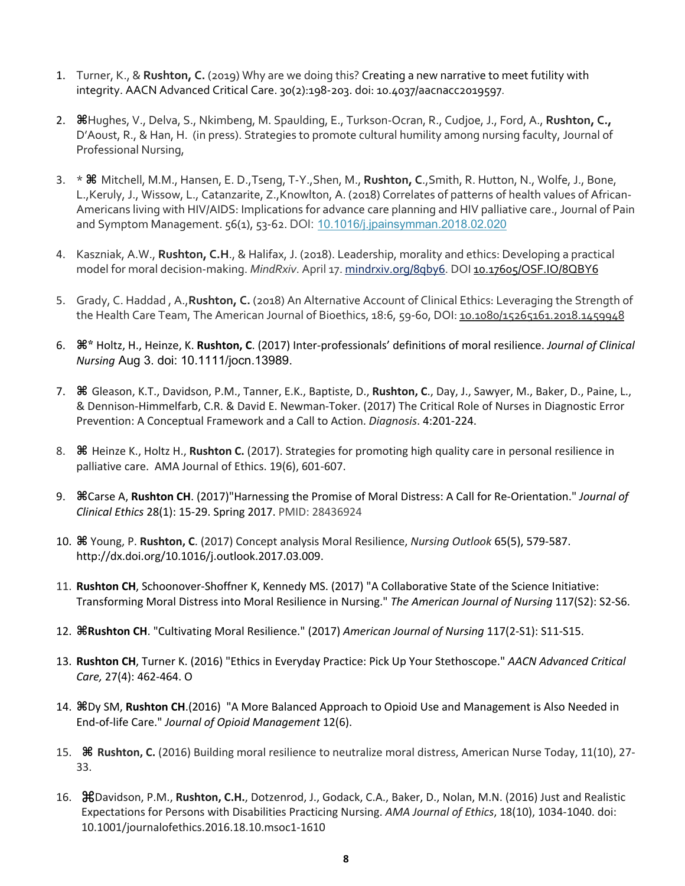1. Turner, K., & **Rushton, C.** (2019) Why are we doing this? Creating a new narrative to meet futility with integrity. AACN Advanced Critical Care. 30(2):198-203. doi: 10.4037/aacnacc2019597.

2. ⌘Hughes, V., Delva, S., Nkimbeng, M. Spaulding, E., Turkson-Ocran, R., Cudjoe, J., Ford, A., **Rushton, C.,** D'Aoust, R., & Han, H. (in press). Strategies to promote cultural humility among nursing faculty, Journal of Professional Nursing,

3. * ⌘ Mitchell, M.M., Hansen, E. D.,Tseng, T-Y.,Shen, M., **Rushton, C**.,Smith, R. Hutton, N., Wolfe, J., Bone, L.,Keruly, J., Wissow, L., Catanzarite, Z.,Knowlton, A. (2018) Correlates of patterns of health values of African-Americans living with HIV/AIDS: Implications for advance care planning and HIV palliative care., Journal of Pain and Symptom Management. 56(1), 53-62. DOI: 10.1016/j.jpainsymman.2018.02.020

4. Kaszniak, A.W., **Rushton, C.H**., & Halifax, J. (2018). Leadership, morality and ethics: Developing a practical model for moral decision-making. *MindRxiv*. April 17. mindrxiv.org/8qby6. DOI 10.17605/OSF.IO/8QBY6

5. Grady, C. Haddad , A.,**Rushton, C.** (2018) An Alternative Account of Clinical Ethics: Leveraging the Strength of the Health Care Team, The American Journal of Bioethics, 18:6, 59-60, DOI: 10.1080/15265161.2018.1459948

6. ⌘* Holtz, H., Heinze, K. **Rushton, C**. (2017) Inter-professionals' definitions of moral resilience. *Journal of Clinical Nursing* Aug 3. doi: 10.1111/jocn.13989.

7. ⌘ Gleason, K.T., Davidson, P.M., Tanner, E.K., Baptiste, D., **Rushton, C**., Day, J., Sawyer, M., Baker, D., Paine, L., & Dennison-Himmelfarb, C.R. & David E. Newman-Toker. (2017) The Critical Role of Nurses in Diagnostic Error Prevention: A Conceptual Framework and a Call to Action. *Diagnosis*. 4:201-224.

8. ⌘ Heinze K., Holtz H., **Rushton C.** (2017). Strategies for promoting high quality care in personal resilience in palliative care. AMA Journal of Ethics. 19(6), 601-607.

9. ⌘Carse A, **Rushton CH**. (2017)"Harnessing the Promise of Moral Distress: A Call for Re-Orientation." *Journal of Clinical Ethics* 28(1): 15-29. Spring 2017. PMID: 28436924

10. ⌘ Young, P. **Rushton, C**. (2017) Concept analysis Moral Resilience, *Nursing Outlook* 65(5), 579-587. http://dx.doi.org/10.1016/j.outlook.2017.03.009.

11. **Rushton CH**, Schoonover-Shoffner K, Kennedy MS. (2017) "A Collaborative State of the Science Initiative: Transforming Moral Distress into Moral Resilience in Nursing." *The American Journal of Nursing* 117(S2): S2-S6.

12. ⌘**Rushton CH**. "Cultivating Moral Resilience." (2017) *American Journal of Nursing* 117(2-S1): S11-S15.

13. **Rushton CH**, Turner K. (2016) "Ethics in Everyday Practice: Pick Up Your Stethoscope." *AACN Advanced Critical Care,* 27(4): 462-464. O

14. ⌘Dy SM, **Rushton CH**.(2016) "A More Balanced Approach to Opioid Use and Management is Also Needed in End-of-life Care." *Journal of Opioid Management* 12(6).

15. ⌘ **Rushton, C.** (2016) Building moral resilience to neutralize moral distress, American Nurse Today, 11(10), 27-33.

16. ⌘Davidson, P.M., **Rushton, C.H.**, Dotzenrod, J., Godack, C.A., Baker, D., Nolan, M.N. (2016) Just and Realistic Expectations for Persons with Disabilities Practicing Nursing. *AMA Journal of Ethics*, 18(10), 1034-1040. doi: 10.1001/journalofethics.2016.18.10.msoc1-1610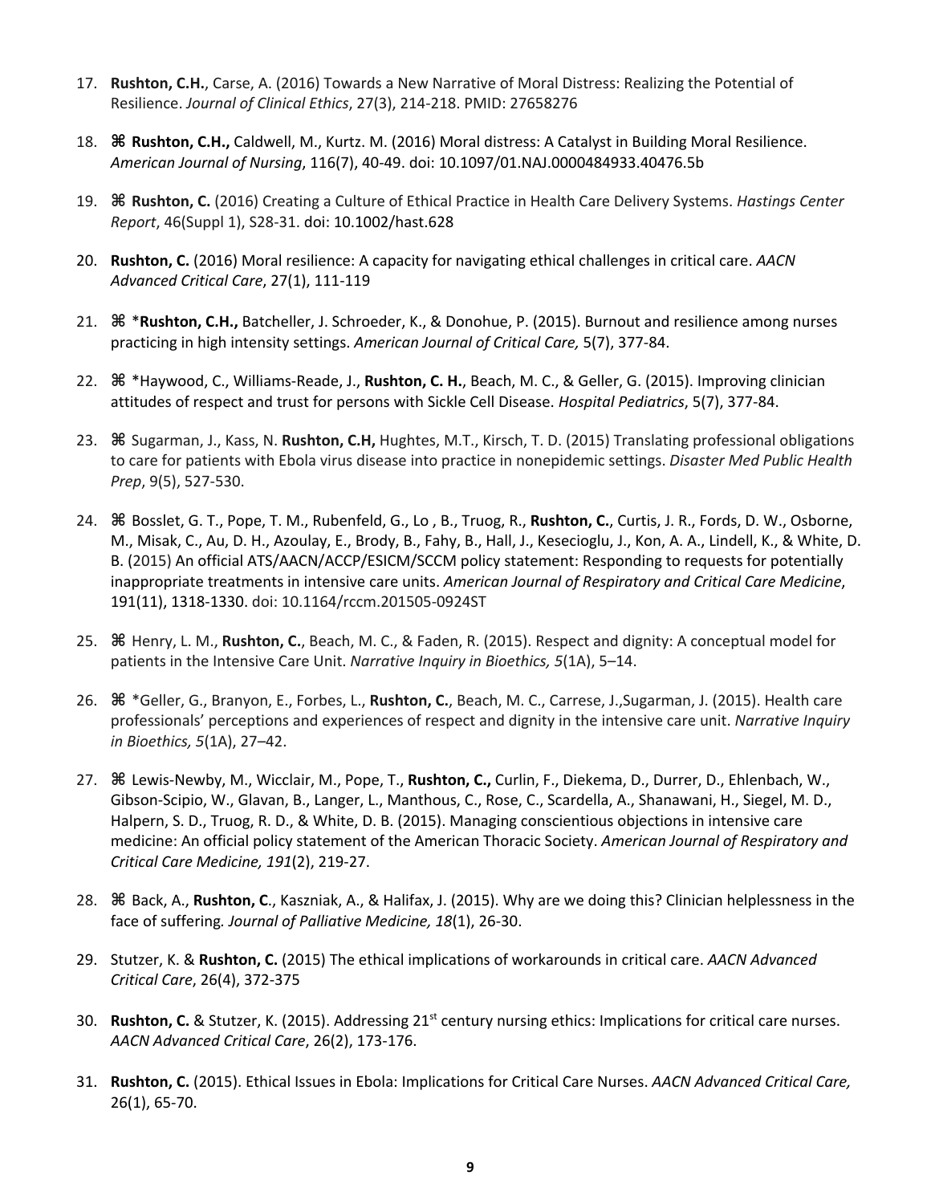17. **Rushton, C.H.**, Carse, A. (2016) Towards a New Narrative of Moral Distress: Realizing the Potential of Resilience. *Journal of Clinical Ethics*, 27(3), 214-218. PMID: 27658276

18. ⌘ **Rushton, C.H.,** Caldwell, M., Kurtz. M. (2016) Moral distress: A Catalyst in Building Moral Resilience. *American Journal of Nursing*, 116(7), 40-49. doi: 10.1097/01.NAJ.0000484933.40476.5b

19. ⌘ **Rushton, C.** (2016) Creating a Culture of Ethical Practice in Health Care Delivery Systems. *Hastings Center Report*, 46(Suppl 1), S28-31. doi: 10.1002/hast.628

20. **Rushton, C.** (2016) Moral resilience: A capacity for navigating ethical challenges in critical care. *AACN Advanced Critical Care*, 27(1), 111-119

21. ⌘ ***Rushton, C.H.,** Batcheller, J. Schroeder, K., & Donohue, P. (2015). Burnout and resilience among nurses practicing in high intensity settings. *American Journal of Critical Care,* 5(7), 377-84.

22. ⌘ *Haywood, C., Williams-Reade, J., **Rushton, C. H.**, Beach, M. C., & Geller, G. (2015). Improving clinician attitudes of respect and trust for persons with Sickle Cell Disease. *Hospital Pediatrics*, 5(7), 377-84.

23. ⌘ Sugarman, J., Kass, N. **Rushton, C.H,** Hughtes, M.T., Kirsch, T. D. (2015) Translating professional obligations to care for patients with Ebola virus disease into practice in nonepidemic settings. *Disaster Med Public Health Prep*, 9(5), 527-530.

24. ⌘ Bosslet, G. T., Pope, T. M., Rubenfeld, G., Lo , B., Truog, R., **Rushton, C.**, Curtis, J. R., Fords, D. W., Osborne, M., Misak, C., Au, D. H., Azoulay, E., Brody, B., Fahy, B., Hall, J., Kesecioglu, J., Kon, A. A., Lindell, K., & White, D. B. (2015) An official ATS/AACN/ACCP/ESICM/SCCM policy statement: Responding to requests for potentially inappropriate treatments in intensive care units. *American Journal of Respiratory and Critical Care Medicine*, 191(11), 1318-1330. doi: 10.1164/rccm.201505-0924ST

25. ⌘ Henry, L. M., **Rushton, C.**, Beach, M. C., & Faden, R. (2015). Respect and dignity: A conceptual model for patients in the Intensive Care Unit. *Narrative Inquiry in Bioethics, 5*(1A), 5–14.

26. ⌘ *Geller, G., Branyon, E., Forbes, L., **Rushton, C.**, Beach, M. C., Carrese, J.,Sugarman, J. (2015). Health care professionals' perceptions and experiences of respect and dignity in the intensive care unit. *Narrative Inquiry in Bioethics, 5*(1A), 27–42.

27. ⌘ Lewis-Newby, M., Wicclair, M., Pope, T., **Rushton, C.,** Curlin, F., Diekema, D., Durrer, D., Ehlenbach, W., Gibson-Scipio, W., Glavan, B., Langer, L., Manthous, C., Rose, C., Scardella, A., Shanawani, H., Siegel, M. D., Halpern, S. D., Truog, R. D., & White, D. B. (2015). Managing conscientious objections in intensive care medicine: An official policy statement of the American Thoracic Society. *American Journal of Respiratory and Critical Care Medicine, 191*(2), 219-27.

28. ⌘ Back, A., **Rushton, C**., Kaszniak, A., & Halifax, J. (2015). Why are we doing this? Clinician helplessness in the face of suffering. *Journal of Palliative Medicine, 18*(1), 26-30.

29. Stutzer, K. & **Rushton, C.** (2015) The ethical implications of workarounds in critical care. *AACN Advanced Critical Care*, 26(4), 372-375

30. **Rushton, C.** & Stutzer, K. (2015). Addressing 21st century nursing ethics: Implications for critical care nurses. *AACN Advanced Critical Care*, 26(2), 173-176.

31. **Rushton, C.** (2015). Ethical Issues in Ebola: Implications for Critical Care Nurses. *AACN Advanced Critical Care,* 26(1), 65-70.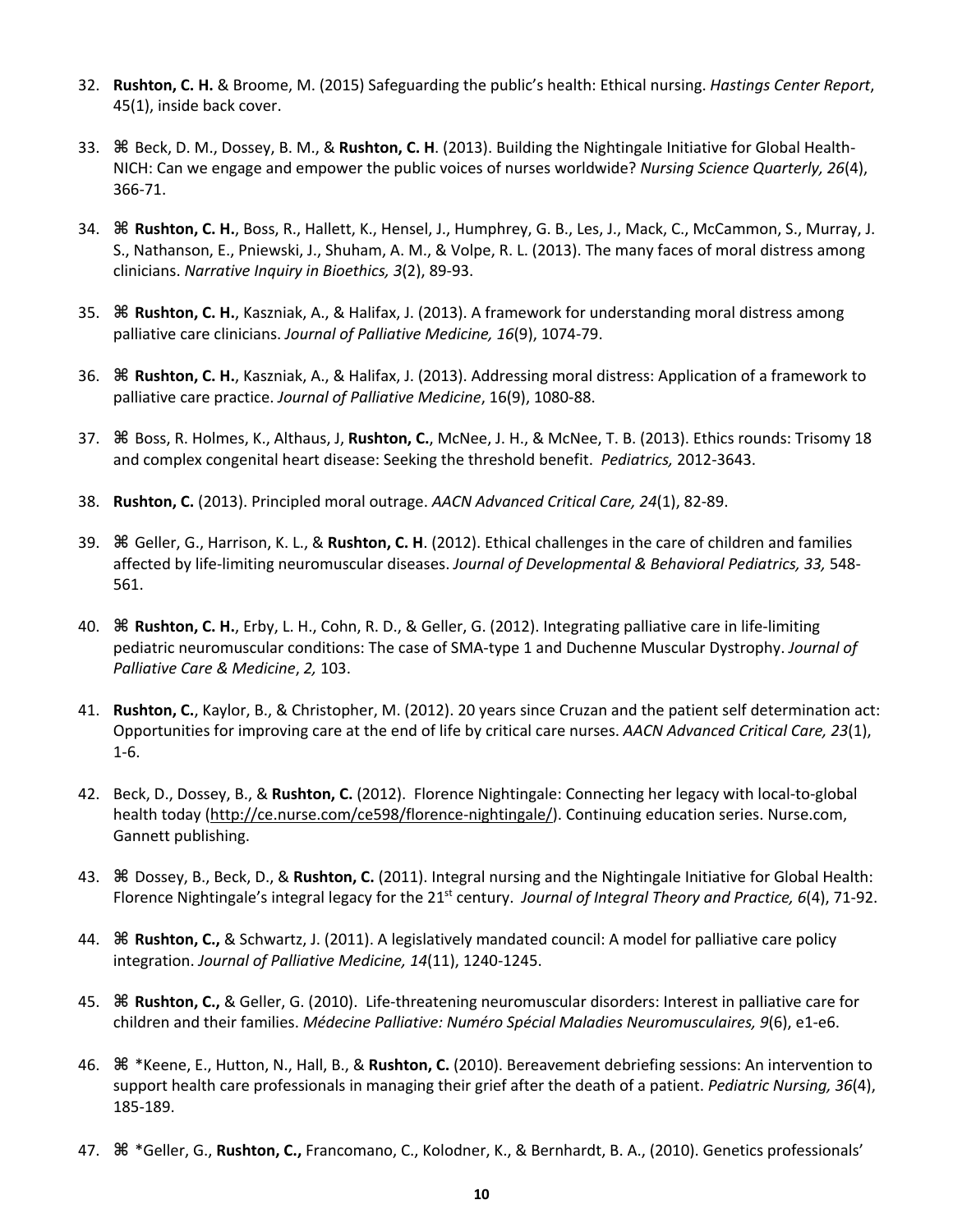32. **Rushton, C. H.** & Broome, M. (2015) Safeguarding the public's health: Ethical nursing. *Hastings Center Report*, 45(1), inside back cover.

33. ⌘ Beck, D. M., Dossey, B. M., & **Rushton, C. H**. (2013). Building the Nightingale Initiative for Global Health-NICH: Can we engage and empower the public voices of nurses worldwide? *Nursing Science Quarterly, 26*(4), 366-71.

34. ⌘ **Rushton, C. H.**, Boss, R., Hallett, K., Hensel, J., Humphrey, G. B., Les, J., Mack, C., McCammon, S., Murray, J. S., Nathanson, E., Pniewski, J., Shuham, A. M., & Volpe, R. L. (2013). The many faces of moral distress among clinicians. *Narrative Inquiry in Bioethics, 3*(2), 89-93.

35. ⌘ **Rushton, C. H.**, Kaszniak, A., & Halifax, J. (2013). A framework for understanding moral distress among palliative care clinicians. *Journal of Palliative Medicine, 16*(9), 1074-79.

36. ⌘ **Rushton, C. H.**, Kaszniak, A., & Halifax, J. (2013). Addressing moral distress: Application of a framework to palliative care practice. *Journal of Palliative Medicine*, 16(9), 1080-88.

37. ⌘ Boss, R. Holmes, K., Althaus, J, **Rushton, C.**, McNee, J. H., & McNee, T. B. (2013). Ethics rounds: Trisomy 18 and complex congenital heart disease: Seeking the threshold benefit. *Pediatrics,* 2012-3643.

38. **Rushton, C.** (2013). Principled moral outrage. *AACN Advanced Critical Care, 24*(1), 82-89.

39. ⌘ Geller, G., Harrison, K. L., & **Rushton, C. H**. (2012). Ethical challenges in the care of children and families affected by life-limiting neuromuscular diseases. *Journal of Developmental & Behavioral Pediatrics, 33,* 548-561.

40. ⌘ **Rushton, C. H.**, Erby, L. H., Cohn, R. D., & Geller, G. (2012). Integrating palliative care in life-limiting pediatric neuromuscular conditions: The case of SMA-type 1 and Duchenne Muscular Dystrophy. *Journal of Palliative Care & Medicine*, *2,* 103.

41. **Rushton, C.**, Kaylor, B., & Christopher, M. (2012). 20 years since Cruzan and the patient self determination act: Opportunities for improving care at the end of life by critical care nurses. *AACN Advanced Critical Care, 23*(1), 1-6.

42. Beck, D., Dossey, B., & **Rushton, C.** (2012). Florence Nightingale: Connecting her legacy with local-to-global health today (http://ce.nurse.com/ce598/florence-nightingale/). Continuing education series. Nurse.com, Gannett publishing.

43. ⌘ Dossey, B., Beck, D., & **Rushton, C.** (2011). Integral nursing and the Nightingale Initiative for Global Health: Florence Nightingale's integral legacy for the 21st century. *Journal of Integral Theory and Practice, 6*(4), 71-92.

44. ⌘ **Rushton, C.,** & Schwartz, J. (2011). A legislatively mandated council: A model for palliative care policy integration. *Journal of Palliative Medicine, 14*(11), 1240-1245.

45. ⌘ **Rushton, C.,** & Geller, G. (2010). Life-threatening neuromuscular disorders: Interest in palliative care for children and their families. *Médecine Palliative: Numéro Spécial Maladies Neuromusculaires, 9*(6), e1-e6.

46. ⌘ *Keene, E., Hutton, N., Hall, B., & **Rushton, C.** (2010). Bereavement debriefing sessions: An intervention to support health care professionals in managing their grief after the death of a patient. *Pediatric Nursing, 36*(4), 185-189.

47. ⌘ *Geller, G., **Rushton, C.,** Francomano, C., Kolodner, K., & Bernhardt, B. A., (2010). Genetics professionals'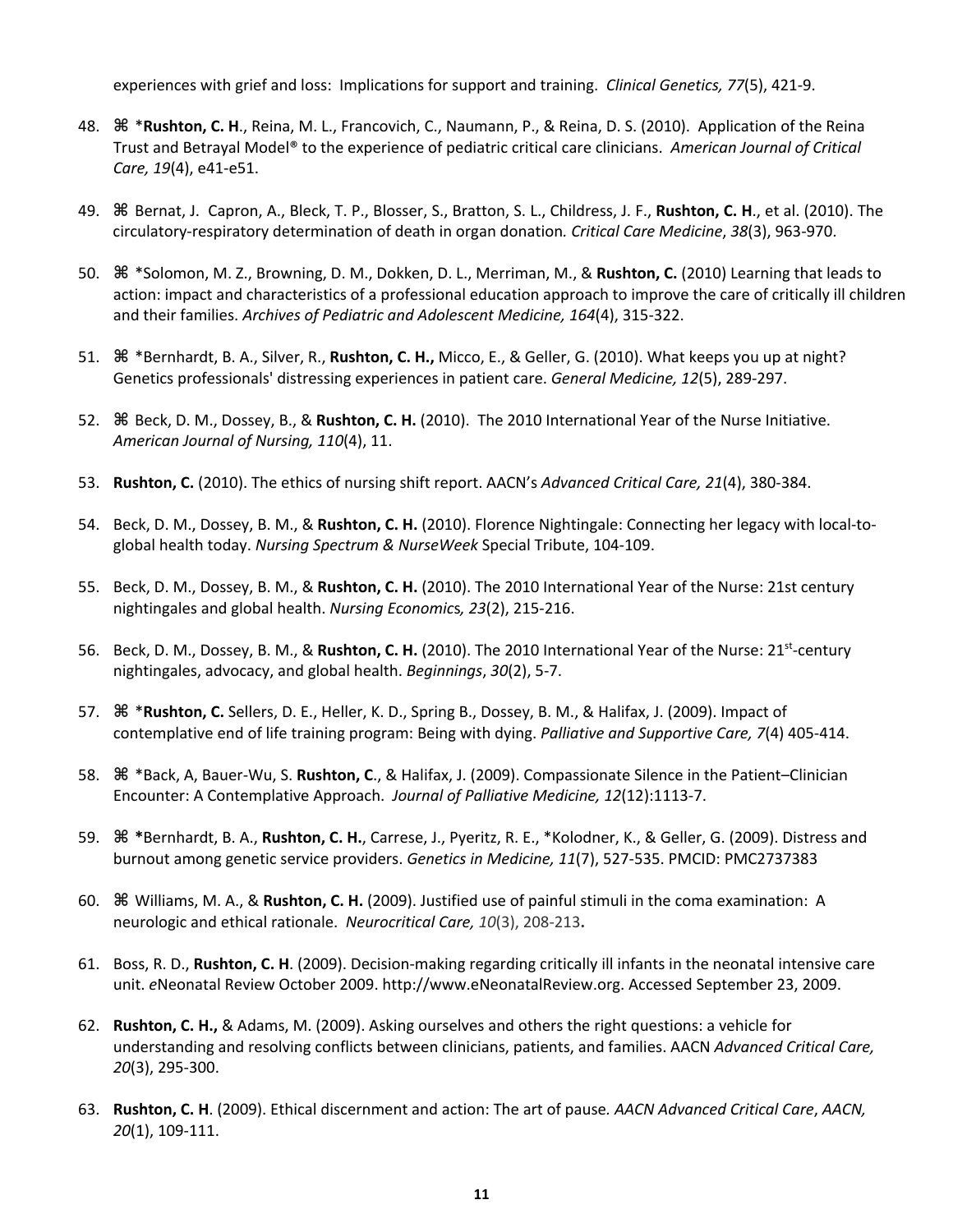experiences with grief and loss: Implications for support and training. *Clinical Genetics, 77*(5), 421-9.

48. ⌘ ***Rushton, C. H**., Reina, M. L., Francovich, C., Naumann, P., & Reina, D. S. (2010). Application of the Reina Trust and Betrayal Model® to the experience of pediatric critical care clinicians. *American Journal of Critical Care, 19*(4), e41-e51.

49. ⌘ Bernat, J. Capron, A., Bleck, T. P., Blosser, S., Bratton, S. L., Childress, J. F., **Rushton, C. H**., et al. (2010). The circulatory-respiratory determination of death in organ donation. *Critical Care Medicine*, *38*(3), 963-970.

50. ⌘ *Solomon, M. Z., Browning, D. M., Dokken, D. L., Merriman, M., & **Rushton, C.** (2010) Learning that leads to action: impact and characteristics of a professional education approach to improve the care of critically ill children and their families. *Archives of Pediatric and Adolescent Medicine, 164*(4), 315-322.

51. ⌘ *Bernhardt, B. A., Silver, R., **Rushton, C. H.,** Micco, E., & Geller, G. (2010). What keeps you up at night? Genetics professionals' distressing experiences in patient care. *General Medicine, 12*(5), 289-297.

52. ⌘ Beck, D. M., Dossey, B., & **Rushton, C. H.** (2010). The 2010 International Year of the Nurse Initiative. *American Journal of Nursing, 110*(4), 11.

53. **Rushton, C.** (2010). The ethics of nursing shift report. AACN's *Advanced Critical Care, 21*(4), 380-384.

54. Beck, D. M., Dossey, B. M., & **Rushton, C. H.** (2010). Florence Nightingale: Connecting her legacy with local-to-global health today. *Nursing Spectrum & NurseWeek* Special Tribute, 104-109.

55. Beck, D. M., Dossey, B. M., & **Rushton, C. H.** (2010). The 2010 International Year of the Nurse: 21st century nightingales and global health. *Nursing Economics, 23*(2), 215-216.

56. Beck, D. M., Dossey, B. M., & **Rushton, C. H.** (2010). The 2010 International Year of the Nurse: 21st-century nightingales, advocacy, and global health. *Beginnings*, *30*(2), 5-7.

57. ⌘ ***Rushton, C.** Sellers, D. E., Heller, K. D., Spring B., Dossey, B. M., & Halifax, J. (2009). Impact of contemplative end of life training program: Being with dying. *Palliative and Supportive Care, 7*(4) 405-414.

58. ⌘ *Back, A, Bauer-Wu, S. **Rushton, C**., & Halifax, J. (2009). Compassionate Silence in the Patient–Clinician Encounter: A Contemplative Approach. *Journal of Palliative Medicine, 12*(12):1113-7.

59. ⌘ ***Bernhardt, B. A., **Rushton, C. H.**, Carrese, J., Pyeritz, R. E., *Kolodner, K., & Geller, G. (2009). Distress and burnout among genetic service providers. *Genetics in Medicine, 11*(7), 527-535. PMCID: PMC2737383

60. ⌘ Williams, M. A., & **Rushton, C. H.** (2009). Justified use of painful stimuli in the coma examination: A neurologic and ethical rationale. *Neurocritical Care, 10*(3), 208-213**.**

61. Boss, R. D., **Rushton, C. H**. (2009). Decision-making regarding critically ill infants in the neonatal intensive care unit. *e*Neonatal Review October 2009. http://www.eNeonatalReview.org. Accessed September 23, 2009.

62. **Rushton, C. H.,** & Adams, M. (2009). Asking ourselves and others the right questions: a vehicle for understanding and resolving conflicts between clinicians, patients, and families. AACN *Advanced Critical Care, 20*(3), 295-300.

63. **Rushton, C. H**. (2009). Ethical discernment and action: The art of pause. *AACN Advanced Critical Care*, *AACN, 20*(1), 109-111.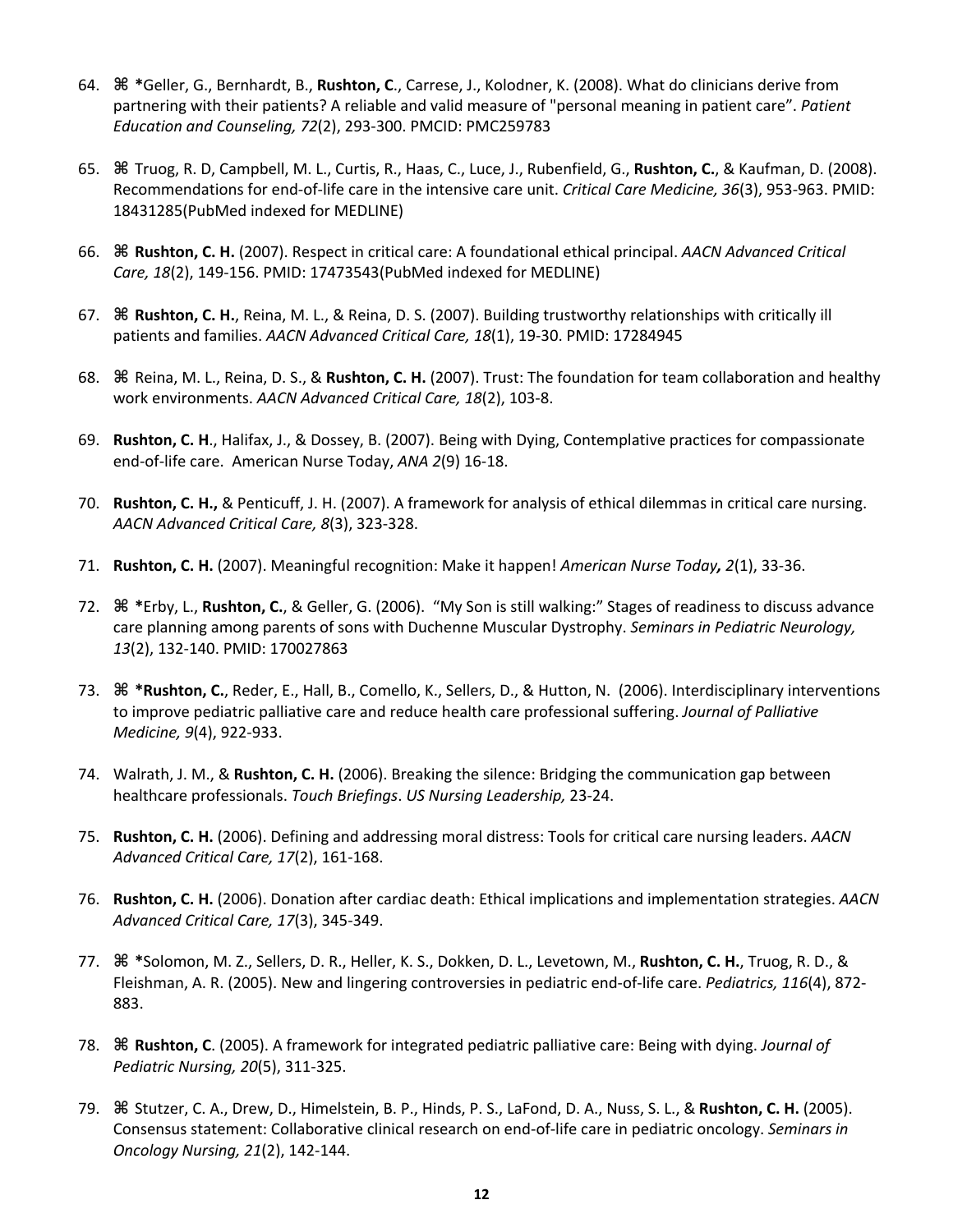64. ⌘ *Geller, G., Bernhardt, B., **Rushton, C**., Carrese, J., Kolodner, K. (2008). What do clinicians derive from partnering with their patients? A reliable and valid measure of "personal meaning in patient care". *Patient Education and Counseling, 72*(2), 293-300. PMCID: PMC259783

65. ⌘ Truog, R. D, Campbell, M. L., Curtis, R., Haas, C., Luce, J., Rubenfield, G., **Rushton, C.**, & Kaufman, D. (2008). Recommendations for end-of-life care in the intensive care unit. *Critical Care Medicine, 36*(3), 953-963. PMID: 18431285(PubMed indexed for MEDLINE)

66. ⌘ **Rushton, C. H.** (2007). Respect in critical care: A foundational ethical principal. *AACN Advanced Critical Care, 18*(2), 149-156. PMID: 17473543(PubMed indexed for MEDLINE)

67. ⌘ **Rushton, C. H.**, Reina, M. L., & Reina, D. S. (2007). Building trustworthy relationships with critically ill patients and families. *AACN Advanced Critical Care, 18*(1), 19-30. PMID: 17284945

68. ⌘ Reina, M. L., Reina, D. S., & **Rushton, C. H.** (2007). Trust: The foundation for team collaboration and healthy work environments. *AACN Advanced Critical Care, 18*(2), 103-8.

69. **Rushton, C. H**., Halifax, J., & Dossey, B. (2007). Being with Dying, Contemplative practices for compassionate end-of-life care. American Nurse Today, *ANA 2*(9) 16-18.

70. **Rushton, C. H.,** & Penticuff, J. H. (2007). A framework for analysis of ethical dilemmas in critical care nursing. *AACN Advanced Critical Care, 8*(3), 323-328.

71. **Rushton, C. H.** (2007). Meaningful recognition: Make it happen! *American Nurse Today**,** 2*(1), 33-36.

72. ⌘ *Erby, L., **Rushton, C.**, & Geller, G. (2006). "My Son is still walking:" Stages of readiness to discuss advance care planning among parents of sons with Duchenne Muscular Dystrophy. *Seminars in Pediatric Neurology, 13*(2), 132-140. PMID: 170027863

73. ⌘ ***Rushton, C.**, Reder, E., Hall, B., Comello, K., Sellers, D., & Hutton, N. (2006). Interdisciplinary interventions to improve pediatric palliative care and reduce health care professional suffering. *Journal of Palliative Medicine, 9*(4), 922-933.

74. Walrath, J. M., & **Rushton, C. H.** (2006). Breaking the silence: Bridging the communication gap between healthcare professionals. *Touch Briefings*. *US Nursing Leadership,* 23-24.

75. **Rushton, C. H.** (2006). Defining and addressing moral distress: Tools for critical care nursing leaders. *AACN Advanced Critical Care, 17*(2), 161-168.

76. **Rushton, C. H.** (2006). Donation after cardiac death: Ethical implications and implementation strategies. *AACN Advanced Critical Care, 17*(3), 345-349.

77. ⌘ *Solomon, M. Z., Sellers, D. R., Heller, K. S., Dokken, D. L., Levetown, M., **Rushton, C. H.**, Truog, R. D., & Fleishman, A. R. (2005). New and lingering controversies in pediatric end-of-life care. *Pediatrics, 116*(4), 872-883.

78. ⌘ **Rushton, C**. (2005). A framework for integrated pediatric palliative care: Being with dying. *Journal of Pediatric Nursing, 20*(5), 311-325.

79. ⌘ Stutzer, C. A., Drew, D., Himelstein, B. P., Hinds, P. S., LaFond, D. A., Nuss, S. L., & **Rushton, C. H.** (2005). Consensus statement: Collaborative clinical research on end-of-life care in pediatric oncology. *Seminars in Oncology Nursing, 21*(2), 142-144.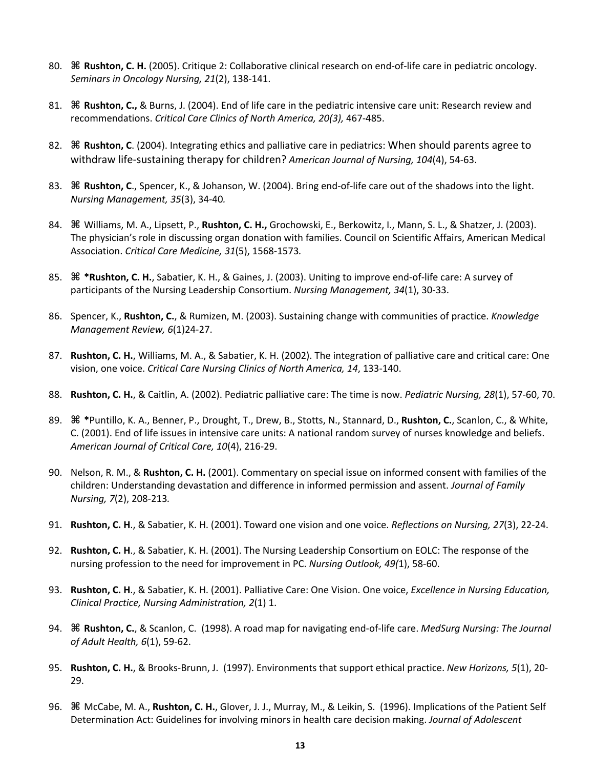80. ⌘ **Rushton, C. H.** (2005). Critique 2: Collaborative clinical research on end-of-life care in pediatric oncology. *Seminars in Oncology Nursing, 21*(2), 138-141.

81. ⌘ **Rushton, C.,** & Burns, J. (2004). End of life care in the pediatric intensive care unit: Research review and recommendations. *Critical Care Clinics of North America, 20(3),* 467-485.

82. ⌘ **Rushton, C**. (2004). Integrating ethics and palliative care in pediatrics: When should parents agree to withdraw life-sustaining therapy for children? *American Journal of Nursing, 104*(4), 54-63.

83. ⌘ **Rushton, C**., Spencer, K., & Johanson, W. (2004). Bring end-of-life care out of the shadows into the light. *Nursing Management, 35*(3), 34-40.

84. ⌘ Williams, M. A., Lipsett, P., **Rushton, C. H.,** Grochowski, E., Berkowitz, I., Mann, S. L., & Shatzer, J. (2003). The physician's role in discussing organ donation with families. Council on Scientific Affairs, American Medical Association. *Critical Care Medicine, 31*(5), 1568-1573.

85. ⌘ ***Rushton, C. H.**, Sabatier, K. H., & Gaines, J. (2003). Uniting to improve end-of-life care: A survey of participants of the Nursing Leadership Consortium. *Nursing Management, 34*(1), 30-33.

86. Spencer, K., **Rushton, C.**, & Rumizen, M. (2003). Sustaining change with communities of practice. *Knowledge Management Review, 6*(1)24-27.

87. **Rushton, C. H.**, Williams, M. A., & Sabatier, K. H. (2002). The integration of palliative care and critical care: One vision, one voice. *Critical Care Nursing Clinics of North America, 14*, 133-140.

88. **Rushton, C. H.**, & Caitlin, A. (2002). Pediatric palliative care: The time is now. *Pediatric Nursing, 28*(1), 57-60, 70.

89. ⌘ *Puntillo, K. A., Benner, P., Drought, T., Drew, B., Stotts, N., Stannard, D., **Rushton, C.**, Scanlon, C., & White, C. (2001). End of life issues in intensive care units: A national random survey of nurses knowledge and beliefs. *American Journal of Critical Care, 10*(4), 216-29.

90. Nelson, R. M., & **Rushton, C. H.** (2001). Commentary on special issue on informed consent with families of the children: Understanding devastation and difference in informed permission and assent. *Journal of Family Nursing, 7*(2), 208-213.

91. **Rushton, C. H**., & Sabatier, K. H. (2001). Toward one vision and one voice. *Reflections on Nursing, 27*(3), 22-24.

92. **Rushton, C. H**., & Sabatier, K. H. (2001). The Nursing Leadership Consortium on EOLC: The response of the nursing profession to the need for improvement in PC. *Nursing Outlook, 49(*1), 58-60.

93. **Rushton, C. H**., & Sabatier, K. H. (2001). Palliative Care: One Vision. One voice, *Excellence in Nursing Education, Clinical Practice, Nursing Administration, 2*(1) 1.

94. ⌘ **Rushton, C.**, & Scanlon, C. (1998). A road map for navigating end-of-life care. *MedSurg Nursing: The Journal of Adult Health, 6*(1), 59-62.

95. **Rushton, C. H.**, & Brooks-Brunn, J. (1997). Environments that support ethical practice. *New Horizons, 5*(1), 20-29.

96. ⌘ McCabe, M. A., **Rushton, C. H.**, Glover, J. J., Murray, M., & Leikin, S. (1996). Implications of the Patient Self Determination Act: Guidelines for involving minors in health care decision making. *Journal of Adolescent*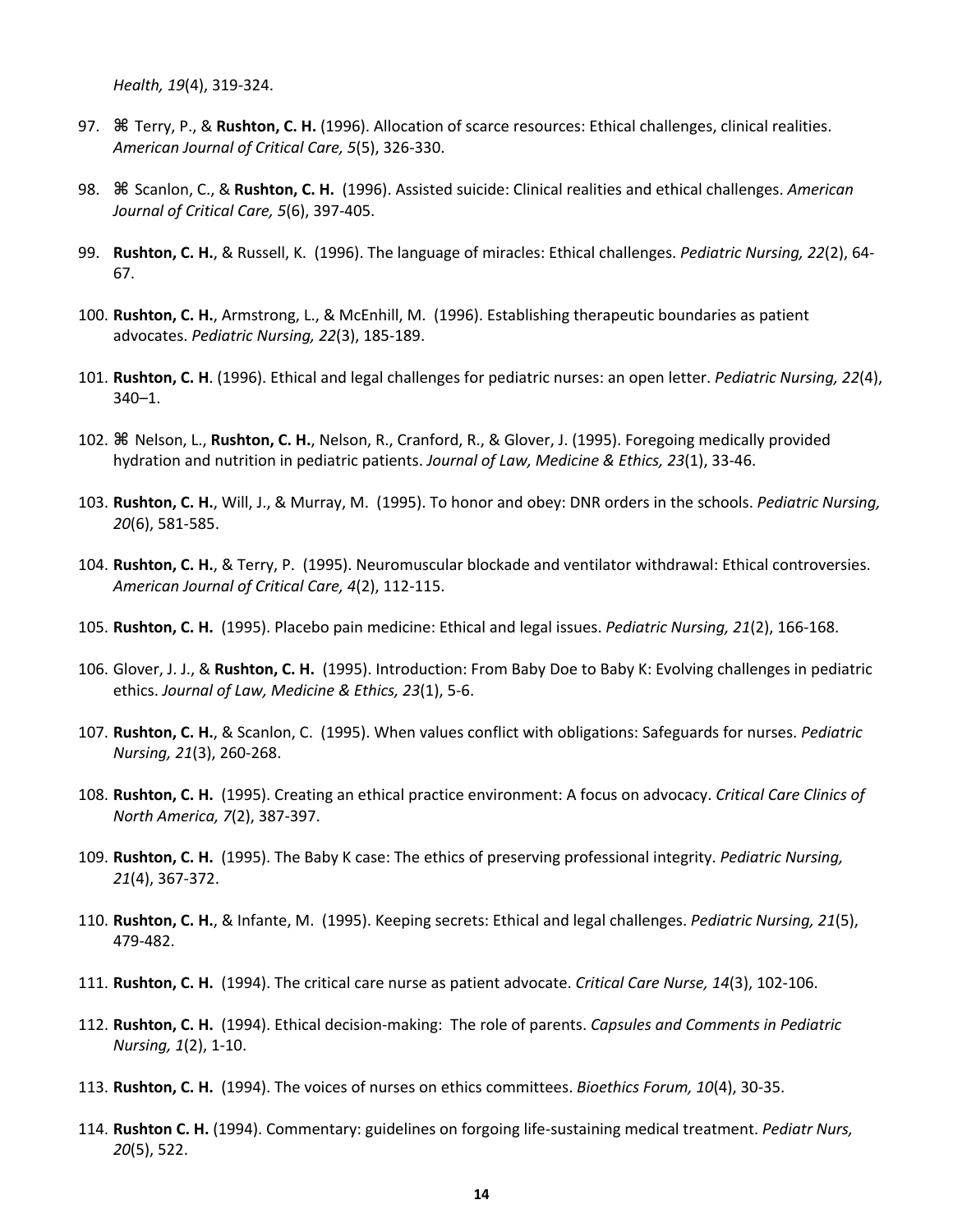*Health, 19*(4), 319-324.

97. ⌘ Terry, P., & **Rushton, C. H.** (1996). Allocation of scarce resources: Ethical challenges, clinical realities. *American Journal of Critical Care, 5*(5), 326-330.

98. ⌘ Scanlon, C., & **Rushton, C. H.** (1996). Assisted suicide: Clinical realities and ethical challenges. *American Journal of Critical Care, 5*(6), 397-405.

99. **Rushton, C. H.**, & Russell, K. (1996). The language of miracles: Ethical challenges. *Pediatric Nursing, 22*(2), 64-67.

100. **Rushton, C. H.**, Armstrong, L., & McEnhill, M. (1996). Establishing therapeutic boundaries as patient advocates. *Pediatric Nursing, 22*(3), 185-189.

101. **Rushton, C. H**. (1996). Ethical and legal challenges for pediatric nurses: an open letter. *Pediatric Nursing, 22*(4), 340–1.

102. ⌘ Nelson, L., **Rushton, C. H.**, Nelson, R., Cranford, R., & Glover, J. (1995). Foregoing medically provided hydration and nutrition in pediatric patients. *Journal of Law, Medicine & Ethics, 23*(1), 33-46.

103. **Rushton, C. H.**, Will, J., & Murray, M. (1995). To honor and obey: DNR orders in the schools. *Pediatric Nursing, 20*(6), 581-585.

104. **Rushton, C. H.**, & Terry, P. (1995). Neuromuscular blockade and ventilator withdrawal: Ethical controversies. *American Journal of Critical Care, 4*(2), 112-115.

105. **Rushton, C. H.** (1995). Placebo pain medicine: Ethical and legal issues. *Pediatric Nursing, 21*(2), 166-168.

106. Glover, J. J., & **Rushton, C. H.** (1995). Introduction: From Baby Doe to Baby K: Evolving challenges in pediatric ethics. *Journal of Law, Medicine & Ethics, 23*(1), 5-6.

107. **Rushton, C. H.**, & Scanlon, C. (1995). When values conflict with obligations: Safeguards for nurses. *Pediatric Nursing, 21*(3), 260-268.

108. **Rushton, C. H.** (1995). Creating an ethical practice environment: A focus on advocacy. *Critical Care Clinics of North America, 7*(2), 387-397.

109. **Rushton, C. H.** (1995). The Baby K case: The ethics of preserving professional integrity. *Pediatric Nursing, 21*(4), 367-372.

110. **Rushton, C. H.**, & Infante, M. (1995). Keeping secrets: Ethical and legal challenges. *Pediatric Nursing, 21*(5), 479-482.

111. **Rushton, C. H.** (1994). The critical care nurse as patient advocate. *Critical Care Nurse, 14*(3), 102-106.

112. **Rushton, C. H.** (1994). Ethical decision-making: The role of parents. *Capsules and Comments in Pediatric Nursing, 1*(2), 1-10.

113. **Rushton, C. H.** (1994). The voices of nurses on ethics committees. *Bioethics Forum, 10*(4), 30-35.

114. **Rushton C. H.** (1994). Commentary: guidelines on forgoing life-sustaining medical treatment. *Pediatr Nurs, 20*(5), 522.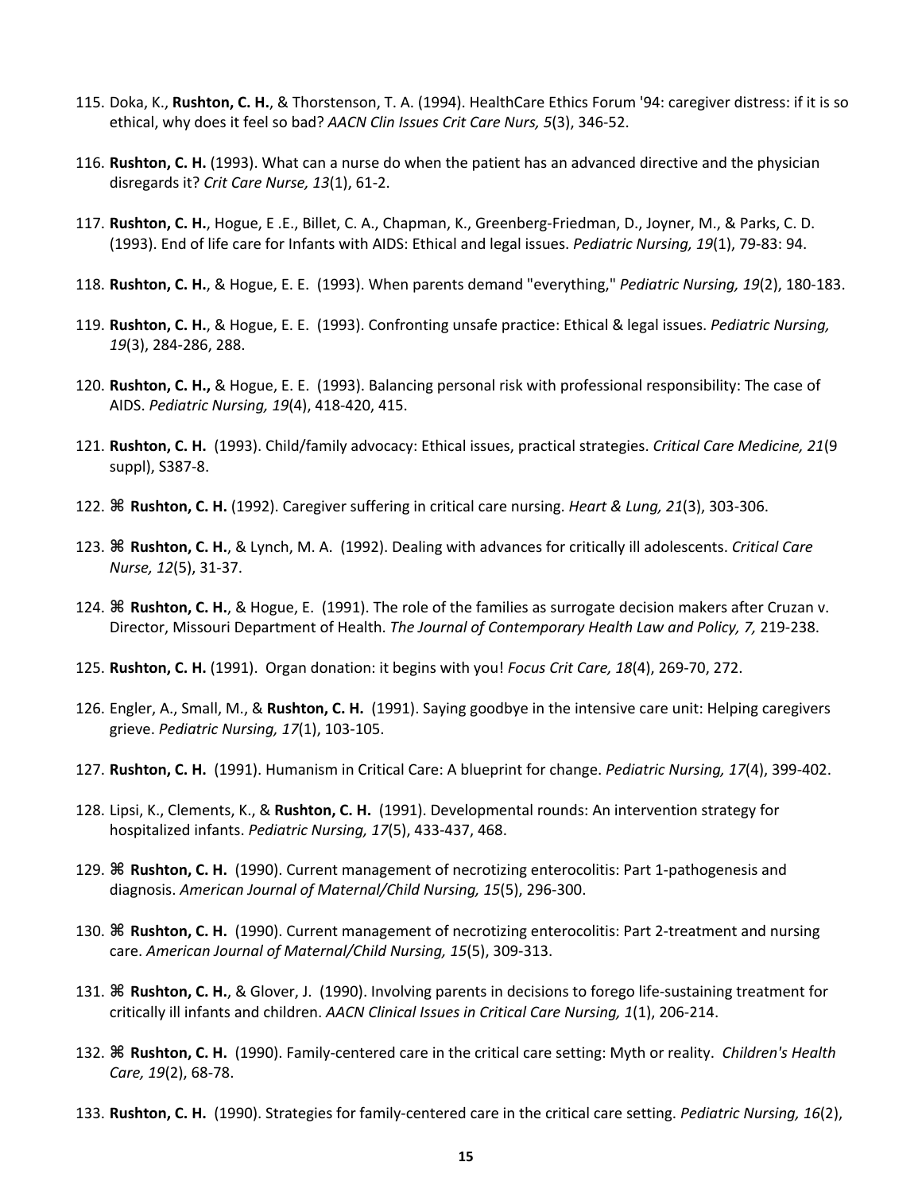115. Doka, K., **Rushton, C. H.**, & Thorstenson, T. A. (1994). HealthCare Ethics Forum '94: caregiver distress: if it is so ethical, why does it feel so bad? *AACN Clin Issues Crit Care Nurs, 5*(3), 346-52.

116. **Rushton, C. H.** (1993). What can a nurse do when the patient has an advanced directive and the physician disregards it? *Crit Care Nurse, 13*(1), 61-2.

117. **Rushton, C. H.**, Hogue, E .E., Billet, C. A., Chapman, K., Greenberg-Friedman, D., Joyner, M., & Parks, C. D. (1993). End of life care for Infants with AIDS: Ethical and legal issues. *Pediatric Nursing, 19*(1), 79-83: 94.

118. **Rushton, C. H.**, & Hogue, E. E. (1993). When parents demand "everything," *Pediatric Nursing, 19*(2), 180-183.

119. **Rushton, C. H.**, & Hogue, E. E. (1993). Confronting unsafe practice: Ethical & legal issues. *Pediatric Nursing, 19*(3), 284-286, 288.

120. **Rushton, C. H.,** & Hogue, E. E. (1993). Balancing personal risk with professional responsibility: The case of AIDS. *Pediatric Nursing, 19*(4), 418-420, 415.

121. **Rushton, C. H.** (1993). Child/family advocacy: Ethical issues, practical strategies. *Critical Care Medicine, 21*(9 suppl), S387-8.

122. ⌘ **Rushton, C. H.** (1992). Caregiver suffering in critical care nursing. *Heart & Lung, 21*(3), 303-306.

123. ⌘ **Rushton, C. H.**, & Lynch, M. A. (1992). Dealing with advances for critically ill adolescents. *Critical Care Nurse, 12*(5), 31-37.

124. ⌘ **Rushton, C. H.**, & Hogue, E. (1991). The role of the families as surrogate decision makers after Cruzan v. Director, Missouri Department of Health. *The Journal of Contemporary Health Law and Policy, 7,* 219-238.

125. **Rushton, C. H.** (1991). Organ donation: it begins with you! *Focus Crit Care, 18*(4), 269-70, 272.

126. Engler, A., Small, M., & **Rushton, C. H.** (1991). Saying goodbye in the intensive care unit: Helping caregivers grieve. *Pediatric Nursing, 17*(1), 103-105.

127. **Rushton, C. H.** (1991). Humanism in Critical Care: A blueprint for change. *Pediatric Nursing, 17*(4), 399-402.

128. Lipsi, K., Clements, K., & **Rushton, C. H.** (1991). Developmental rounds: An intervention strategy for hospitalized infants. *Pediatric Nursing, 17*(5), 433-437, 468.

129. ⌘ **Rushton, C. H.** (1990). Current management of necrotizing enterocolitis: Part 1-pathogenesis and diagnosis. *American Journal of Maternal/Child Nursing, 15*(5), 296-300.

130. ⌘ **Rushton, C. H.** (1990). Current management of necrotizing enterocolitis: Part 2-treatment and nursing care. *American Journal of Maternal/Child Nursing, 15*(5), 309-313.

131. ⌘ **Rushton, C. H.**, & Glover, J. (1990). Involving parents in decisions to forego life-sustaining treatment for critically ill infants and children. *AACN Clinical Issues in Critical Care Nursing, 1*(1), 206-214.

132. ⌘ **Rushton, C. H.** (1990). Family-centered care in the critical care setting: Myth or reality. *Children's Health Care, 19*(2), 68-78.

133. **Rushton, C. H.** (1990). Strategies for family-centered care in the critical care setting. *Pediatric Nursing, 16*(2),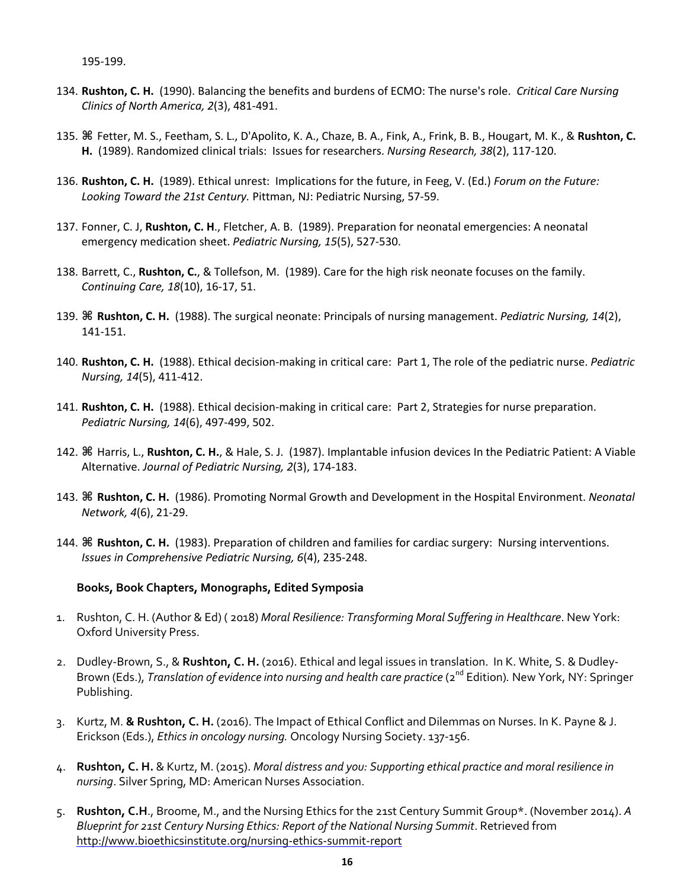195-199.

134. **Rushton, C. H.** (1990). Balancing the benefits and burdens of ECMO: The nurse's role. *Critical Care Nursing Clinics of North America, 2*(3), 481-491.

135. ⌘ Fetter, M. S., Feetham, S. L., D'Apolito, K. A., Chaze, B. A., Fink, A., Frink, B. B., Hougart, M. K., & **Rushton, C. H.** (1989). Randomized clinical trials: Issues for researchers. *Nursing Research, 38*(2), 117-120.

136. **Rushton, C. H.** (1989). Ethical unrest: Implications for the future, in Feeg, V. (Ed.) *Forum on the Future: Looking Toward the 21st Century.* Pittman, NJ: Pediatric Nursing, 57-59.

137. Fonner, C. J, **Rushton, C. H**., Fletcher, A. B. (1989). Preparation for neonatal emergencies: A neonatal emergency medication sheet. *Pediatric Nursing, 15*(5), 527-530.

138. Barrett, C., **Rushton, C.**, & Tollefson, M. (1989). Care for the high risk neonate focuses on the family. *Continuing Care, 18*(10), 16-17, 51.

139. ⌘ **Rushton, C. H.** (1988). The surgical neonate: Principals of nursing management. *Pediatric Nursing, 14*(2), 141-151.

140. **Rushton, C. H.** (1988). Ethical decision-making in critical care: Part 1, The role of the pediatric nurse. *Pediatric Nursing, 14*(5), 411-412.

141. **Rushton, C. H.** (1988). Ethical decision-making in critical care: Part 2, Strategies for nurse preparation. *Pediatric Nursing, 14*(6), 497-499, 502.

142. ⌘ Harris, L., **Rushton, C. H.**, & Hale, S. J. (1987). Implantable infusion devices In the Pediatric Patient: A Viable Alternative. *Journal of Pediatric Nursing, 2*(3), 174-183.

143. ⌘ **Rushton, C. H.** (1986). Promoting Normal Growth and Development in the Hospital Environment. *Neonatal Network, 4*(6), 21-29.

144. ⌘ **Rushton, C. H.** (1983). Preparation of children and families for cardiac surgery: Nursing interventions. *Issues in Comprehensive Pediatric Nursing, 6*(4), 235-248.

### Books, Book Chapters, Monographs, Edited Symposia

1. Rushton, C. H. (Author & Ed) ( 2018) *Moral Resilience: Transforming Moral Suffering in Healthcare*. New York: Oxford University Press.

2. Dudley-Brown, S., & **Rushton, C. H.** (2016). Ethical and legal issues in translation. In K. White, S. & Dudley-Brown (Eds.), *Translation of evidence into nursing and health care practice* (2nd Edition). New York, NY: Springer Publishing.

3. Kurtz, M. **& Rushton, C. H.** (2016). The Impact of Ethical Conflict and Dilemmas on Nurses. In K. Payne & J. Erickson (Eds.), *Ethics in oncology nursing.* Oncology Nursing Society. 137-156.

4. **Rushton, C. H.** & Kurtz, M. (2015). *Moral distress and you: Supporting ethical practice and moral resilience in nursing*. Silver Spring, MD: American Nurses Association.

5. **Rushton, C.H**., Broome, M., and the Nursing Ethics for the 21st Century Summit Group*. (November 2014). *A Blueprint for 21st Century Nursing Ethics: Report of the National Nursing Summit*. Retrieved from http://www.bioethicsinstitute.org/nursing-ethics-summit-report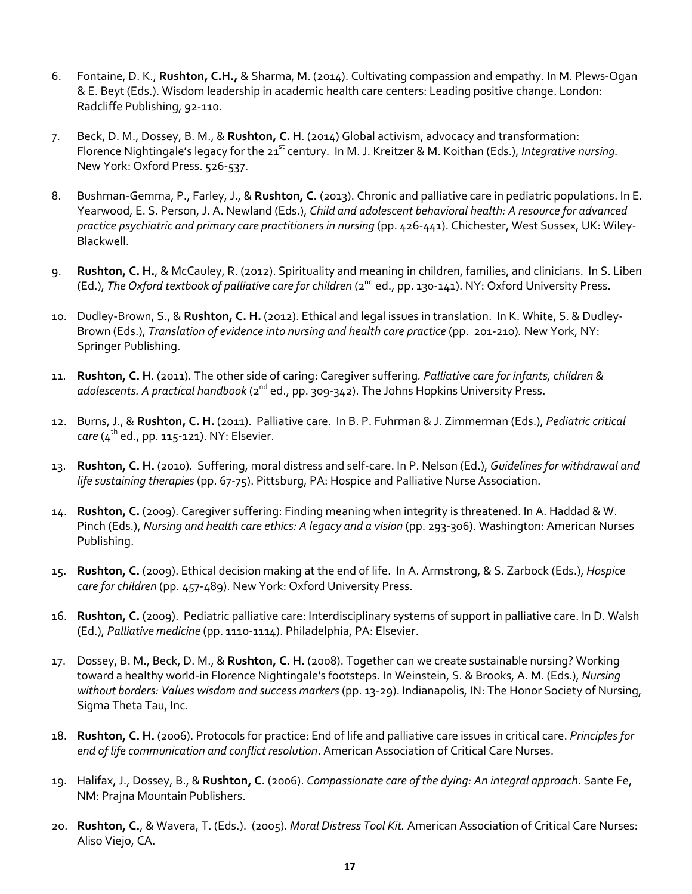6. Fontaine, D. K., **Rushton, C.H.,** & Sharma, M. (2014). Cultivating compassion and empathy. In M. Plews-Ogan & E. Beyt (Eds.). Wisdom leadership in academic health care centers: Leading positive change. London: Radcliffe Publishing, 92-110.

7. Beck, D. M., Dossey, B. M., & **Rushton, C. H**. (2014) Global activism, advocacy and transformation: Florence Nightingale's legacy for the 21st century. In M. J. Kreitzer & M. Koithan (Eds.), *Integrative nursing.* New York: Oxford Press. 526-537.

8. Bushman-Gemma, P., Farley, J., & **Rushton, C.** (2013). Chronic and palliative care in pediatric populations. In E. Yearwood, E. S. Person, J. A. Newland (Eds.), *Child and adolescent behavioral health: A resource for advanced practice psychiatric and primary care practitioners in nursing* (pp. 426-441). Chichester, West Sussex, UK: Wiley-Blackwell.

9. **Rushton, C. H.**, & McCauley, R. (2012). Spirituality and meaning in children, families, and clinicians. In S. Liben (Ed.), *The Oxford textbook of palliative care for children* (2nd ed., pp. 130-141). NY: Oxford University Press.

10. Dudley-Brown, S., & **Rushton, C. H.** (2012). Ethical and legal issues in translation. In K. White, S. & Dudley-Brown (Eds.), *Translation of evidence into nursing and health care practice* (pp. 201-210). New York, NY: Springer Publishing.

11. **Rushton, C. H**. (2011). The other side of caring: Caregiver suffering*. Palliative care for infants, children & adolescents. A practical handbook* (2nd ed., pp. 309-342). The Johns Hopkins University Press.

12. Burns, J., & **Rushton, C. H.** (2011). Palliative care. In B. P. Fuhrman & J. Zimmerman (Eds.), *Pediatric critical care* (4th ed., pp. 115-121). NY: Elsevier.

13. **Rushton, C. H.** (2010). Suffering, moral distress and self-care. In P. Nelson (Ed.), *Guidelines for withdrawal and life sustaining therapies* (pp. 67-75). Pittsburg, PA: Hospice and Palliative Nurse Association.

14. **Rushton, C.** (2009). Caregiver suffering: Finding meaning when integrity is threatened. In A. Haddad & W. Pinch (Eds.), *Nursing and health care ethics: A legacy and a vision* (pp. 293-306). Washington: American Nurses Publishing.

15. **Rushton, C.** (2009). Ethical decision making at the end of life. In A. Armstrong, & S. Zarbock (Eds.), *Hospice care for children* (pp. 457-489). New York: Oxford University Press.

16. **Rushton, C.** (2009). Pediatric palliative care: Interdisciplinary systems of support in palliative care. In D. Walsh (Ed.), *Palliative medicine* (pp. 1110-1114). Philadelphia, PA: Elsevier.

17. Dossey, B. M., Beck, D. M., & **Rushton, C. H.** (2008). Together can we create sustainable nursing? Working toward a healthy world-in Florence Nightingale's footsteps. In Weinstein, S. & Brooks, A. M. (Eds.), *Nursing without borders: Values wisdom and success markers* (pp. 13-29). Indianapolis, IN: The Honor Society of Nursing, Sigma Theta Tau, Inc.

18. **Rushton, C. H.** (2006). Protocols for practice: End of life and palliative care issues in critical care. *Principles for end of life communication and conflict resolution*. American Association of Critical Care Nurses.

19. Halifax, J., Dossey, B., & **Rushton, C.** (2006). *Compassionate care of the dying: An integral approach.* Sante Fe, NM: Prajna Mountain Publishers.

20. **Rushton, C.**, & Wavera, T. (Eds.). (2005). *Moral Distress Tool Kit.* American Association of Critical Care Nurses: Aliso Viejo, CA.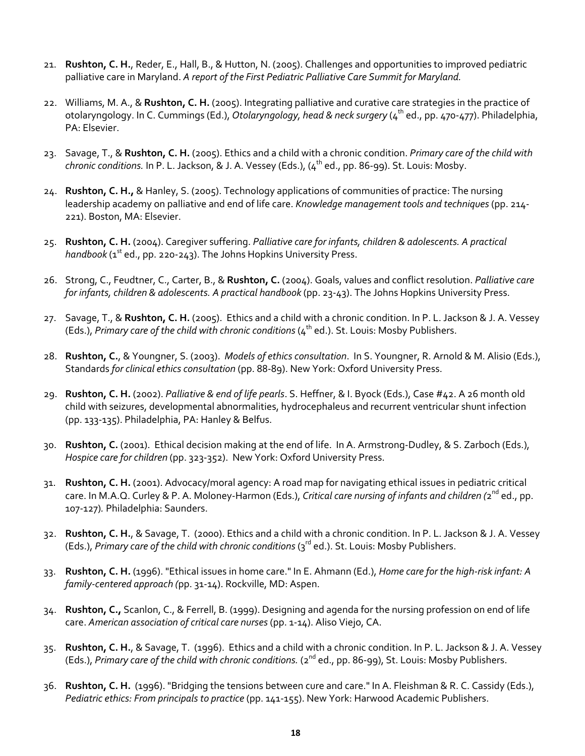21. **Rushton, C. H.**, Reder, E., Hall, B., & Hutton, N. (2005). Challenges and opportunities to improved pediatric palliative care in Maryland. *A report of the First Pediatric Palliative Care Summit for Maryland.*

22. Williams, M. A., & **Rushton, C. H.** (2005). Integrating palliative and curative care strategies in the practice of otolaryngology. In C. Cummings (Ed.), *Otolaryngology, head & neck surgery* (4th ed., pp. 470-477). Philadelphia, PA: Elsevier.

23. Savage, T., & **Rushton, C. H.** (2005). Ethics and a child with a chronic condition. *Primary care of the child with chronic conditions.* In P. L. Jackson, & J. A. Vessey (Eds.), (4th ed., pp. 86-99). St. Louis: Mosby.

24. **Rushton, C. H.,** & Hanley, S. (2005). Technology applications of communities of practice: The nursing leadership academy on palliative and end of life care. *Knowledge management tools and techniques* (pp. 214-221). Boston, MA: Elsevier.

25. **Rushton, C. H.** (2004). Caregiver suffering. *Palliative care for infants, children & adolescents. A practical handbook* (1st ed., pp. 220-243). The Johns Hopkins University Press.

26. Strong, C., Feudtner, C., Carter, B., & **Rushton, C.** (2004). Goals, values and conflict resolution. *Palliative care for infants, children & adolescents. A practical handbook* (pp. 23-43). The Johns Hopkins University Press.

27. Savage, T., & **Rushton, C. H.** (2005). Ethics and a child with a chronic condition. In P. L. Jackson & J. A. Vessey (Eds.), *Primary care of the child with chronic conditions* (4th ed.). St. Louis: Mosby Publishers.

28. **Rushton, C.**, & Youngner, S. (2003). *Models of ethics consultation*. In S. Youngner, R. Arnold & M. Alisio (Eds.), Standards *for clinical ethics consultation* (pp. 88-89). New York: Oxford University Press.

29. **Rushton, C. H.** (2002). *Palliative & end of life pearls*. S. Heffner, & I. Byock (Eds.), Case #42. A 26 month old child with seizures, developmental abnormalities, hydrocephaleus and recurrent ventricular shunt infection (pp. 133-135). Philadelphia, PA: Hanley & Belfus.

30. **Rushton, C.** (2001). Ethical decision making at the end of life. In A. Armstrong-Dudley, & S. Zarboch (Eds.), *Hospice care for children* (pp. 323-352). New York: Oxford University Press.

31. **Rushton, C. H.** (2001). Advocacy/moral agency: A road map for navigating ethical issues in pediatric critical care. In M.A.Q. Curley & P. A. Moloney-Harmon (Eds.), *Critical care nursing of infants and children (*2nd ed., pp. 107-127)*.* Philadelphia: Saunders.

32. **Rushton, C. H.**, & Savage, T. (2000). Ethics and a child with a chronic condition. In P. L. Jackson & J. A. Vessey (Eds.), *Primary care of the child with chronic conditions* (3rd ed.). St. Louis: Mosby Publishers.

33. **Rushton, C. H.** (1996). "Ethical issues in home care." In E. Ahmann (Ed.), *Home care for the high-risk infant: A family-centered approach (*pp. 31-14). Rockville, MD: Aspen.

34. **Rushton, C.,** Scanlon, C., & Ferrell, B. (1999). Designing and agenda for the nursing profession on end of life care. *American association of critical care nurses* (pp. 1-14). Aliso Viejo, CA.

35. **Rushton, C. H.**, & Savage, T. (1996). Ethics and a child with a chronic condition. In P. L. Jackson & J. A. Vessey (Eds.), *Primary care of the child with chronic conditions.* (2nd ed., pp. 86-99), St. Louis: Mosby Publishers.

36. **Rushton, C. H.** (1996). "Bridging the tensions between cure and care." In A. Fleishman & R. C. Cassidy (Eds.), *Pediatric ethics: From principals to practice* (pp. 141-155). New York: Harwood Academic Publishers.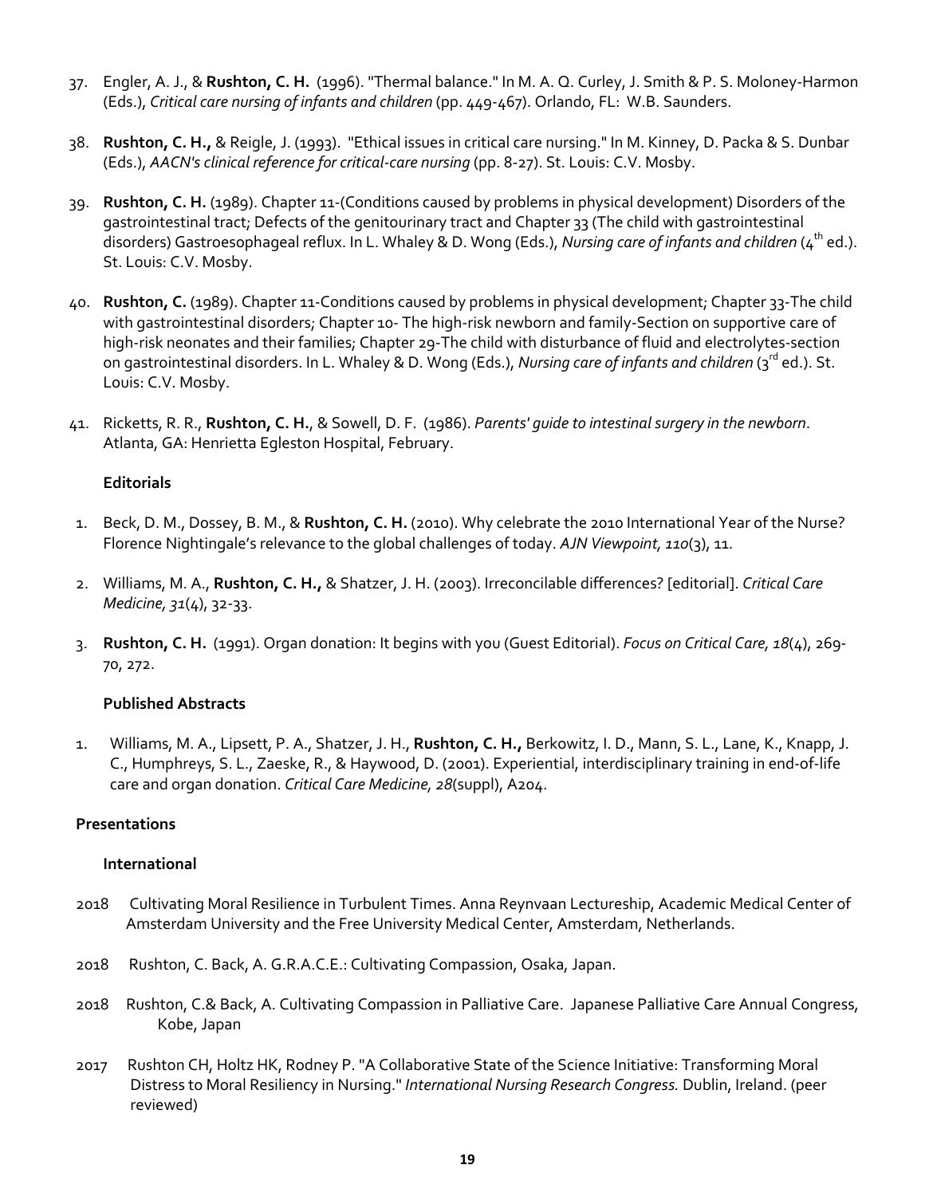37. Engler, A. J., & **Rushton, C. H.** (1996). "Thermal balance." In M. A. Q. Curley, J. Smith & P. S. Moloney-Harmon (Eds.), *Critical care nursing of infants and children* (pp. 449-467). Orlando, FL: W.B. Saunders.

38. **Rushton, C. H.,** & Reigle, J. (1993). "Ethical issues in critical care nursing." In M. Kinney, D. Packa & S. Dunbar (Eds.), *AACN's clinical reference for critical-care nursing* (pp. 8-27). St. Louis: C.V. Mosby.

39. **Rushton, C. H.** (1989). Chapter 11-(Conditions caused by problems in physical development) Disorders of the gastrointestinal tract; Defects of the genitourinary tract and Chapter 33 (The child with gastrointestinal disorders) Gastroesophageal reflux. In L. Whaley & D. Wong (Eds.), *Nursing care of infants and children* (4th ed.). St. Louis: C.V. Mosby.

40. **Rushton, C.** (1989). Chapter 11-Conditions caused by problems in physical development; Chapter 33-The child with gastrointestinal disorders; Chapter 10- The high-risk newborn and family-Section on supportive care of high-risk neonates and their families; Chapter 29-The child with disturbance of fluid and electrolytes-section on gastrointestinal disorders. In L. Whaley & D. Wong (Eds.), *Nursing care of infants and children* (3rd ed.). St. Louis: C.V. Mosby.

41. Ricketts, R. R., **Rushton, C. H.**, & Sowell, D. F. (1986). *Parents' guide to intestinal surgery in the newborn*. Atlanta, GA: Henrietta Egleston Hospital, February.

### Editorials

1. Beck, D. M., Dossey, B. M., & **Rushton, C. H.** (2010). Why celebrate the 2010 International Year of the Nurse? Florence Nightingale's relevance to the global challenges of today. *AJN Viewpoint, 110*(3), 11.

2. Williams, M. A., **Rushton, C. H.,** & Shatzer, J. H. (2003). Irreconcilable differences? [editorial]. *Critical Care Medicine, 31*(4), 32-33.

3. **Rushton, C. H.** (1991). Organ donation: It begins with you (Guest Editorial). *Focus on Critical Care, 18*(4), 269-70, 272.

### Published Abstracts

1. Williams, M. A., Lipsett, P. A., Shatzer, J. H., **Rushton, C. H.,** Berkowitz, I. D., Mann, S. L., Lane, K., Knapp, J. C., Humphreys, S. L., Zaeske, R., & Haywood, D. (2001). Experiential, interdisciplinary training in end-of-life care and organ donation. *Critical Care Medicine, 28*(suppl), A204.

## Presentations

### International

2018 Cultivating Moral Resilience in Turbulent Times. Anna Reynvaan Lectureship, Academic Medical Center of Amsterdam University and the Free University Medical Center, Amsterdam, Netherlands.

2018 Rushton, C. Back, A. G.R.A.C.E.: Cultivating Compassion, Osaka, Japan.

2018 Rushton, C.& Back, A. Cultivating Compassion in Palliative Care. Japanese Palliative Care Annual Congress, Kobe, Japan

2017 Rushton CH, Holtz HK, Rodney P. "A Collaborative State of the Science Initiative: Transforming Moral Distress to Moral Resiliency in Nursing." *International Nursing Research Congress.* Dublin, Ireland. (peer reviewed)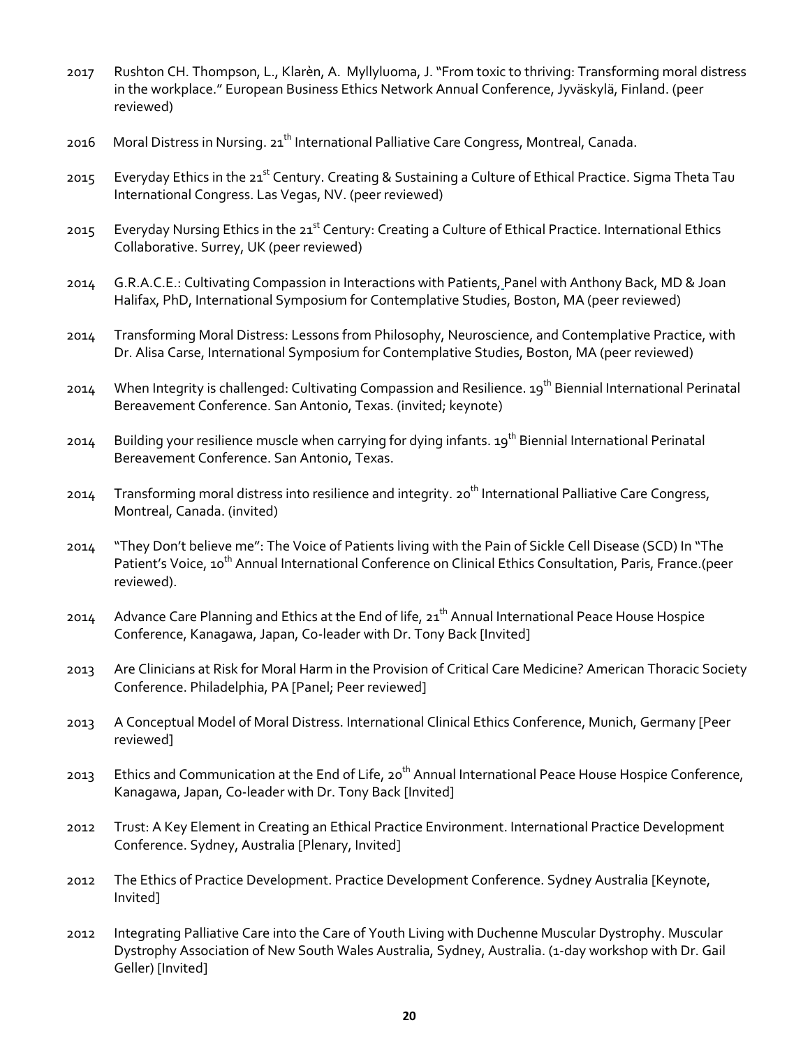2017 Rushton CH. Thompson, L., Klarèn, A. Myllyluoma, J. "From toxic to thriving: Transforming moral distress in the workplace." European Business Ethics Network Annual Conference, Jyväskylä, Finland. (peer reviewed)

2016 Moral Distress in Nursing. 21[th] International Palliative Care Congress, Montreal, Canada.

2015 Everyday Ethics in the 21[st] Century. Creating & Sustaining a Culture of Ethical Practice. Sigma Theta Tau International Congress. Las Vegas, NV. (peer reviewed)

2015 Everyday Nursing Ethics in the 21[st] Century: Creating a Culture of Ethical Practice. International Ethics Collaborative. Surrey, UK (peer reviewed)

2014 G.R.A.C.E.: Cultivating Compassion in Interactions with Patients, Panel with Anthony Back, MD & Joan Halifax, PhD, International Symposium for Contemplative Studies, Boston, MA (peer reviewed)

2014 Transforming Moral Distress: Lessons from Philosophy, Neuroscience, and Contemplative Practice, with Dr. Alisa Carse, International Symposium for Contemplative Studies, Boston, MA (peer reviewed)

2014 When Integrity is challenged: Cultivating Compassion and Resilience. 19[th] Biennial International Perinatal Bereavement Conference. San Antonio, Texas. (invited; keynote)

2014 Building your resilience muscle when carrying for dying infants. 19[th] Biennial International Perinatal Bereavement Conference. San Antonio, Texas.

2014 Transforming moral distress into resilience and integrity. 20[th] International Palliative Care Congress, Montreal, Canada. (invited)

2014 "They Don't believe me": The Voice of Patients living with the Pain of Sickle Cell Disease (SCD) In "The Patient's Voice, 10[th] Annual International Conference on Clinical Ethics Consultation, Paris, France.(peer reviewed).

2014 Advance Care Planning and Ethics at the End of life, 21[th] Annual International Peace House Hospice Conference, Kanagawa, Japan, Co-leader with Dr. Tony Back [Invited]

2013 Are Clinicians at Risk for Moral Harm in the Provision of Critical Care Medicine? American Thoracic Society Conference. Philadelphia, PA [Panel; Peer reviewed]

2013 A Conceptual Model of Moral Distress. International Clinical Ethics Conference, Munich, Germany [Peer reviewed]

2013 Ethics and Communication at the End of Life, 20[th] Annual International Peace House Hospice Conference, Kanagawa, Japan, Co-leader with Dr. Tony Back [Invited]

2012 Trust: A Key Element in Creating an Ethical Practice Environment. International Practice Development Conference. Sydney, Australia [Plenary, Invited]

2012 The Ethics of Practice Development. Practice Development Conference. Sydney Australia [Keynote, Invited]

2012 Integrating Palliative Care into the Care of Youth Living with Duchenne Muscular Dystrophy. Muscular Dystrophy Association of New South Wales Australia, Sydney, Australia. (1-day workshop with Dr. Gail Geller) [Invited]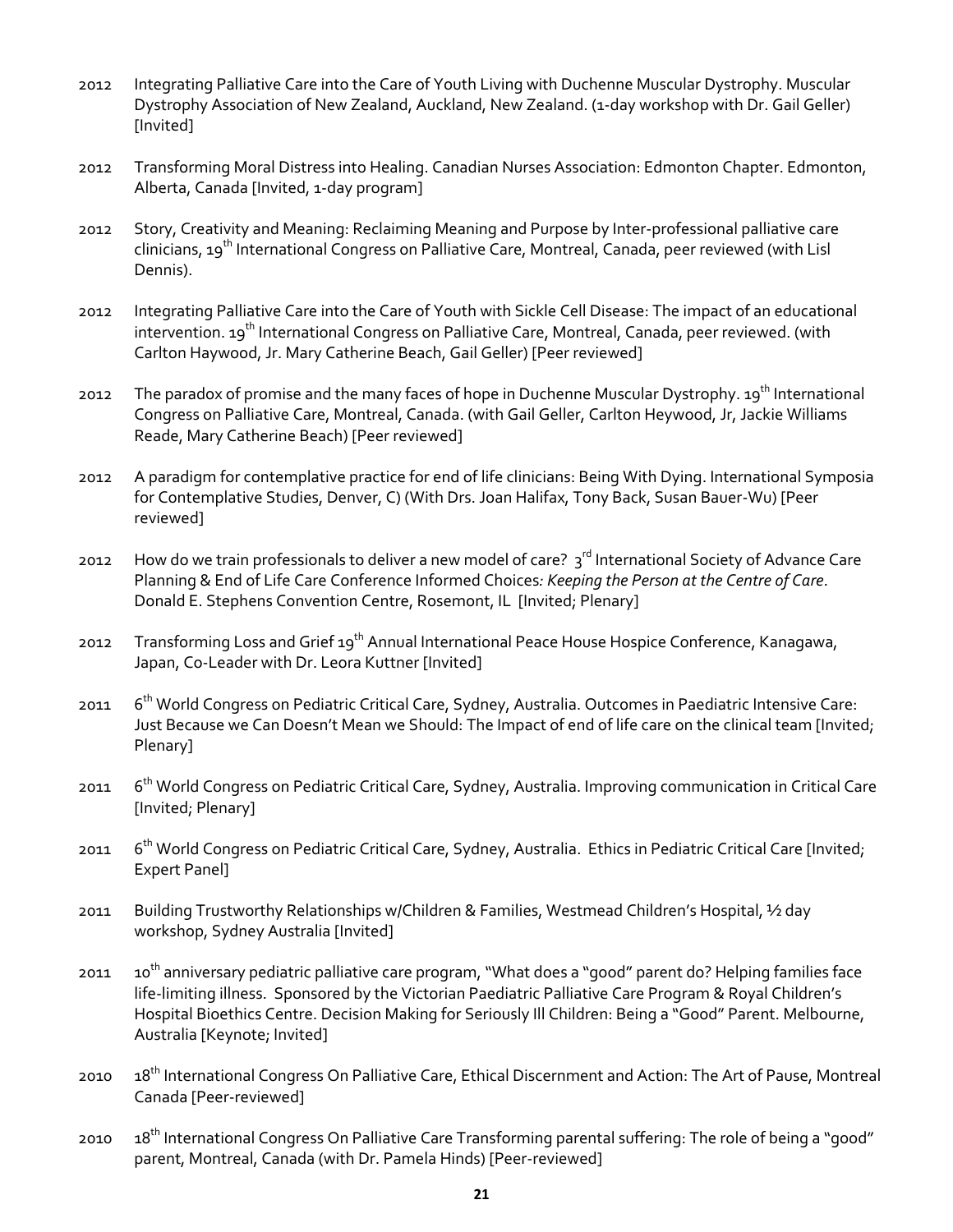2012 Integrating Palliative Care into the Care of Youth Living with Duchenne Muscular Dystrophy. Muscular Dystrophy Association of New Zealand, Auckland, New Zealand. (1-day workshop with Dr. Gail Geller) [Invited]

2012 Transforming Moral Distress into Healing. Canadian Nurses Association: Edmonton Chapter. Edmonton, Alberta, Canada [Invited, 1-day program]

2012 Story, Creativity and Meaning: Reclaiming Meaning and Purpose by Inter-professional palliative care clinicians, 19th International Congress on Palliative Care, Montreal, Canada, peer reviewed (with Lisl Dennis).

2012 Integrating Palliative Care into the Care of Youth with Sickle Cell Disease: The impact of an educational intervention. 19th International Congress on Palliative Care, Montreal, Canada, peer reviewed. (with Carlton Haywood, Jr. Mary Catherine Beach, Gail Geller) [Peer reviewed]

2012 The paradox of promise and the many faces of hope in Duchenne Muscular Dystrophy. 19th International Congress on Palliative Care, Montreal, Canada. (with Gail Geller, Carlton Heywood, Jr, Jackie Williams Reade, Mary Catherine Beach) [Peer reviewed]

2012 A paradigm for contemplative practice for end of life clinicians: Being With Dying. International Symposia for Contemplative Studies, Denver, C) (With Drs. Joan Halifax, Tony Back, Susan Bauer-Wu) [Peer reviewed]

2012 How do we train professionals to deliver a new model of care? 3rd International Society of Advance Care Planning & End of Life Care Conference Informed Choices*: Keeping the Person at the Centre of Care*. Donald E. Stephens Convention Centre, Rosemont, IL [Invited; Plenary]

2012 Transforming Loss and Grief 19th Annual International Peace House Hospice Conference, Kanagawa, Japan, Co-Leader with Dr. Leora Kuttner [Invited]

2011 6th World Congress on Pediatric Critical Care, Sydney, Australia. Outcomes in Paediatric Intensive Care: Just Because we Can Doesn't Mean we Should: The Impact of end of life care on the clinical team [Invited; Plenary]

2011 6th World Congress on Pediatric Critical Care, Sydney, Australia. Improving communication in Critical Care [Invited; Plenary]

2011 6th World Congress on Pediatric Critical Care, Sydney, Australia. Ethics in Pediatric Critical Care [Invited; Expert Panel]

2011 Building Trustworthy Relationships w/Children & Families, Westmead Children's Hospital, ½ day workshop, Sydney Australia [Invited]

2011 10th anniversary pediatric palliative care program, "What does a "good" parent do? Helping families face life-limiting illness. Sponsored by the Victorian Paediatric Palliative Care Program & Royal Children's Hospital Bioethics Centre. Decision Making for Seriously Ill Children: Being a "Good" Parent. Melbourne, Australia [Keynote; Invited]

2010 18th International Congress On Palliative Care, Ethical Discernment and Action: The Art of Pause, Montreal Canada [Peer-reviewed]

2010 18th International Congress On Palliative Care Transforming parental suffering: The role of being a "good" parent, Montreal, Canada (with Dr. Pamela Hinds) [Peer-reviewed]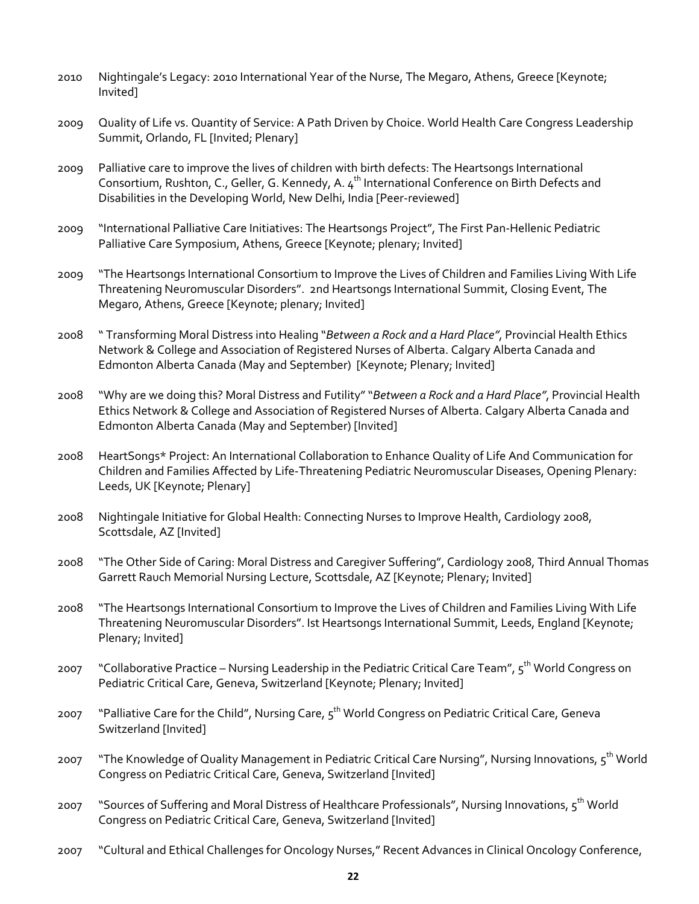2010 Nightingale's Legacy: 2010 International Year of the Nurse, The Megaro, Athens, Greece [Keynote; Invited]

2009 Quality of Life vs. Quantity of Service: A Path Driven by Choice. World Health Care Congress Leadership Summit, Orlando, FL [Invited; Plenary]

2009 Palliative care to improve the lives of children with birth defects: The Heartsongs International Consortium, Rushton, C., Geller, G. Kennedy, A. 4th International Conference on Birth Defects and Disabilities in the Developing World, New Delhi, India [Peer-reviewed]

2009 "International Palliative Care Initiatives: The Heartsongs Project", The First Pan-Hellenic Pediatric Palliative Care Symposium, Athens, Greece [Keynote; plenary; Invited]

2009 "The Heartsongs International Consortium to Improve the Lives of Children and Families Living With Life Threatening Neuromuscular Disorders". 2nd Heartsongs International Summit, Closing Event, The Megaro, Athens, Greece [Keynote; plenary; Invited]

2008 " Transforming Moral Distress into Healing "*Between a Rock and a Hard Place"*, Provincial Health Ethics Network & College and Association of Registered Nurses of Alberta. Calgary Alberta Canada and Edmonton Alberta Canada (May and September) [Keynote; Plenary; Invited]

2008 "Why are we doing this? Moral Distress and Futility" "*Between a Rock and a Hard Place"*, Provincial Health Ethics Network & College and Association of Registered Nurses of Alberta. Calgary Alberta Canada and Edmonton Alberta Canada (May and September) [Invited]

2008 HeartSongs* Project: An International Collaboration to Enhance Quality of Life And Communication for Children and Families Affected by Life-Threatening Pediatric Neuromuscular Diseases, Opening Plenary: Leeds, UK [Keynote; Plenary]

2008 Nightingale Initiative for Global Health: Connecting Nurses to Improve Health, Cardiology 2008, Scottsdale, AZ [Invited]

2008 "The Other Side of Caring: Moral Distress and Caregiver Suffering", Cardiology 2008, Third Annual Thomas Garrett Rauch Memorial Nursing Lecture, Scottsdale, AZ [Keynote; Plenary; Invited]

2008 "The Heartsongs International Consortium to Improve the Lives of Children and Families Living With Life Threatening Neuromuscular Disorders". Ist Heartsongs International Summit, Leeds, England [Keynote; Plenary; Invited]

2007 "Collaborative Practice – Nursing Leadership in the Pediatric Critical Care Team", 5th World Congress on Pediatric Critical Care, Geneva, Switzerland [Keynote; Plenary; Invited]

2007 "Palliative Care for the Child", Nursing Care, 5th World Congress on Pediatric Critical Care, Geneva Switzerland [Invited]

2007 "The Knowledge of Quality Management in Pediatric Critical Care Nursing", Nursing Innovations, 5th World Congress on Pediatric Critical Care, Geneva, Switzerland [Invited]

2007 "Sources of Suffering and Moral Distress of Healthcare Professionals", Nursing Innovations, 5th World Congress on Pediatric Critical Care, Geneva, Switzerland [Invited]

2007 "Cultural and Ethical Challenges for Oncology Nurses," Recent Advances in Clinical Oncology Conference,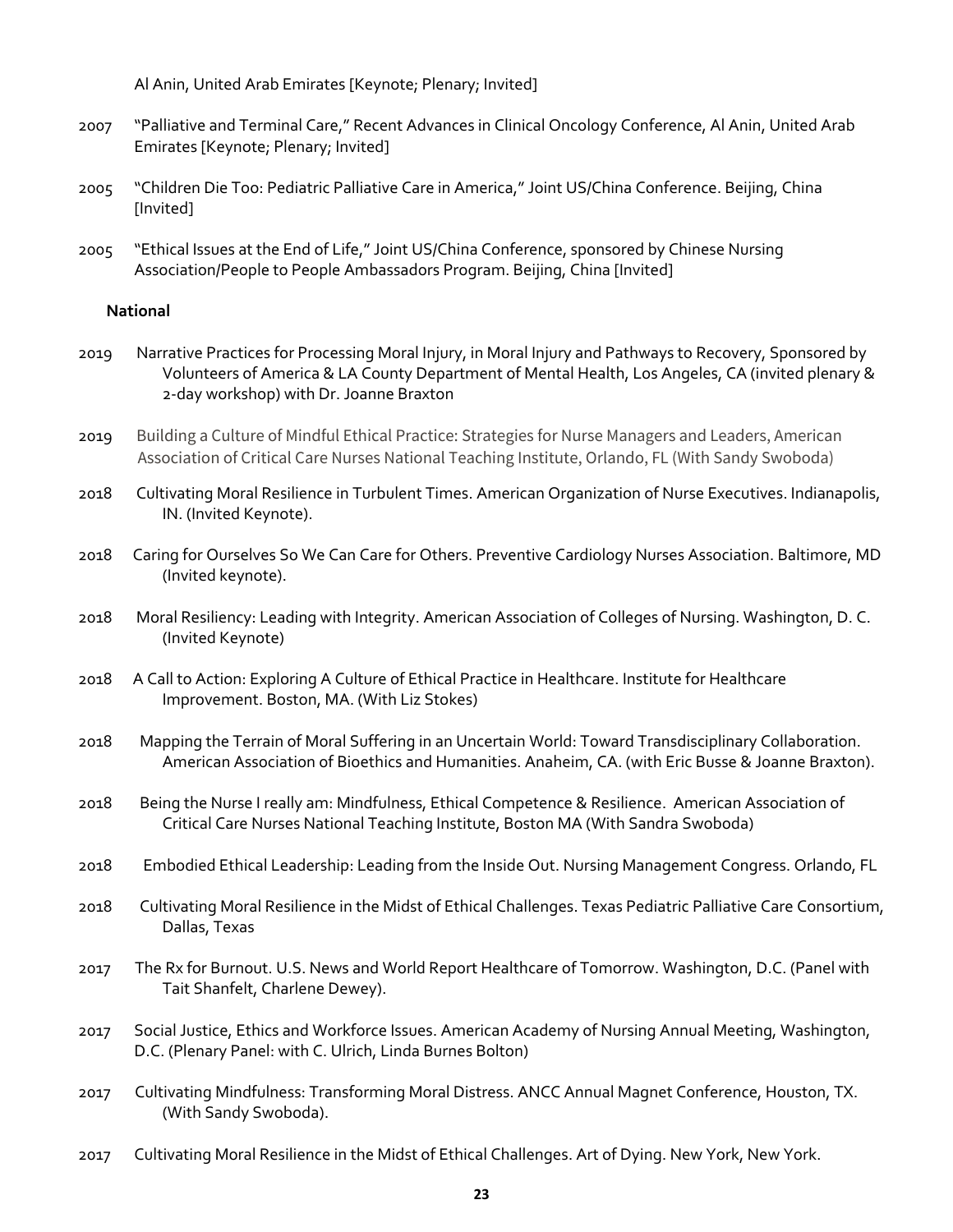Al Anin, United Arab Emirates [Keynote; Plenary; Invited]

2007 "Palliative and Terminal Care," Recent Advances in Clinical Oncology Conference, Al Anin, United Arab Emirates [Keynote; Plenary; Invited]

2005 "Children Die Too: Pediatric Palliative Care in America," Joint US/China Conference. Beijing, China [Invited]

2005 "Ethical Issues at the End of Life," Joint US/China Conference, sponsored by Chinese Nursing Association/People to People Ambassadors Program. Beijing, China [Invited]

**National**

2019 Narrative Practices for Processing Moral Injury, in Moral Injury and Pathways to Recovery, Sponsored by Volunteers of America & LA County Department of Mental Health, Los Angeles, CA (invited plenary & 2-day workshop) with Dr. Joanne Braxton

2019 Building a Culture of Mindful Ethical Practice: Strategies for Nurse Managers and Leaders, American Association of Critical Care Nurses National Teaching Institute, Orlando, FL (With Sandy Swoboda)

2018 Cultivating Moral Resilience in Turbulent Times. American Organization of Nurse Executives. Indianapolis, IN. (Invited Keynote).

2018 Caring for Ourselves So We Can Care for Others. Preventive Cardiology Nurses Association. Baltimore, MD (Invited keynote).

2018 Moral Resiliency: Leading with Integrity. American Association of Colleges of Nursing. Washington, D. C. (Invited Keynote)

2018 A Call to Action: Exploring A Culture of Ethical Practice in Healthcare. Institute for Healthcare Improvement. Boston, MA. (With Liz Stokes)

2018 Mapping the Terrain of Moral Suffering in an Uncertain World: Toward Transdisciplinary Collaboration. American Association of Bioethics and Humanities. Anaheim, CA. (with Eric Busse & Joanne Braxton).

2018 Being the Nurse I really am: Mindfulness, Ethical Competence & Resilience. American Association of Critical Care Nurses National Teaching Institute, Boston MA (With Sandra Swoboda)

2018 Embodied Ethical Leadership: Leading from the Inside Out. Nursing Management Congress. Orlando, FL

2018 Cultivating Moral Resilience in the Midst of Ethical Challenges. Texas Pediatric Palliative Care Consortium, Dallas, Texas

2017 The Rx for Burnout. U.S. News and World Report Healthcare of Tomorrow. Washington, D.C. (Panel with Tait Shanfelt, Charlene Dewey).

2017 Social Justice, Ethics and Workforce Issues. American Academy of Nursing Annual Meeting, Washington, D.C. (Plenary Panel: with C. Ulrich, Linda Burnes Bolton)

2017 Cultivating Mindfulness: Transforming Moral Distress. ANCC Annual Magnet Conference, Houston, TX. (With Sandy Swoboda).

2017 Cultivating Moral Resilience in the Midst of Ethical Challenges. Art of Dying. New York, New York.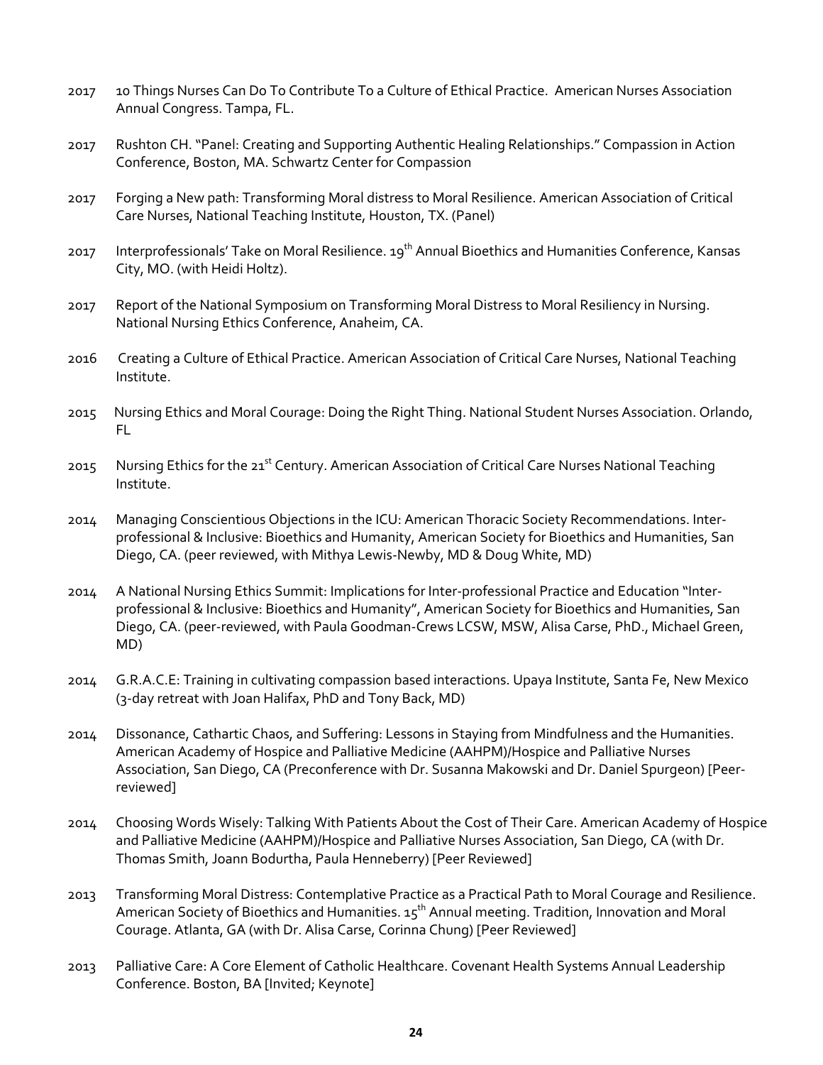2017 10 Things Nurses Can Do To Contribute To a Culture of Ethical Practice. American Nurses Association Annual Congress. Tampa, FL.

2017 Rushton CH. "Panel: Creating and Supporting Authentic Healing Relationships." Compassion in Action Conference, Boston, MA. Schwartz Center for Compassion

2017 Forging a New path: Transforming Moral distress to Moral Resilience. American Association of Critical Care Nurses, National Teaching Institute, Houston, TX. (Panel)

2017 Interprofessionals' Take on Moral Resilience. 19th Annual Bioethics and Humanities Conference, Kansas City, MO. (with Heidi Holtz).

2017 Report of the National Symposium on Transforming Moral Distress to Moral Resiliency in Nursing. National Nursing Ethics Conference, Anaheim, CA.

2016 Creating a Culture of Ethical Practice. American Association of Critical Care Nurses, National Teaching Institute.

2015 Nursing Ethics and Moral Courage: Doing the Right Thing. National Student Nurses Association. Orlando, FL

2015 Nursing Ethics for the 21st Century. American Association of Critical Care Nurses National Teaching Institute.

2014 Managing Conscientious Objections in the ICU: American Thoracic Society Recommendations. Inter-professional & Inclusive: Bioethics and Humanity, American Society for Bioethics and Humanities, San Diego, CA. (peer reviewed, with Mithya Lewis-Newby, MD & Doug White, MD)

2014 A National Nursing Ethics Summit: Implications for Inter-professional Practice and Education "Inter-professional & Inclusive: Bioethics and Humanity", American Society for Bioethics and Humanities, San Diego, CA. (peer-reviewed, with Paula Goodman-Crews LCSW, MSW, Alisa Carse, PhD., Michael Green, MD)

2014 G.R.A.C.E: Training in cultivating compassion based interactions. Upaya Institute, Santa Fe, New Mexico (3-day retreat with Joan Halifax, PhD and Tony Back, MD)

2014 Dissonance, Cathartic Chaos, and Suffering: Lessons in Staying from Mindfulness and the Humanities. American Academy of Hospice and Palliative Medicine (AAHPM)/Hospice and Palliative Nurses Association, San Diego, CA (Preconference with Dr. Susanna Makowski and Dr. Daniel Spurgeon) [Peer-reviewed]

2014 Choosing Words Wisely: Talking With Patients About the Cost of Their Care. American Academy of Hospice and Palliative Medicine (AAHPM)/Hospice and Palliative Nurses Association, San Diego, CA (with Dr. Thomas Smith, Joann Bodurtha, Paula Henneberry) [Peer Reviewed]

2013 Transforming Moral Distress: Contemplative Practice as a Practical Path to Moral Courage and Resilience. American Society of Bioethics and Humanities. 15th Annual meeting. Tradition, Innovation and Moral Courage. Atlanta, GA (with Dr. Alisa Carse, Corinna Chung) [Peer Reviewed]

2013 Palliative Care: A Core Element of Catholic Healthcare. Covenant Health Systems Annual Leadership Conference. Boston, BA [Invited; Keynote]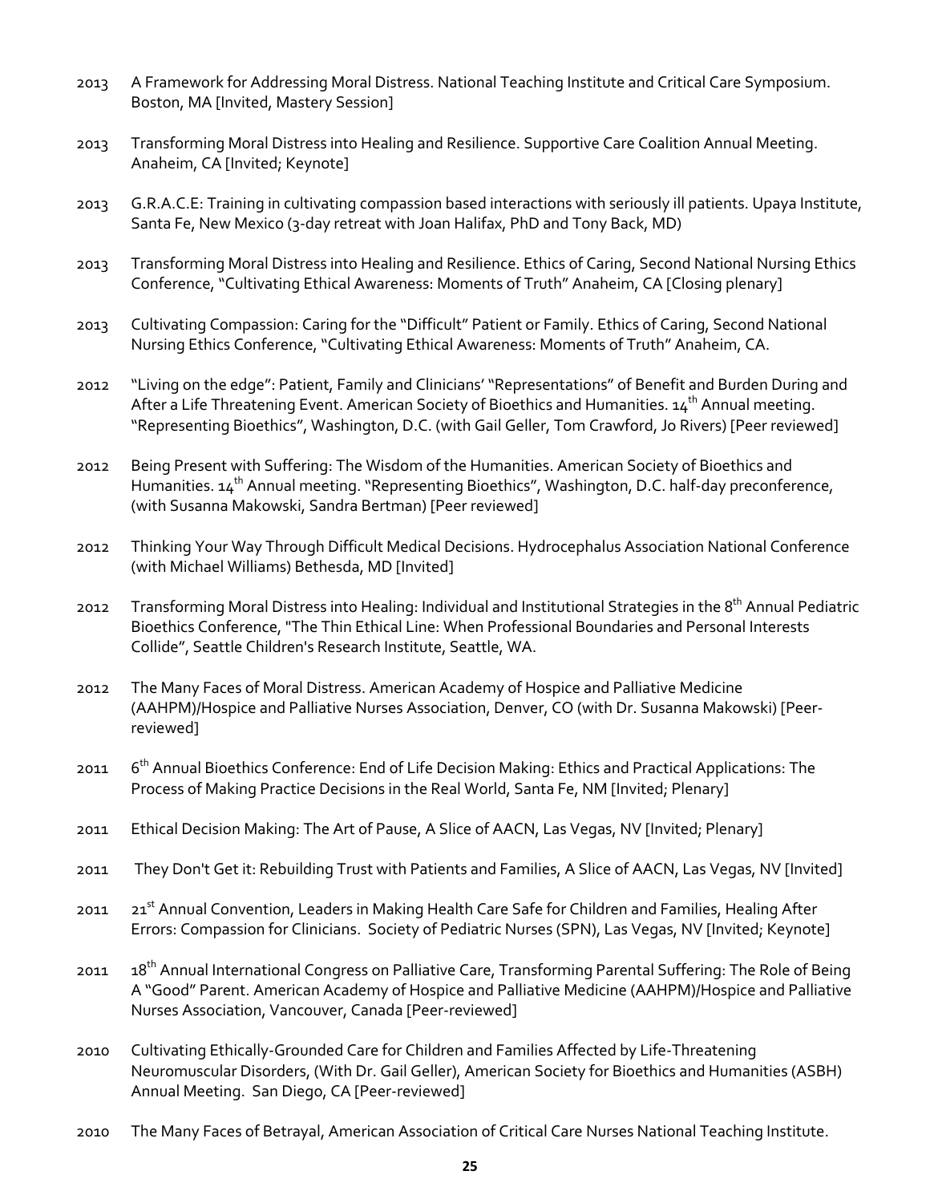2013 A Framework for Addressing Moral Distress. National Teaching Institute and Critical Care Symposium. Boston, MA [Invited, Mastery Session]

2013 Transforming Moral Distress into Healing and Resilience. Supportive Care Coalition Annual Meeting. Anaheim, CA [Invited; Keynote]

2013 G.R.A.C.E: Training in cultivating compassion based interactions with seriously ill patients. Upaya Institute, Santa Fe, New Mexico (3-day retreat with Joan Halifax, PhD and Tony Back, MD)

2013 Transforming Moral Distress into Healing and Resilience. Ethics of Caring, Second National Nursing Ethics Conference, "Cultivating Ethical Awareness: Moments of Truth" Anaheim, CA [Closing plenary]

2013 Cultivating Compassion: Caring for the "Difficult" Patient or Family. Ethics of Caring, Second National Nursing Ethics Conference, "Cultivating Ethical Awareness: Moments of Truth" Anaheim, CA.

2012 "Living on the edge": Patient, Family and Clinicians' "Representations" of Benefit and Burden During and After a Life Threatening Event. American Society of Bioethics and Humanities. 14th Annual meeting. "Representing Bioethics", Washington, D.C. (with Gail Geller, Tom Crawford, Jo Rivers) [Peer reviewed]

2012 Being Present with Suffering: The Wisdom of the Humanities. American Society of Bioethics and Humanities. 14th Annual meeting. "Representing Bioethics", Washington, D.C. half-day preconference, (with Susanna Makowski, Sandra Bertman) [Peer reviewed]

2012 Thinking Your Way Through Difficult Medical Decisions. Hydrocephalus Association National Conference (with Michael Williams) Bethesda, MD [Invited]

2012 Transforming Moral Distress into Healing: Individual and Institutional Strategies in the 8th Annual Pediatric Bioethics Conference, "The Thin Ethical Line: When Professional Boundaries and Personal Interests Collide", Seattle Children's Research Institute, Seattle, WA.

2012 The Many Faces of Moral Distress. American Academy of Hospice and Palliative Medicine (AAHPM)/Hospice and Palliative Nurses Association, Denver, CO (with Dr. Susanna Makowski) [Peer-reviewed]

2011 6th Annual Bioethics Conference: End of Life Decision Making: Ethics and Practical Applications: The Process of Making Practice Decisions in the Real World, Santa Fe, NM [Invited; Plenary]

2011 Ethical Decision Making: The Art of Pause, A Slice of AACN, Las Vegas, NV [Invited; Plenary]

2011 They Don't Get it: Rebuilding Trust with Patients and Families, A Slice of AACN, Las Vegas, NV [Invited]

2011 21st Annual Convention, Leaders in Making Health Care Safe for Children and Families, Healing After Errors: Compassion for Clinicians. Society of Pediatric Nurses (SPN), Las Vegas, NV [Invited; Keynote]

2011 18th Annual International Congress on Palliative Care, Transforming Parental Suffering: The Role of Being A "Good" Parent. American Academy of Hospice and Palliative Medicine (AAHPM)/Hospice and Palliative Nurses Association, Vancouver, Canada [Peer-reviewed]

2010 Cultivating Ethically-Grounded Care for Children and Families Affected by Life-Threatening Neuromuscular Disorders, (With Dr. Gail Geller), American Society for Bioethics and Humanities (ASBH) Annual Meeting. San Diego, CA [Peer-reviewed]

2010 The Many Faces of Betrayal, American Association of Critical Care Nurses National Teaching Institute.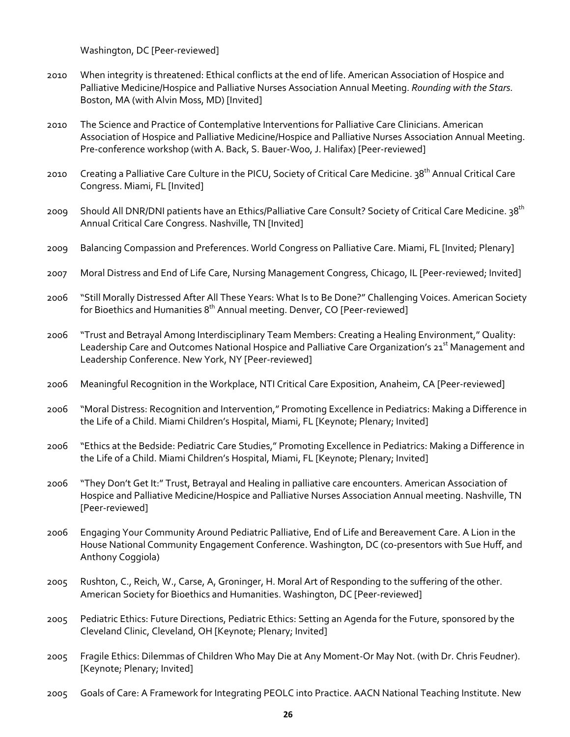Washington, DC [Peer-reviewed]

2010 When integrity is threatened: Ethical conflicts at the end of life. American Association of Hospice and Palliative Medicine/Hospice and Palliative Nurses Association Annual Meeting. *Rounding with the Stars.* Boston, MA (with Alvin Moss, MD) [Invited]

2010 The Science and Practice of Contemplative Interventions for Palliative Care Clinicians. American Association of Hospice and Palliative Medicine/Hospice and Palliative Nurses Association Annual Meeting. Pre-conference workshop (with A. Back, S. Bauer-Woo, J. Halifax) [Peer-reviewed]

2010 Creating a Palliative Care Culture in the PICU, Society of Critical Care Medicine. 38th Annual Critical Care Congress. Miami, FL [Invited]

2009 Should All DNR/DNI patients have an Ethics/Palliative Care Consult? Society of Critical Care Medicine. 38th Annual Critical Care Congress. Nashville, TN [Invited]

2009 Balancing Compassion and Preferences. World Congress on Palliative Care. Miami, FL [Invited; Plenary]

2007 Moral Distress and End of Life Care, Nursing Management Congress, Chicago, IL [Peer-reviewed; Invited]

2006 "Still Morally Distressed After All These Years: What Is to Be Done?" Challenging Voices. American Society for Bioethics and Humanities 8th Annual meeting. Denver, CO [Peer-reviewed]

2006 "Trust and Betrayal Among Interdisciplinary Team Members: Creating a Healing Environment," Quality: Leadership Care and Outcomes National Hospice and Palliative Care Organization's 21st Management and Leadership Conference. New York, NY [Peer-reviewed]

2006 Meaningful Recognition in the Workplace, NTI Critical Care Exposition, Anaheim, CA [Peer-reviewed]

2006 "Moral Distress: Recognition and Intervention," Promoting Excellence in Pediatrics: Making a Difference in the Life of a Child. Miami Children's Hospital, Miami, FL [Keynote; Plenary; Invited]

2006 "Ethics at the Bedside: Pediatric Care Studies," Promoting Excellence in Pediatrics: Making a Difference in the Life of a Child. Miami Children's Hospital, Miami, FL [Keynote; Plenary; Invited]

2006 "They Don't Get It:" Trust, Betrayal and Healing in palliative care encounters. American Association of Hospice and Palliative Medicine/Hospice and Palliative Nurses Association Annual meeting. Nashville, TN [Peer-reviewed]

2006 Engaging Your Community Around Pediatric Palliative, End of Life and Bereavement Care. A Lion in the House National Community Engagement Conference. Washington, DC (co-presentors with Sue Huff, and Anthony Coggiola)

2005 Rushton, C., Reich, W., Carse, A, Groninger, H. Moral Art of Responding to the suffering of the other. American Society for Bioethics and Humanities. Washington, DC [Peer-reviewed]

2005 Pediatric Ethics: Future Directions, Pediatric Ethics: Setting an Agenda for the Future, sponsored by the Cleveland Clinic, Cleveland, OH [Keynote; Plenary; Invited]

2005 Fragile Ethics: Dilemmas of Children Who May Die at Any Moment-Or May Not. (with Dr. Chris Feudner). [Keynote; Plenary; Invited]

2005 Goals of Care: A Framework for Integrating PEOLC into Practice. AACN National Teaching Institute. New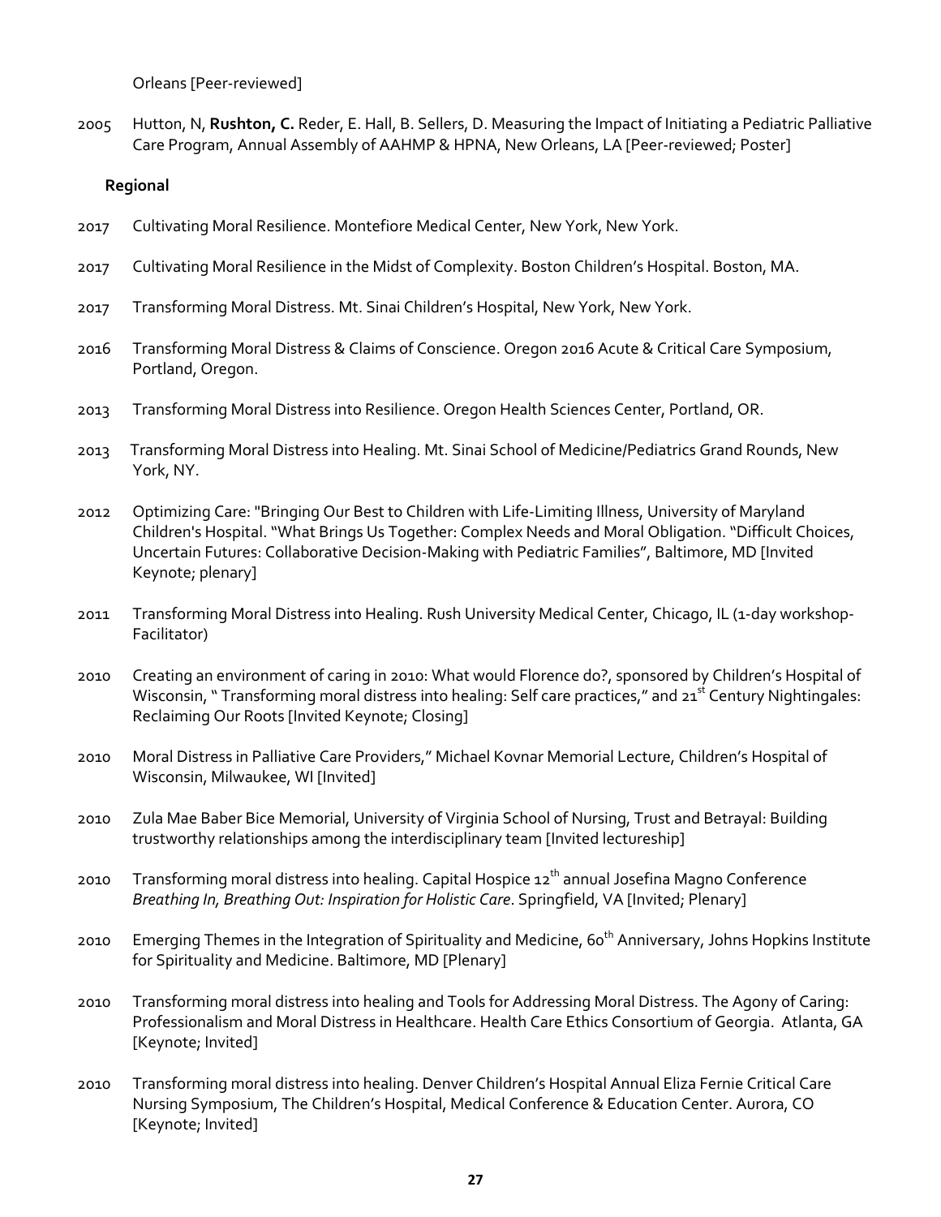Orleans [Peer-reviewed]

2005 Hutton, N, **Rushton, C.** Reder, E. Hall, B. Sellers, D. Measuring the Impact of Initiating a Pediatric Palliative Care Program, Annual Assembly of AAHMP & HPNA, New Orleans, LA [Peer-reviewed; Poster]

**Regional**

2017 Cultivating Moral Resilience. Montefiore Medical Center, New York, New York.

2017 Cultivating Moral Resilience in the Midst of Complexity. Boston Children's Hospital. Boston, MA.

2017 Transforming Moral Distress. Mt. Sinai Children's Hospital, New York, New York.

2016 Transforming Moral Distress & Claims of Conscience. Oregon 2016 Acute & Critical Care Symposium, Portland, Oregon.

2013 Transforming Moral Distress into Resilience. Oregon Health Sciences Center, Portland, OR.

2013 Transforming Moral Distress into Healing. Mt. Sinai School of Medicine/Pediatrics Grand Rounds, New York, NY.

2012 Optimizing Care: "Bringing Our Best to Children with Life-Limiting Illness, University of Maryland Children's Hospital. "What Brings Us Together: Complex Needs and Moral Obligation. "Difficult Choices, Uncertain Futures: Collaborative Decision-Making with Pediatric Families", Baltimore, MD [Invited Keynote; plenary]

2011 Transforming Moral Distress into Healing. Rush University Medical Center, Chicago, IL (1-day workshop-Facilitator)

2010 Creating an environment of caring in 2010: What would Florence do?, sponsored by Children's Hospital of Wisconsin, " Transforming moral distress into healing: Self care practices," and 21st Century Nightingales: Reclaiming Our Roots [Invited Keynote; Closing]

2010 Moral Distress in Palliative Care Providers," Michael Kovnar Memorial Lecture, Children's Hospital of Wisconsin, Milwaukee, WI [Invited]

2010 Zula Mae Baber Bice Memorial, University of Virginia School of Nursing, Trust and Betrayal: Building trustworthy relationships among the interdisciplinary team [Invited lectureship]

2010 Transforming moral distress into healing. Capital Hospice 12th annual Josefina Magno Conference *Breathing In, Breathing Out: Inspiration for Holistic Care*. Springfield, VA [Invited; Plenary]

2010 Emerging Themes in the Integration of Spirituality and Medicine, 60th Anniversary, Johns Hopkins Institute for Spirituality and Medicine. Baltimore, MD [Plenary]

2010 Transforming moral distress into healing and Tools for Addressing Moral Distress. The Agony of Caring: Professionalism and Moral Distress in Healthcare. Health Care Ethics Consortium of Georgia. Atlanta, GA [Keynote; Invited]

2010 Transforming moral distress into healing. Denver Children's Hospital Annual Eliza Fernie Critical Care Nursing Symposium, The Children's Hospital, Medical Conference & Education Center. Aurora, CO [Keynote; Invited]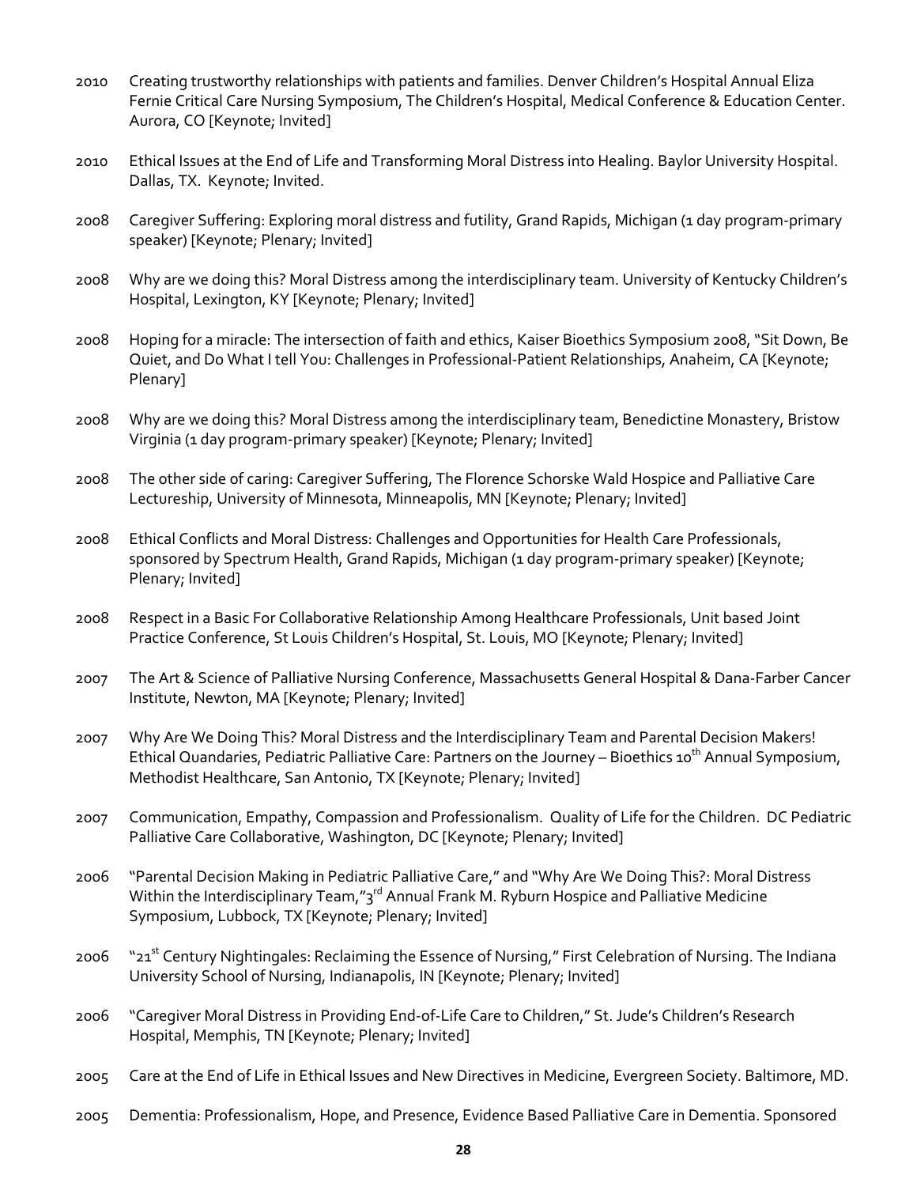2010 Creating trustworthy relationships with patients and families. Denver Children's Hospital Annual Eliza Fernie Critical Care Nursing Symposium, The Children's Hospital, Medical Conference & Education Center. Aurora, CO [Keynote; Invited]

2010 Ethical Issues at the End of Life and Transforming Moral Distress into Healing. Baylor University Hospital. Dallas, TX. Keynote; Invited.

2008 Caregiver Suffering: Exploring moral distress and futility, Grand Rapids, Michigan (1 day program-primary speaker) [Keynote; Plenary; Invited]

2008 Why are we doing this? Moral Distress among the interdisciplinary team. University of Kentucky Children's Hospital, Lexington, KY [Keynote; Plenary; Invited]

2008 Hoping for a miracle: The intersection of faith and ethics, Kaiser Bioethics Symposium 2008, "Sit Down, Be Quiet, and Do What I tell You: Challenges in Professional-Patient Relationships, Anaheim, CA [Keynote; Plenary]

2008 Why are we doing this? Moral Distress among the interdisciplinary team, Benedictine Monastery, Bristow Virginia (1 day program-primary speaker) [Keynote; Plenary; Invited]

2008 The other side of caring: Caregiver Suffering, The Florence Schorske Wald Hospice and Palliative Care Lectureship, University of Minnesota, Minneapolis, MN [Keynote; Plenary; Invited]

2008 Ethical Conflicts and Moral Distress: Challenges and Opportunities for Health Care Professionals, sponsored by Spectrum Health, Grand Rapids, Michigan (1 day program-primary speaker) [Keynote; Plenary; Invited]

2008 Respect in a Basic For Collaborative Relationship Among Healthcare Professionals, Unit based Joint Practice Conference, St Louis Children's Hospital, St. Louis, MO [Keynote; Plenary; Invited]

2007 The Art & Science of Palliative Nursing Conference, Massachusetts General Hospital & Dana-Farber Cancer Institute, Newton, MA [Keynote; Plenary; Invited]

2007 Why Are We Doing This? Moral Distress and the Interdisciplinary Team and Parental Decision Makers! Ethical Quandaries, Pediatric Palliative Care: Partners on the Journey – Bioethics 10th Annual Symposium, Methodist Healthcare, San Antonio, TX [Keynote; Plenary; Invited]

2007 Communication, Empathy, Compassion and Professionalism. Quality of Life for the Children. DC Pediatric Palliative Care Collaborative, Washington, DC [Keynote; Plenary; Invited]

2006 "Parental Decision Making in Pediatric Palliative Care," and "Why Are We Doing This?: Moral Distress Within the Interdisciplinary Team,"3rd Annual Frank M. Ryburn Hospice and Palliative Medicine Symposium, Lubbock, TX [Keynote; Plenary; Invited]

2006 "21st Century Nightingales: Reclaiming the Essence of Nursing," First Celebration of Nursing. The Indiana University School of Nursing, Indianapolis, IN [Keynote; Plenary; Invited]

2006 "Caregiver Moral Distress in Providing End-of-Life Care to Children," St. Jude's Children's Research Hospital, Memphis, TN [Keynote; Plenary; Invited]

2005 Care at the End of Life in Ethical Issues and New Directives in Medicine, Evergreen Society. Baltimore, MD.

2005 Dementia: Professionalism, Hope, and Presence, Evidence Based Palliative Care in Dementia. Sponsored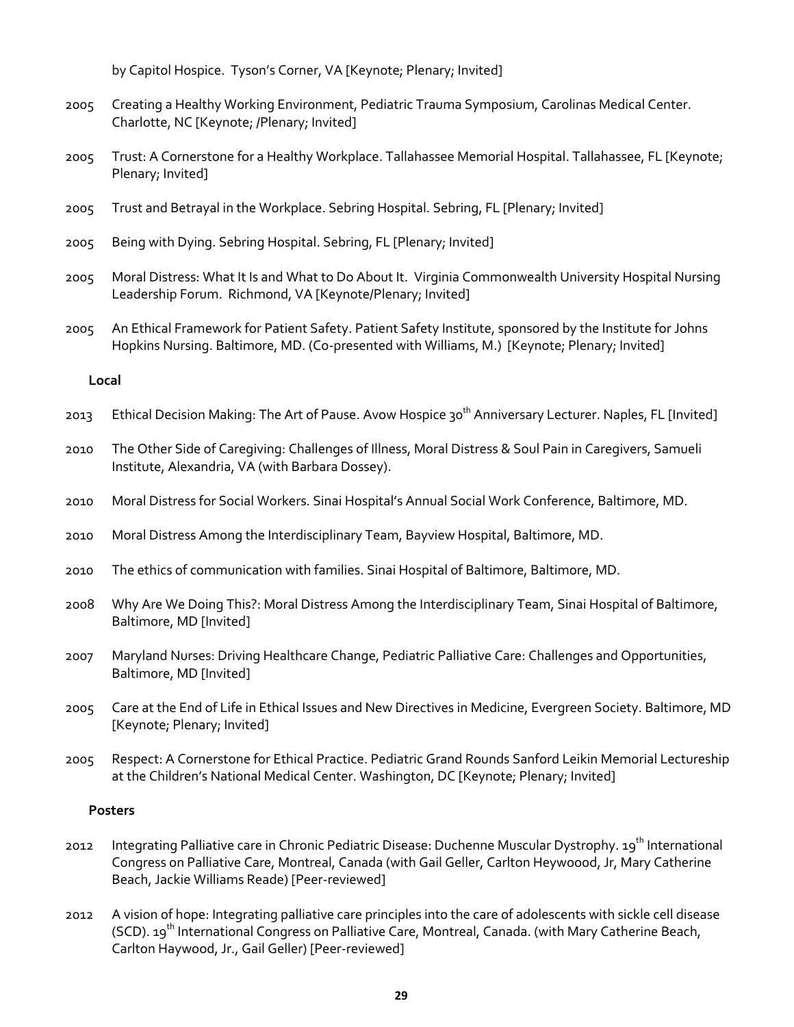by Capitol Hospice. Tyson's Corner, VA [Keynote; Plenary; Invited]

2005 Creating a Healthy Working Environment, Pediatric Trauma Symposium, Carolinas Medical Center. Charlotte, NC [Keynote; /Plenary; Invited]

2005 Trust: A Cornerstone for a Healthy Workplace. Tallahassee Memorial Hospital. Tallahassee, FL [Keynote; Plenary; Invited]

2005 Trust and Betrayal in the Workplace. Sebring Hospital. Sebring, FL [Plenary; Invited]

2005 Being with Dying. Sebring Hospital. Sebring, FL [Plenary; Invited]

2005 Moral Distress: What It Is and What to Do About It. Virginia Commonwealth University Hospital Nursing Leadership Forum. Richmond, VA [Keynote/Plenary; Invited]

2005 An Ethical Framework for Patient Safety. Patient Safety Institute, sponsored by the Institute for Johns Hopkins Nursing. Baltimore, MD. (Co-presented with Williams, M.) [Keynote; Plenary; Invited]

**Local**

2013 Ethical Decision Making: The Art of Pause. Avow Hospice 30th Anniversary Lecturer. Naples, FL [Invited]

2010 The Other Side of Caregiving: Challenges of Illness, Moral Distress & Soul Pain in Caregivers, Samueli Institute, Alexandria, VA (with Barbara Dossey).

2010 Moral Distress for Social Workers. Sinai Hospital's Annual Social Work Conference, Baltimore, MD.

2010 Moral Distress Among the Interdisciplinary Team, Bayview Hospital, Baltimore, MD.

2010 The ethics of communication with families. Sinai Hospital of Baltimore, Baltimore, MD.

2008 Why Are We Doing This?: Moral Distress Among the Interdisciplinary Team, Sinai Hospital of Baltimore, Baltimore, MD [Invited]

2007 Maryland Nurses: Driving Healthcare Change, Pediatric Palliative Care: Challenges and Opportunities, Baltimore, MD [Invited]

2005 Care at the End of Life in Ethical Issues and New Directives in Medicine, Evergreen Society. Baltimore, MD [Keynote; Plenary; Invited]

2005 Respect: A Cornerstone for Ethical Practice. Pediatric Grand Rounds Sanford Leikin Memorial Lectureship at the Children's National Medical Center. Washington, DC [Keynote; Plenary; Invited]

**Posters**

2012 Integrating Palliative care in Chronic Pediatric Disease: Duchenne Muscular Dystrophy. 19th International Congress on Palliative Care, Montreal, Canada (with Gail Geller, Carlton Heywoood, Jr, Mary Catherine Beach, Jackie Williams Reade) [Peer-reviewed]

2012 A vision of hope: Integrating palliative care principles into the care of adolescents with sickle cell disease (SCD). 19th International Congress on Palliative Care, Montreal, Canada. (with Mary Catherine Beach, Carlton Haywood, Jr., Gail Geller) [Peer-reviewed]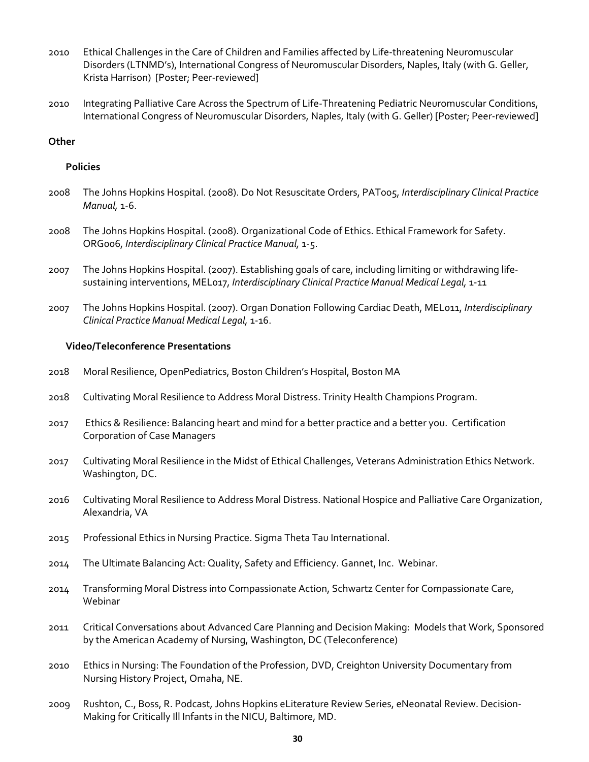2010 Ethical Challenges in the Care of Children and Families affected by Life-threatening Neuromuscular Disorders (LTNMD's), International Congress of Neuromuscular Disorders, Naples, Italy (with G. Geller, Krista Harrison) [Poster; Peer-reviewed]

2010 Integrating Palliative Care Across the Spectrum of Life-Threatening Pediatric Neuromuscular Conditions, International Congress of Neuromuscular Disorders, Naples, Italy (with G. Geller) [Poster; Peer-reviewed]

**Other**

**Policies**

2008 The Johns Hopkins Hospital. (2008). Do Not Resuscitate Orders, PAT005, *Interdisciplinary Clinical Practice Manual,* 1-6.

2008 The Johns Hopkins Hospital. (2008). Organizational Code of Ethics. Ethical Framework for Safety. ORG006, *Interdisciplinary Clinical Practice Manual,* 1-5.

2007 The Johns Hopkins Hospital. (2007). Establishing goals of care, including limiting or withdrawing life-sustaining interventions, MEL017, *Interdisciplinary Clinical Practice Manual Medical Legal,* 1-11

2007 The Johns Hopkins Hospital. (2007). Organ Donation Following Cardiac Death, MEL011, *Interdisciplinary Clinical Practice Manual Medical Legal,* 1-16.

**Video/Teleconference Presentations**

2018 Moral Resilience, OpenPediatrics, Boston Children's Hospital, Boston MA

2018 Cultivating Moral Resilience to Address Moral Distress. Trinity Health Champions Program.

2017 Ethics & Resilience: Balancing heart and mind for a better practice and a better you. Certification Corporation of Case Managers

2017 Cultivating Moral Resilience in the Midst of Ethical Challenges, Veterans Administration Ethics Network. Washington, DC.

2016 Cultivating Moral Resilience to Address Moral Distress. National Hospice and Palliative Care Organization, Alexandria, VA

2015 Professional Ethics in Nursing Practice. Sigma Theta Tau International.

2014 The Ultimate Balancing Act: Quality, Safety and Efficiency. Gannet, Inc. Webinar.

2014 Transforming Moral Distress into Compassionate Action, Schwartz Center for Compassionate Care, Webinar

2011 Critical Conversations about Advanced Care Planning and Decision Making: Models that Work, Sponsored by the American Academy of Nursing, Washington, DC (Teleconference)

2010 Ethics in Nursing: The Foundation of the Profession, DVD, Creighton University Documentary from Nursing History Project, Omaha, NE.

2009 Rushton, C., Boss, R. Podcast, Johns Hopkins eLiterature Review Series, eNeonatal Review. Decision-Making for Critically Ill Infants in the NICU, Baltimore, MD.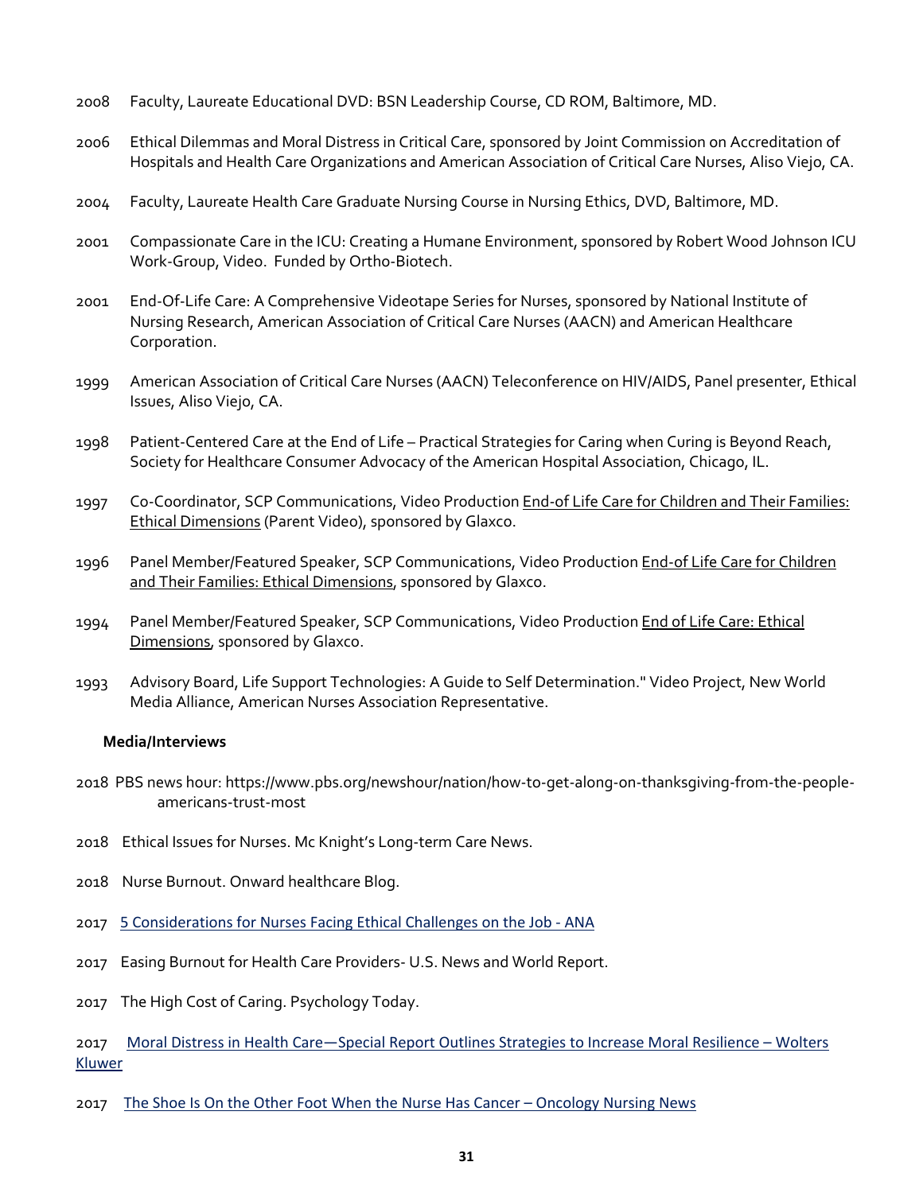2008 Faculty, Laureate Educational DVD: BSN Leadership Course, CD ROM, Baltimore, MD.

2006 Ethical Dilemmas and Moral Distress in Critical Care, sponsored by Joint Commission on Accreditation of Hospitals and Health Care Organizations and American Association of Critical Care Nurses, Aliso Viejo, CA.

2004 Faculty, Laureate Health Care Graduate Nursing Course in Nursing Ethics, DVD, Baltimore, MD.

2001 Compassionate Care in the ICU: Creating a Humane Environment, sponsored by Robert Wood Johnson ICU Work-Group, Video. Funded by Ortho-Biotech.

2001 End-Of-Life Care: A Comprehensive Videotape Series for Nurses, sponsored by National Institute of Nursing Research, American Association of Critical Care Nurses (AACN) and American Healthcare Corporation.

1999 American Association of Critical Care Nurses (AACN) Teleconference on HIV/AIDS, Panel presenter, Ethical Issues, Aliso Viejo, CA.

1998 Patient-Centered Care at the End of Life – Practical Strategies for Caring when Curing is Beyond Reach, Society for Healthcare Consumer Advocacy of the American Hospital Association, Chicago, IL.

1997 Co-Coordinator, SCP Communications, Video Production End-of Life Care for Children and Their Families: Ethical Dimensions (Parent Video), sponsored by Glaxco.

1996 Panel Member/Featured Speaker, SCP Communications, Video Production End-of Life Care for Children and Their Families: Ethical Dimensions, sponsored by Glaxco.

1994 Panel Member/Featured Speaker, SCP Communications, Video Production End of Life Care: Ethical Dimensions, sponsored by Glaxco.

1993 Advisory Board, Life Support Technologies: A Guide to Self Determination." Video Project, New World Media Alliance, American Nurses Association Representative.

**Media/Interviews**

2018 PBS news hour: https://www.pbs.org/newshour/nation/how-to-get-along-on-thanksgiving-from-the-people-americans-trust-most

2018 Ethical Issues for Nurses. Mc Knight's Long-term Care News.

2018 Nurse Burnout. Onward healthcare Blog.

2017 5 Considerations for Nurses Facing Ethical Challenges on the Job - ANA

2017 Easing Burnout for Health Care Providers- U.S. News and World Report.

2017 The High Cost of Caring. Psychology Today.

2017 Moral Distress in Health Care—Special Report Outlines Strategies to Increase Moral Resilience – Wolters Kluwer

2017 The Shoe Is On the Other Foot When the Nurse Has Cancer – Oncology Nursing News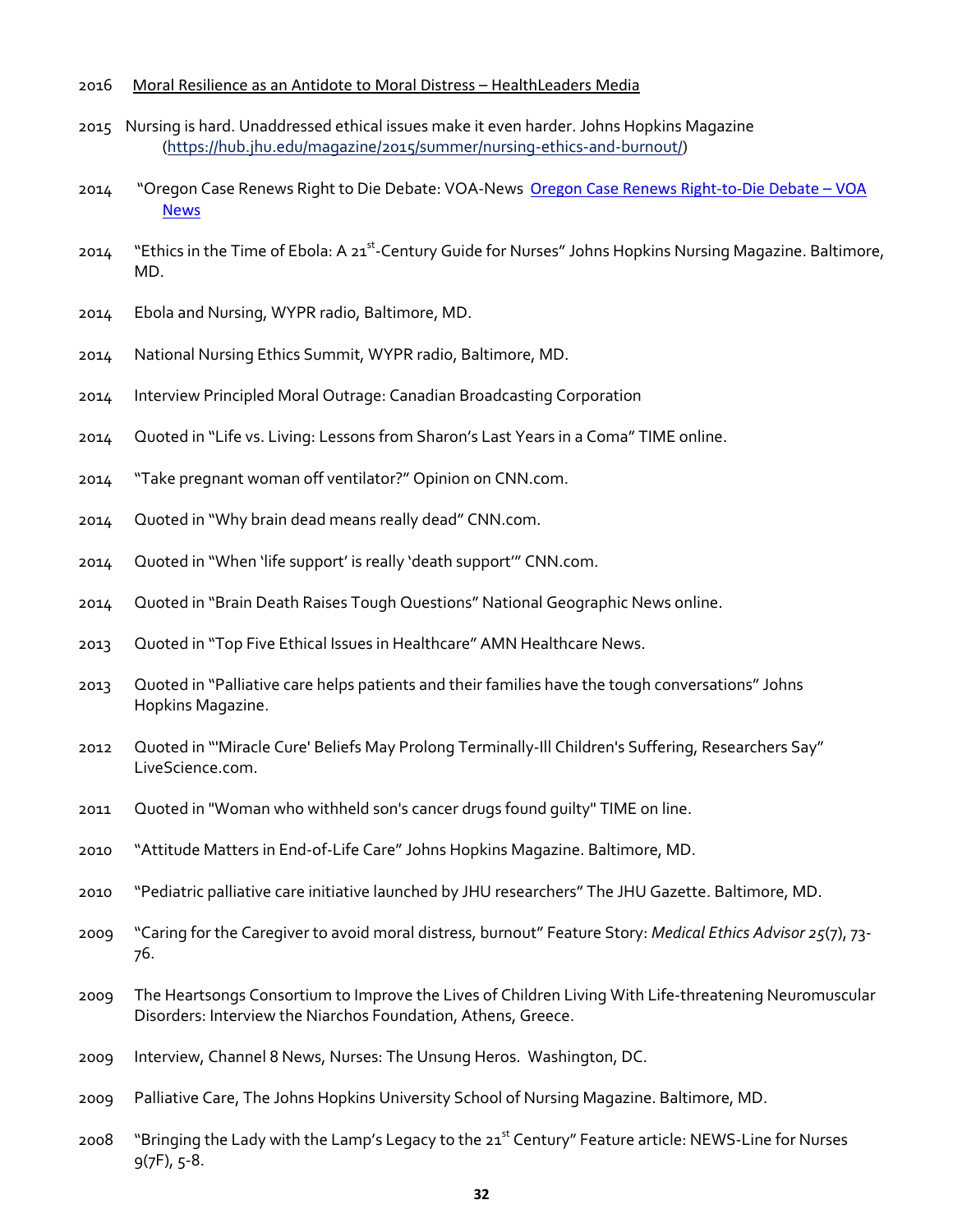2016 Moral Resilience as an Antidote to Moral Distress – HealthLeaders Media

2015 Nursing is hard. Unaddressed ethical issues make it even harder. Johns Hopkins Magazine (https://hub.jhu.edu/magazine/2015/summer/nursing-ethics-and-burnout/)

2014 "Oregon Case Renews Right to Die Debate: VOA-News Oregon Case Renews Right-to-Die Debate – VOA News

2014 "Ethics in the Time of Ebola: A 21st-Century Guide for Nurses" Johns Hopkins Nursing Magazine. Baltimore, MD.

2014 Ebola and Nursing, WYPR radio, Baltimore, MD.

2014 National Nursing Ethics Summit, WYPR radio, Baltimore, MD.

2014 Interview Principled Moral Outrage: Canadian Broadcasting Corporation

2014 Quoted in "Life vs. Living: Lessons from Sharon's Last Years in a Coma" TIME online.

2014 "Take pregnant woman off ventilator?" Opinion on CNN.com.

2014 Quoted in "Why brain dead means really dead" CNN.com.

2014 Quoted in "When 'life support' is really 'death support'" CNN.com.

2014 Quoted in "Brain Death Raises Tough Questions" National Geographic News online.

2013 Quoted in "Top Five Ethical Issues in Healthcare" AMN Healthcare News.

2013 Quoted in "Palliative care helps patients and their families have the tough conversations" Johns Hopkins Magazine.

2012 Quoted in "'Miracle Cure' Beliefs May Prolong Terminally-Ill Children's Suffering, Researchers Say" LiveScience.com.

2011 Quoted in "Woman who withheld son's cancer drugs found guilty" TIME on line.

2010 "Attitude Matters in End-of-Life Care" Johns Hopkins Magazine. Baltimore, MD.

2010 "Pediatric palliative care initiative launched by JHU researchers" The JHU Gazette. Baltimore, MD.

2009 "Caring for the Caregiver to avoid moral distress, burnout" Feature Story: *Medical Ethics Advisor 25*(7), 73-76.

2009 The Heartsongs Consortium to Improve the Lives of Children Living With Life-threatening Neuromuscular Disorders: Interview the Niarchos Foundation, Athens, Greece.

2009 Interview, Channel 8 News, Nurses: The Unsung Heros. Washington, DC.

2009 Palliative Care, The Johns Hopkins University School of Nursing Magazine. Baltimore, MD.

2008 "Bringing the Lady with the Lamp's Legacy to the 21st Century" Feature article: NEWS-Line for Nurses 9(7F), 5-8.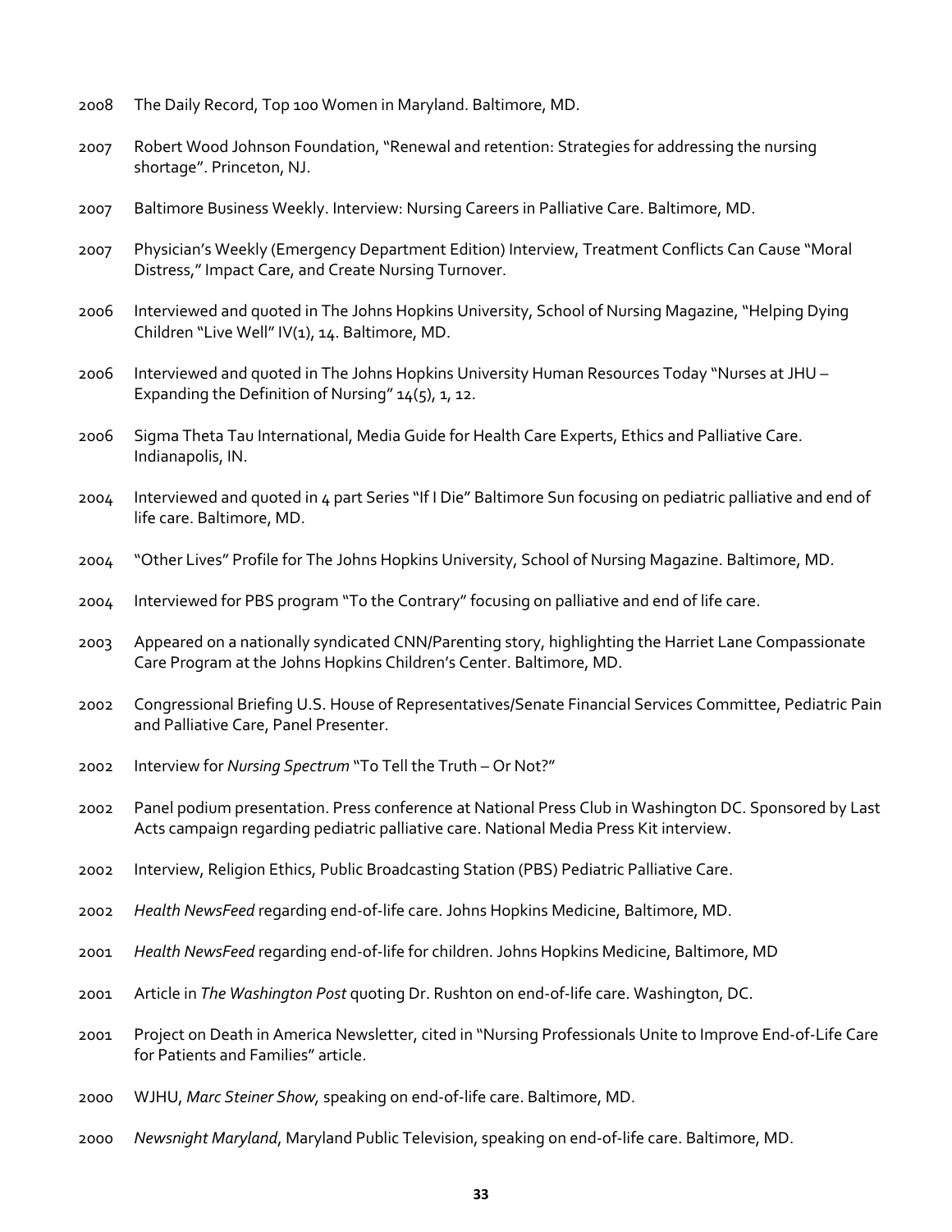2008 The Daily Record, Top 100 Women in Maryland. Baltimore, MD.

2007 Robert Wood Johnson Foundation, "Renewal and retention: Strategies for addressing the nursing shortage". Princeton, NJ.

2007 Baltimore Business Weekly. Interview: Nursing Careers in Palliative Care. Baltimore, MD.

2007 Physician's Weekly (Emergency Department Edition) Interview, Treatment Conflicts Can Cause "Moral Distress," Impact Care, and Create Nursing Turnover.

2006 Interviewed and quoted in The Johns Hopkins University, School of Nursing Magazine, "Helping Dying Children "Live Well" IV(1), 14. Baltimore, MD.

2006 Interviewed and quoted in The Johns Hopkins University Human Resources Today "Nurses at JHU – Expanding the Definition of Nursing" 14(5), 1, 12.

2006 Sigma Theta Tau International, Media Guide for Health Care Experts, Ethics and Palliative Care. Indianapolis, IN.

2004 Interviewed and quoted in 4 part Series "If I Die" Baltimore Sun focusing on pediatric palliative and end of life care. Baltimore, MD.

2004 "Other Lives" Profile for The Johns Hopkins University, School of Nursing Magazine. Baltimore, MD.

2004 Interviewed for PBS program "To the Contrary" focusing on palliative and end of life care.

2003 Appeared on a nationally syndicated CNN/Parenting story, highlighting the Harriet Lane Compassionate Care Program at the Johns Hopkins Children's Center. Baltimore, MD.

2002 Congressional Briefing U.S. House of Representatives/Senate Financial Services Committee, Pediatric Pain and Palliative Care, Panel Presenter.

2002 Interview for *Nursing Spectrum* "To Tell the Truth – Or Not?"

2002 Panel podium presentation. Press conference at National Press Club in Washington DC. Sponsored by Last Acts campaign regarding pediatric palliative care. National Media Press Kit interview.

2002 Interview, Religion Ethics, Public Broadcasting Station (PBS) Pediatric Palliative Care.

2002 *Health NewsFeed* regarding end-of-life care. Johns Hopkins Medicine, Baltimore, MD.

2001 *Health NewsFeed* regarding end-of-life for children. Johns Hopkins Medicine, Baltimore, MD

2001 Article in *The Washington Post* quoting Dr. Rushton on end-of-life care. Washington, DC.

2001 Project on Death in America Newsletter, cited in "Nursing Professionals Unite to Improve End-of-Life Care for Patients and Families" article.

2000 WJHU, *Marc Steiner Show,* speaking on end-of-life care. Baltimore, MD.

2000 *Newsnight Maryland*, Maryland Public Television, speaking on end-of-life care. Baltimore, MD.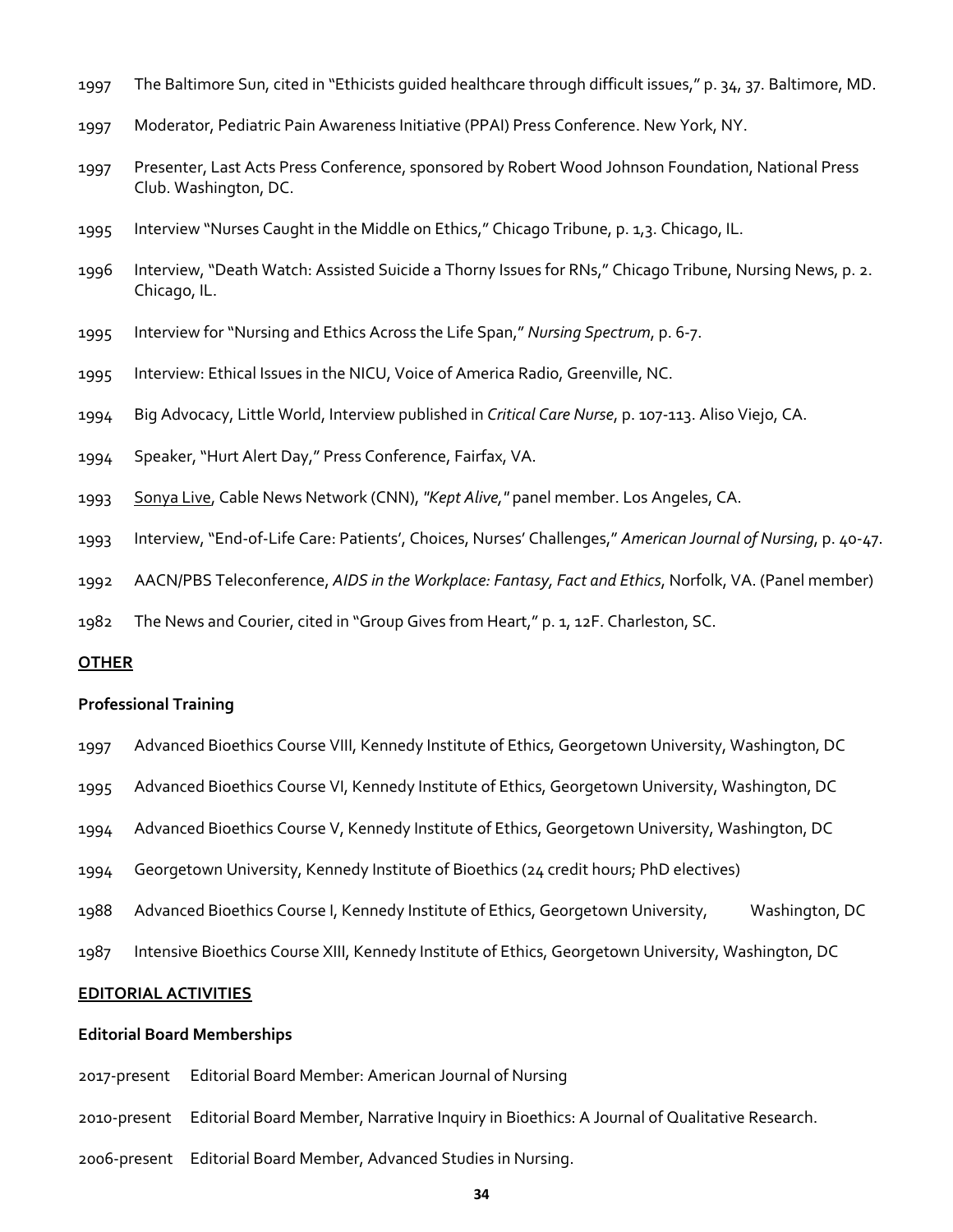1997 The Baltimore Sun, cited in "Ethicists guided healthcare through difficult issues," p. 34, 37. Baltimore, MD.

1997 Moderator, Pediatric Pain Awareness Initiative (PPAI) Press Conference. New York, NY.

1997 Presenter, Last Acts Press Conference, sponsored by Robert Wood Johnson Foundation, National Press Club. Washington, DC.

1995 Interview "Nurses Caught in the Middle on Ethics," Chicago Tribune, p. 1,3. Chicago, IL.

1996 Interview, "Death Watch: Assisted Suicide a Thorny Issues for RNs," Chicago Tribune, Nursing News, p. 2. Chicago, IL.

1995 Interview for "Nursing and Ethics Across the Life Span," *Nursing Spectrum*, p. 6-7.

1995 Interview: Ethical Issues in the NICU, Voice of America Radio, Greenville, NC.

1994 Big Advocacy, Little World, Interview published in *Critical Care Nurse*, p. 107-113. Aliso Viejo, CA.

1994 Speaker, "Hurt Alert Day," Press Conference, Fairfax, VA.

1993 <u>Sonya Live</u>, Cable News Network (CNN), *"Kept Alive,"* panel member. Los Angeles, CA.

1993 Interview, "End-of-Life Care: Patients', Choices, Nurses' Challenges," *American Journal of Nursing*, p. 40-47.

1992 AACN/PBS Teleconference, *AIDS in the Workplace: Fantasy, Fact and Ethics*, Norfolk, VA. (Panel member)

1982 The News and Courier, cited in "Group Gives from Heart," p. 1, 12F. Charleston, SC.

## OTHER

### Professional Training

1997 Advanced Bioethics Course VIII, Kennedy Institute of Ethics, Georgetown University, Washington, DC

1995 Advanced Bioethics Course VI, Kennedy Institute of Ethics, Georgetown University, Washington, DC

1994 Advanced Bioethics Course V, Kennedy Institute of Ethics, Georgetown University, Washington, DC

1994 Georgetown University, Kennedy Institute of Bioethics (24 credit hours; PhD electives)

1988 Advanced Bioethics Course I, Kennedy Institute of Ethics, Georgetown University, Washington, DC

1987 Intensive Bioethics Course XIII, Kennedy Institute of Ethics, Georgetown University, Washington, DC

## EDITORIAL ACTIVITIES

### Editorial Board Memberships

2017-present Editorial Board Member: American Journal of Nursing

2010-present Editorial Board Member, Narrative Inquiry in Bioethics: A Journal of Qualitative Research.

2006-present Editorial Board Member, Advanced Studies in Nursing.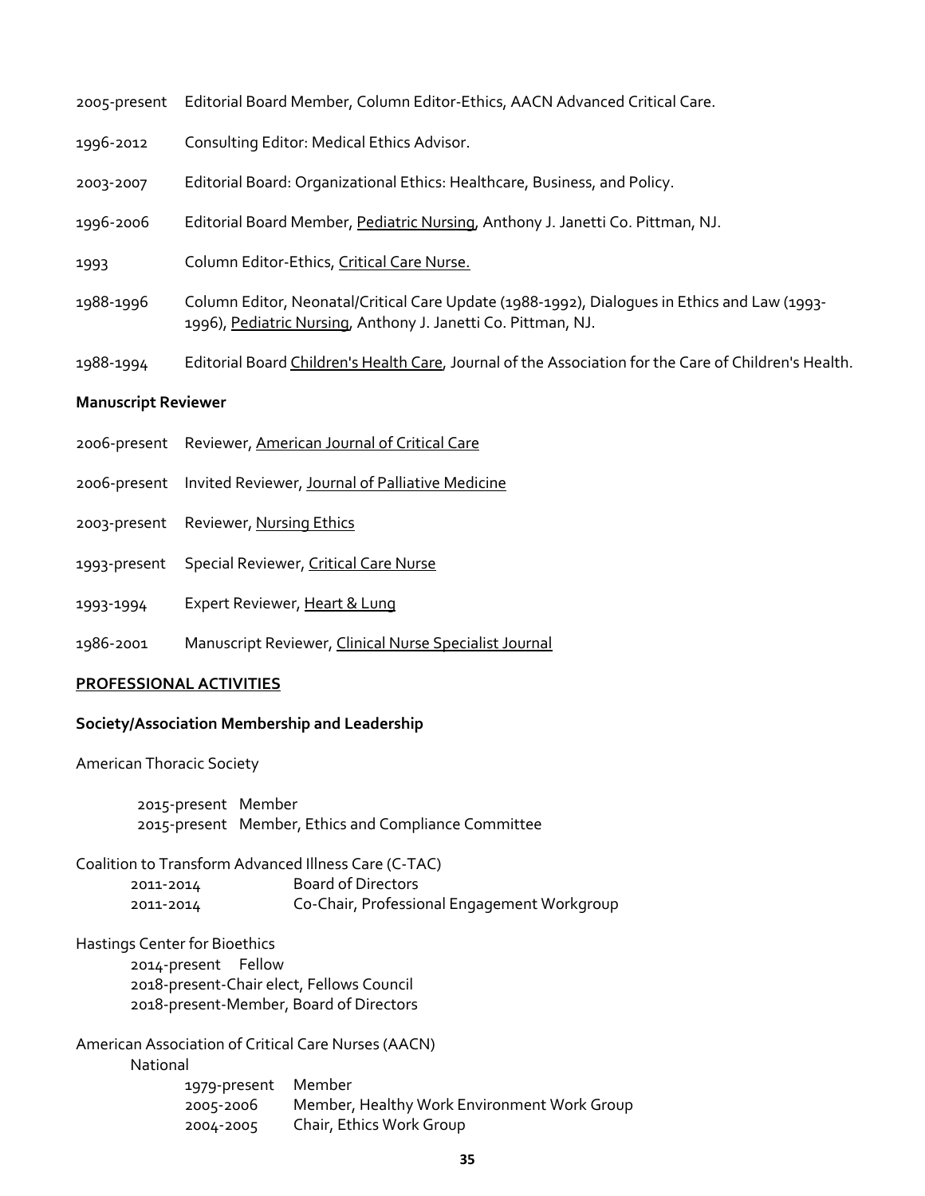2005-present Editorial Board Member, Column Editor-Ethics, AACN Advanced Critical Care.

1996-2012 Consulting Editor: Medical Ethics Advisor.

2003-2007 Editorial Board: Organizational Ethics: Healthcare, Business, and Policy.

1996-2006 Editorial Board Member, Pediatric Nursing, Anthony J. Janetti Co. Pittman, NJ.

1993 Column Editor-Ethics, Critical Care Nurse.

1988-1996 Column Editor, Neonatal/Critical Care Update (1988-1992), Dialogues in Ethics and Law (1993-1996), Pediatric Nursing, Anthony J. Janetti Co. Pittman, NJ.

1988-1994 Editorial Board Children's Health Care, Journal of the Association for the Care of Children's Health.

**Manuscript Reviewer**

2006-present Reviewer, American Journal of Critical Care

2006-present Invited Reviewer, Journal of Palliative Medicine

2003-present Reviewer, Nursing Ethics

1993-present Special Reviewer, Critical Care Nurse

1993-1994 Expert Reviewer, Heart & Lung

1986-2001 Manuscript Reviewer, Clinical Nurse Specialist Journal

**PROFESSIONAL ACTIVITIES**

**Society/Association Membership and Leadership**

American Thoracic Society

2015-present Member
2015-present Member, Ethics and Compliance Committee

Coalition to Transform Advanced Illness Care (C-TAC)
2011-2014 Board of Directors
2011-2014 Co-Chair, Professional Engagement Workgroup

Hastings Center for Bioethics
2014-present Fellow
2018-present-Chair elect, Fellows Council
2018-present-Member, Board of Directors

American Association of Critical Care Nurses (AACN)
National
1979-present Member
2005-2006 Member, Healthy Work Environment Work Group
2004-2005 Chair, Ethics Work Group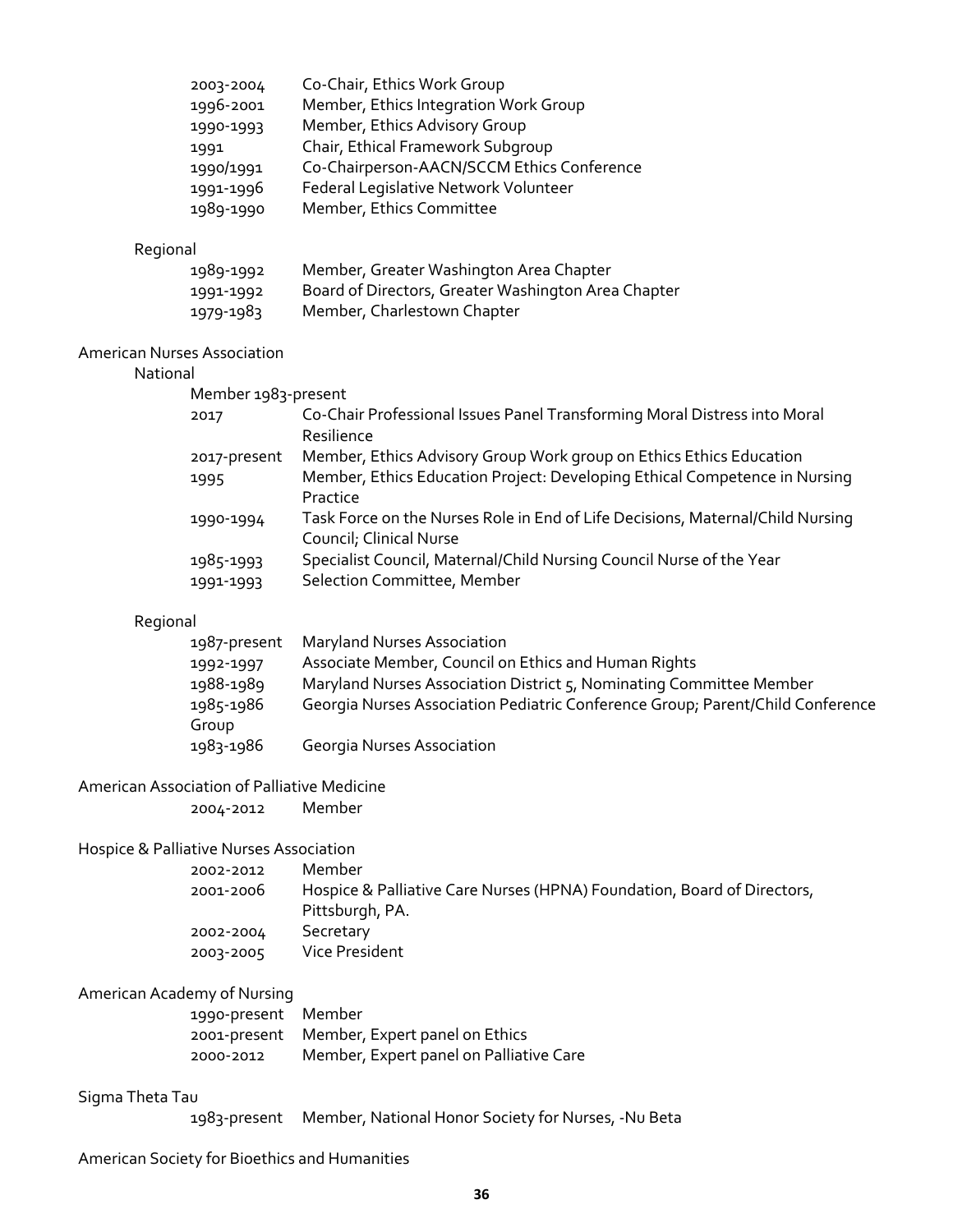2003-2004 Co-Chair, Ethics Work Group
1996-2001 Member, Ethics Integration Work Group
1990-1993 Member, Ethics Advisory Group
1991 Chair, Ethical Framework Subgroup
1990/1991 Co-Chairperson-AACN/SCCM Ethics Conference
1991-1996 Federal Legislative Network Volunteer
1989-1990 Member, Ethics Committee

Regional

1989-1992 Member, Greater Washington Area Chapter
1991-1992 Board of Directors, Greater Washington Area Chapter
1979-1983 Member, Charlestown Chapter

American Nurses Association

National

Member 1983-present

2017 Co-Chair Professional Issues Panel Transforming Moral Distress into Moral Resilience
2017-present Member, Ethics Advisory Group Work group on Ethics Ethics Education
1995 Member, Ethics Education Project: Developing Ethical Competence in Nursing Practice
1990-1994 Task Force on the Nurses Role in End of Life Decisions, Maternal/Child Nursing Council; Clinical Nurse
1985-1993 Specialist Council, Maternal/Child Nursing Council Nurse of the Year
1991-1993 Selection Committee, Member

Regional

1987-present Maryland Nurses Association
1992-1997 Associate Member, Council on Ethics and Human Rights
1988-1989 Maryland Nurses Association District 5, Nominating Committee Member
1985-1986 Georgia Nurses Association Pediatric Conference Group; Parent/Child Conference Group
1983-1986 Georgia Nurses Association

American Association of Palliative Medicine

2004-2012 Member

Hospice & Palliative Nurses Association

2002-2012 Member
2001-2006 Hospice & Palliative Care Nurses (HPNA) Foundation, Board of Directors, Pittsburgh, PA.
2002-2004 Secretary
2003-2005 Vice President

American Academy of Nursing

1990-present Member
2001-present Member, Expert panel on Ethics
2000-2012 Member, Expert panel on Palliative Care

Sigma Theta Tau

1983-present Member, National Honor Society for Nurses, -Nu Beta

American Society for Bioethics and Humanities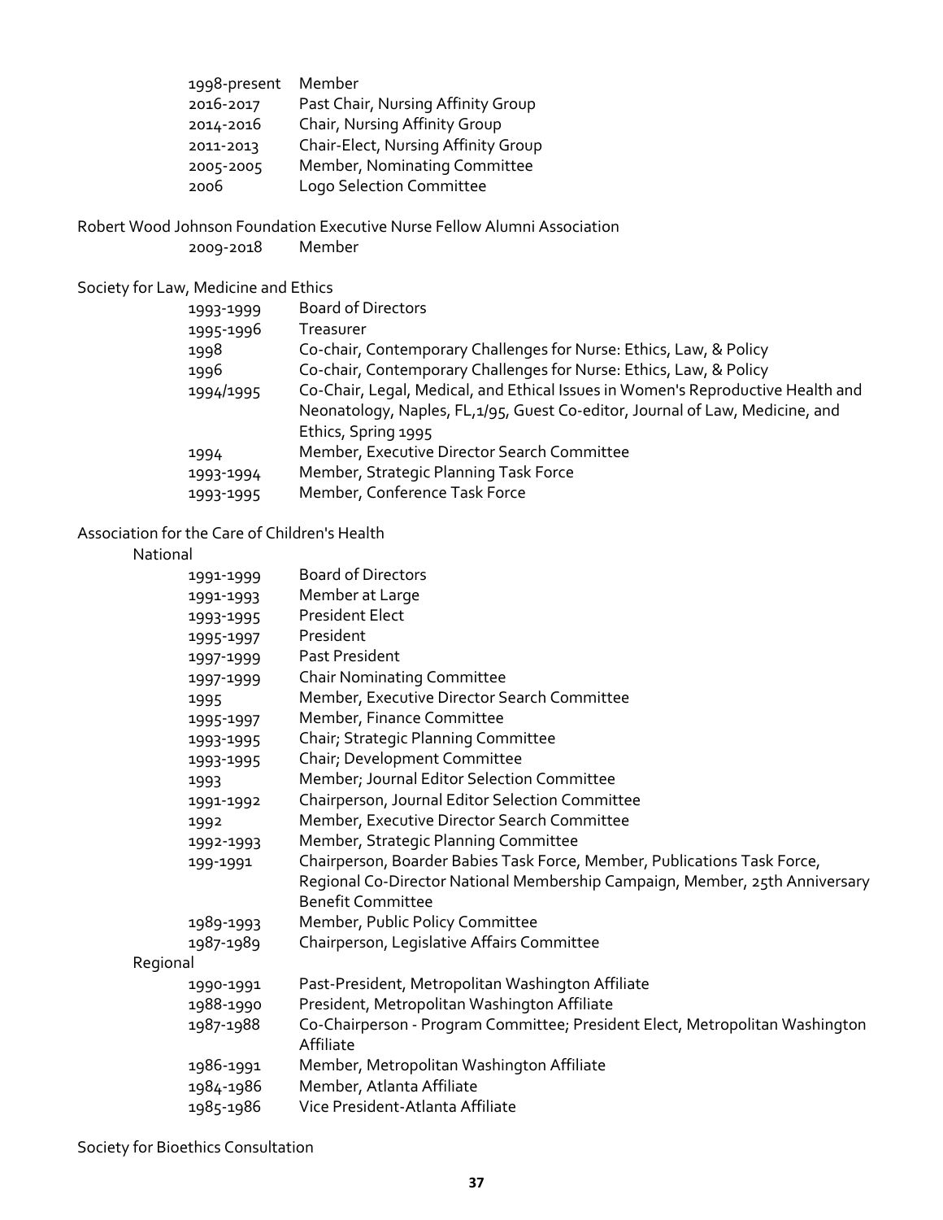| | |
|---|---|
| 1998-present | Member |
| 2016-2017 | Past Chair, Nursing Affinity Group |
| 2014-2016 | Chair, Nursing Affinity Group |
| 2011-2013 | Chair-Elect, Nursing Affinity Group |
| 2005-2005 | Member, Nominating Committee |
| 2006 | Logo Selection Committee |

Robert Wood Johnson Foundation Executive Nurse Fellow Alumni Association

| | |
|---|---|
| 2009-2018 | Member |

Society for Law, Medicine and Ethics

| | |
|---|---|
| 1993-1999 | Board of Directors |
| 1995-1996 | Treasurer |
| 1998 | Co-chair, Contemporary Challenges for Nurse: Ethics, Law, & Policy |
| 1996 | Co-chair, Contemporary Challenges for Nurse: Ethics, Law, & Policy |
| 1994/1995 | Co-Chair, Legal, Medical, and Ethical Issues in Women's Reproductive Health and Neonatology, Naples, FL,1/95, Guest Co-editor, Journal of Law, Medicine, and Ethics, Spring 1995 |
| 1994 | Member, Executive Director Search Committee |
| 1993-1994 | Member, Strategic Planning Task Force |
| 1993-1995 | Member, Conference Task Force |

Association for the Care of Children's Health

National

| | |
|---|---|
| 1991-1999 | Board of Directors |
| 1991-1993 | Member at Large |
| 1993-1995 | President Elect |
| 1995-1997 | President |
| 1997-1999 | Past President |
| 1997-1999 | Chair Nominating Committee |
| 1995 | Member, Executive Director Search Committee |
| 1995-1997 | Member, Finance Committee |
| 1993-1995 | Chair; Strategic Planning Committee |
| 1993-1995 | Chair; Development Committee |
| 1993 | Member; Journal Editor Selection Committee |
| 1991-1992 | Chairperson, Journal Editor Selection Committee |
| 1992 | Member, Executive Director Search Committee |
| 1992-1993 | Member, Strategic Planning Committee |
| 199-1991 | Chairperson, Boarder Babies Task Force, Member, Publications Task Force, Regional Co-Director National Membership Campaign, Member, 25th Anniversary Benefit Committee |
| 1989-1993 | Member, Public Policy Committee |
| 1987-1989 | Chairperson, Legislative Affairs Committee |

Regional

| | |
|---|---|
| 1990-1991 | Past-President, Metropolitan Washington Affiliate |
| 1988-1990 | President, Metropolitan Washington Affiliate |
| 1987-1988 | Co-Chairperson - Program Committee; President Elect, Metropolitan Washington Affiliate |
| 1986-1991 | Member, Metropolitan Washington Affiliate |
| 1984-1986 | Member, Atlanta Affiliate |
| 1985-1986 | Vice President-Atlanta Affiliate |

Society for Bioethics Consultation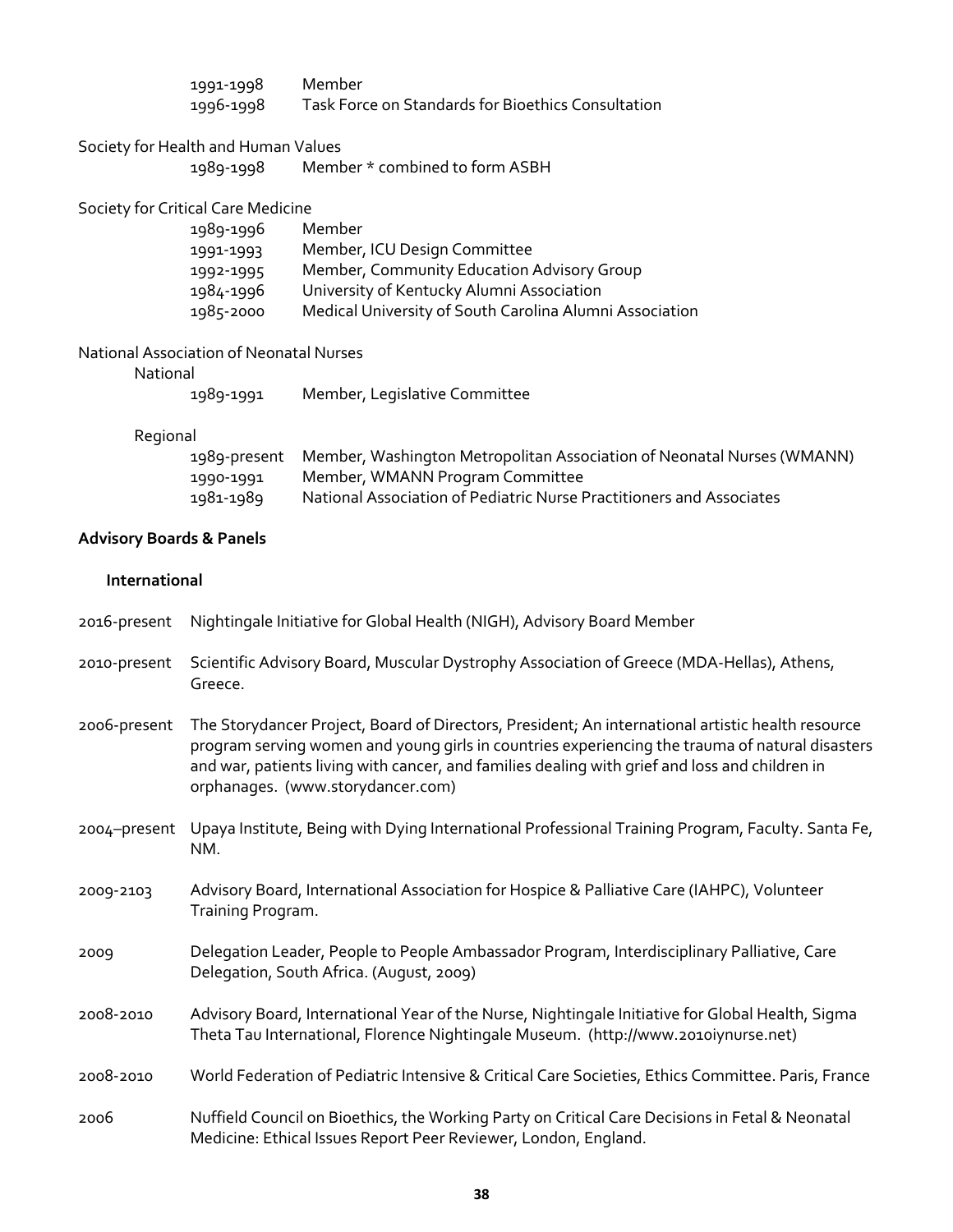1991-1998 Member
1996-1998 Task Force on Standards for Bioethics Consultation

Society for Health and Human Values

1989-1998 Member * combined to form ASBH

Society for Critical Care Medicine

1989-1996 Member
1991-1993 Member, ICU Design Committee
1992-1995 Member, Community Education Advisory Group
1984-1996 University of Kentucky Alumni Association
1985-2000 Medical University of South Carolina Alumni Association

National Association of Neonatal Nurses

National

1989-1991 Member, Legislative Committee

Regional

1989-present Member, Washington Metropolitan Association of Neonatal Nurses (WMANN)
1990-1991 Member, WMANN Program Committee
1981-1989 National Association of Pediatric Nurse Practitioners and Associates

**Advisory Boards & Panels**

**International**

2016-present Nightingale Initiative for Global Health (NIGH), Advisory Board Member

2010-present Scientific Advisory Board, Muscular Dystrophy Association of Greece (MDA-Hellas), Athens, Greece.

2006-present The Storydancer Project, Board of Directors, President; An international artistic health resource program serving women and young girls in countries experiencing the trauma of natural disasters and war, patients living with cancer, and families dealing with grief and loss and children in orphanages. (www.storydancer.com)

2004–present Upaya Institute, Being with Dying International Professional Training Program, Faculty. Santa Fe, NM.

2009-2103 Advisory Board, International Association for Hospice & Palliative Care (IAHPC), Volunteer Training Program.

2009 Delegation Leader, People to People Ambassador Program, Interdisciplinary Palliative, Care Delegation, South Africa. (August, 2009)

2008-2010 Advisory Board, International Year of the Nurse, Nightingale Initiative for Global Health, Sigma Theta Tau International, Florence Nightingale Museum. (http://www.2010iynurse.net)

2008-2010 World Federation of Pediatric Intensive & Critical Care Societies, Ethics Committee. Paris, France

2006 Nuffield Council on Bioethics, the Working Party on Critical Care Decisions in Fetal & Neonatal Medicine: Ethical Issues Report Peer Reviewer, London, England.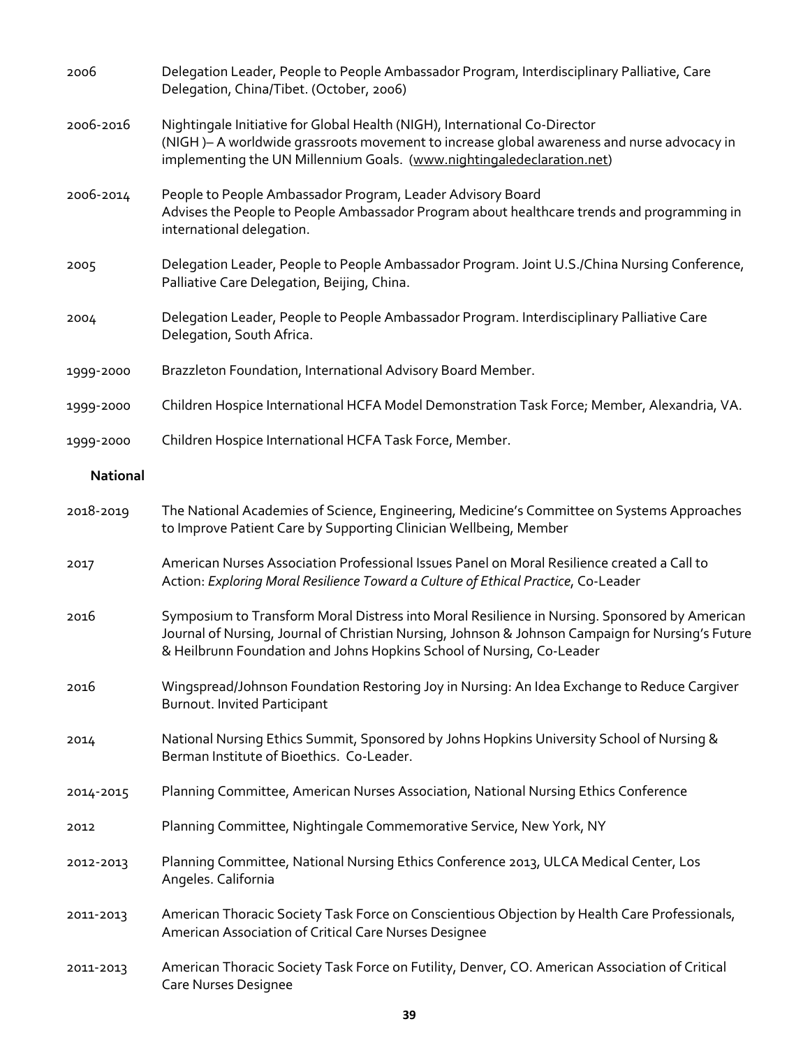2006 Delegation Leader, People to People Ambassador Program, Interdisciplinary Palliative, Care Delegation, China/Tibet. (October, 2006)

2006-2016 Nightingale Initiative for Global Health (NIGH), International Co-Director
(NIGH )– A worldwide grassroots movement to increase global awareness and nurse advocacy in implementing the UN Millennium Goals. (www.nightingaledeclaration.net)

2006-2014 People to People Ambassador Program, Leader Advisory Board
Advises the People to People Ambassador Program about healthcare trends and programming in international delegation.

2005 Delegation Leader, People to People Ambassador Program. Joint U.S./China Nursing Conference, Palliative Care Delegation, Beijing, China.

2004 Delegation Leader, People to People Ambassador Program. Interdisciplinary Palliative Care Delegation, South Africa.

1999-2000 Brazzleton Foundation, International Advisory Board Member.

1999-2000 Children Hospice International HCFA Model Demonstration Task Force; Member, Alexandria, VA.

1999-2000 Children Hospice International HCFA Task Force, Member.

**National**

2018-2019 The National Academies of Science, Engineering, Medicine's Committee on Systems Approaches to Improve Patient Care by Supporting Clinician Wellbeing, Member

2017 American Nurses Association Professional Issues Panel on Moral Resilience created a Call to Action: *Exploring Moral Resilience Toward a Culture of Ethical Practice*, Co-Leader

2016 Symposium to Transform Moral Distress into Moral Resilience in Nursing. Sponsored by American Journal of Nursing, Journal of Christian Nursing, Johnson & Johnson Campaign for Nursing's Future & Heilbrunn Foundation and Johns Hopkins School of Nursing, Co-Leader

2016 Wingspread/Johnson Foundation Restoring Joy in Nursing: An Idea Exchange to Reduce Cargiver Burnout. Invited Participant

2014 National Nursing Ethics Summit, Sponsored by Johns Hopkins University School of Nursing & Berman Institute of Bioethics. Co-Leader.

2014-2015 Planning Committee, American Nurses Association, National Nursing Ethics Conference

2012 Planning Committee, Nightingale Commemorative Service, New York, NY

2012-2013 Planning Committee, National Nursing Ethics Conference 2013, ULCA Medical Center, Los Angeles. California

2011-2013 American Thoracic Society Task Force on Conscientious Objection by Health Care Professionals, American Association of Critical Care Nurses Designee

2011-2013 American Thoracic Society Task Force on Futility, Denver, CO. American Association of Critical Care Nurses Designee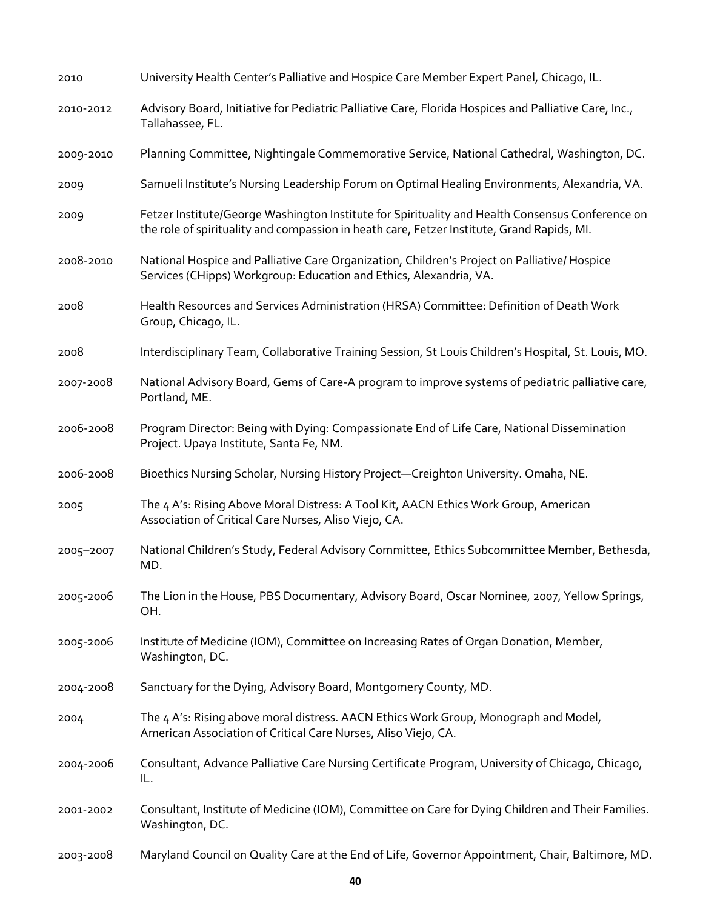2010 University Health Center's Palliative and Hospice Care Member Expert Panel, Chicago, IL.

2010-2012 Advisory Board, Initiative for Pediatric Palliative Care, Florida Hospices and Palliative Care, Inc., Tallahassee, FL.

2009-2010 Planning Committee, Nightingale Commemorative Service, National Cathedral, Washington, DC.

2009 Samueli Institute's Nursing Leadership Forum on Optimal Healing Environments, Alexandria, VA.

2009 Fetzer Institute/George Washington Institute for Spirituality and Health Consensus Conference on the role of spirituality and compassion in heath care, Fetzer Institute, Grand Rapids, MI.

2008-2010 National Hospice and Palliative Care Organization, Children's Project on Palliative/ Hospice Services (CHipps) Workgroup: Education and Ethics, Alexandria, VA.

2008 Health Resources and Services Administration (HRSA) Committee: Definition of Death Work Group, Chicago, IL.

2008 Interdisciplinary Team, Collaborative Training Session, St Louis Children's Hospital, St. Louis, MO.

2007-2008 National Advisory Board, Gems of Care-A program to improve systems of pediatric palliative care, Portland, ME.

2006-2008 Program Director: Being with Dying: Compassionate End of Life Care, National Dissemination Project. Upaya Institute, Santa Fe, NM.

2006-2008 Bioethics Nursing Scholar, Nursing History Project—Creighton University. Omaha, NE.

2005 The 4 A's: Rising Above Moral Distress: A Tool Kit, AACN Ethics Work Group, American Association of Critical Care Nurses, Aliso Viejo, CA.

2005–2007 National Children's Study, Federal Advisory Committee, Ethics Subcommittee Member, Bethesda, MD.

2005-2006 The Lion in the House, PBS Documentary, Advisory Board, Oscar Nominee, 2007, Yellow Springs, OH.

2005-2006 Institute of Medicine (IOM), Committee on Increasing Rates of Organ Donation, Member, Washington, DC.

2004-2008 Sanctuary for the Dying, Advisory Board, Montgomery County, MD.

2004 The 4 A's: Rising above moral distress. AACN Ethics Work Group, Monograph and Model, American Association of Critical Care Nurses, Aliso Viejo, CA.

2004-2006 Consultant, Advance Palliative Care Nursing Certificate Program, University of Chicago, Chicago, IL.

2001-2002 Consultant, Institute of Medicine (IOM), Committee on Care for Dying Children and Their Families. Washington, DC.

2003-2008 Maryland Council on Quality Care at the End of Life, Governor Appointment, Chair, Baltimore, MD.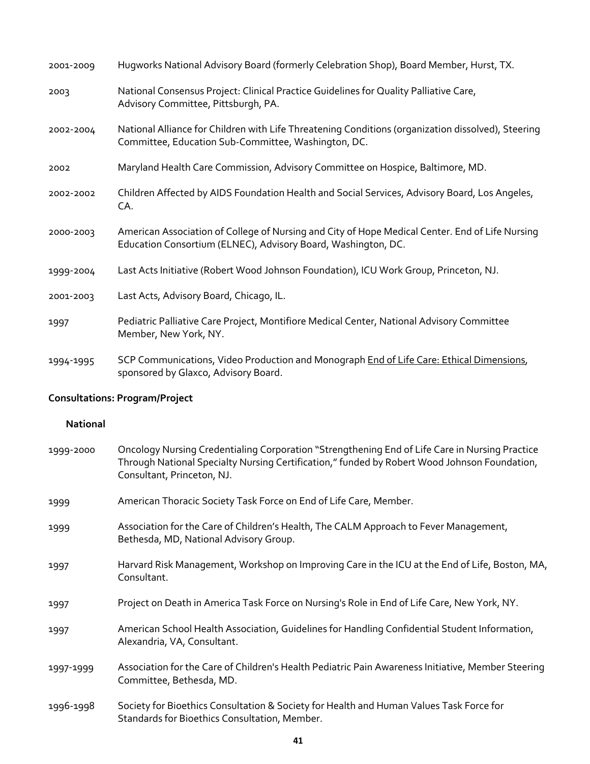2001-2009 Hugworks National Advisory Board (formerly Celebration Shop), Board Member, Hurst, TX.

2003 National Consensus Project: Clinical Practice Guidelines for Quality Palliative Care, Advisory Committee, Pittsburgh, PA.

2002-2004 National Alliance for Children with Life Threatening Conditions (organization dissolved), Steering Committee, Education Sub-Committee, Washington, DC.

2002 Maryland Health Care Commission, Advisory Committee on Hospice, Baltimore, MD.

2002-2002 Children Affected by AIDS Foundation Health and Social Services, Advisory Board, Los Angeles, CA.

2000-2003 American Association of College of Nursing and City of Hope Medical Center. End of Life Nursing Education Consortium (ELNEC), Advisory Board, Washington, DC.

1999-2004 Last Acts Initiative (Robert Wood Johnson Foundation), ICU Work Group, Princeton, NJ.

2001-2003 Last Acts, Advisory Board, Chicago, IL.

1997 Pediatric Palliative Care Project, Montifiore Medical Center, National Advisory Committee Member, New York, NY.

1994-1995 SCP Communications, Video Production and Monograph End of Life Care: Ethical Dimensions, sponsored by Glaxco, Advisory Board.

**Consultations: Program/Project**

**National**

1999-2000 Oncology Nursing Credentialing Corporation "Strengthening End of Life Care in Nursing Practice Through National Specialty Nursing Certification," funded by Robert Wood Johnson Foundation, Consultant, Princeton, NJ.

1999 American Thoracic Society Task Force on End of Life Care, Member.

1999 Association for the Care of Children's Health, The CALM Approach to Fever Management, Bethesda, MD, National Advisory Group.

1997 Harvard Risk Management, Workshop on Improving Care in the ICU at the End of Life, Boston, MA, Consultant.

1997 Project on Death in America Task Force on Nursing's Role in End of Life Care, New York, NY.

1997 American School Health Association, Guidelines for Handling Confidential Student Information, Alexandria, VA, Consultant.

1997-1999 Association for the Care of Children's Health Pediatric Pain Awareness Initiative, Member Steering Committee, Bethesda, MD.

1996-1998 Society for Bioethics Consultation & Society for Health and Human Values Task Force for Standards for Bioethics Consultation, Member.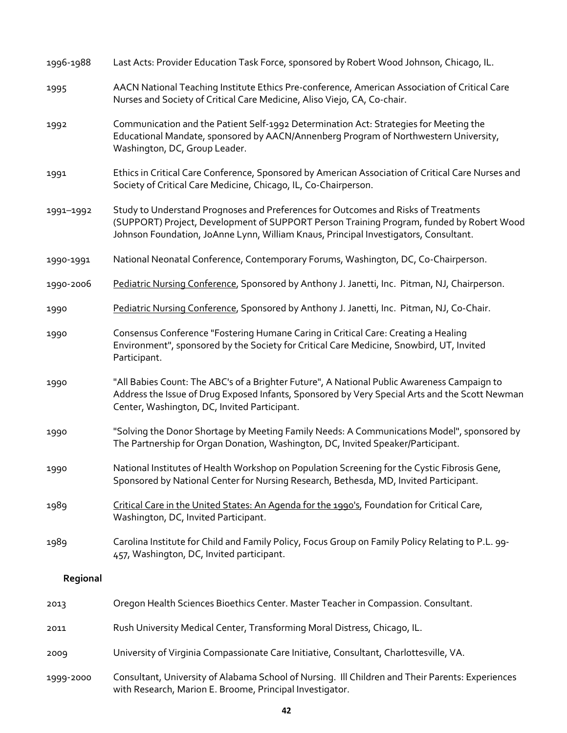1996-1988 Last Acts: Provider Education Task Force, sponsored by Robert Wood Johnson, Chicago, IL.

1995 AACN National Teaching Institute Ethics Pre-conference, American Association of Critical Care Nurses and Society of Critical Care Medicine, Aliso Viejo, CA, Co-chair.

1992 Communication and the Patient Self-1992 Determination Act: Strategies for Meeting the Educational Mandate, sponsored by AACN/Annenberg Program of Northwestern University, Washington, DC, Group Leader.

1991 Ethics in Critical Care Conference, Sponsored by American Association of Critical Care Nurses and Society of Critical Care Medicine, Chicago, IL, Co-Chairperson.

1991–1992 Study to Understand Prognoses and Preferences for Outcomes and Risks of Treatments (SUPPORT) Project, Development of SUPPORT Person Training Program, funded by Robert Wood Johnson Foundation, JoAnne Lynn, William Knaus, Principal Investigators, Consultant.

1990-1991 National Neonatal Conference, Contemporary Forums, Washington, DC, Co-Chairperson.

1990-2006 Pediatric Nursing Conference, Sponsored by Anthony J. Janetti, Inc. Pitman, NJ, Chairperson.

1990 Pediatric Nursing Conference, Sponsored by Anthony J. Janetti, Inc. Pitman, NJ, Co-Chair.

1990 Consensus Conference "Fostering Humane Caring in Critical Care: Creating a Healing Environment", sponsored by the Society for Critical Care Medicine, Snowbird, UT, Invited Participant.

1990 "All Babies Count: The ABC's of a Brighter Future", A National Public Awareness Campaign to Address the Issue of Drug Exposed Infants, Sponsored by Very Special Arts and the Scott Newman Center, Washington, DC, Invited Participant.

1990 "Solving the Donor Shortage by Meeting Family Needs: A Communications Model", sponsored by The Partnership for Organ Donation, Washington, DC, Invited Speaker/Participant.

1990 National Institutes of Health Workshop on Population Screening for the Cystic Fibrosis Gene, Sponsored by National Center for Nursing Research, Bethesda, MD, Invited Participant.

1989 Critical Care in the United States: An Agenda for the 1990's, Foundation for Critical Care, Washington, DC, Invited Participant.

1989 Carolina Institute for Child and Family Policy, Focus Group on Family Policy Relating to P.L. 99-457, Washington, DC, Invited participant.

**Regional**

2013 Oregon Health Sciences Bioethics Center. Master Teacher in Compassion. Consultant.

2011 Rush University Medical Center, Transforming Moral Distress, Chicago, IL.

2009 University of Virginia Compassionate Care Initiative, Consultant, Charlottesville, VA.

1999-2000 Consultant, University of Alabama School of Nursing. Ill Children and Their Parents: Experiences with Research, Marion E. Broome, Principal Investigator.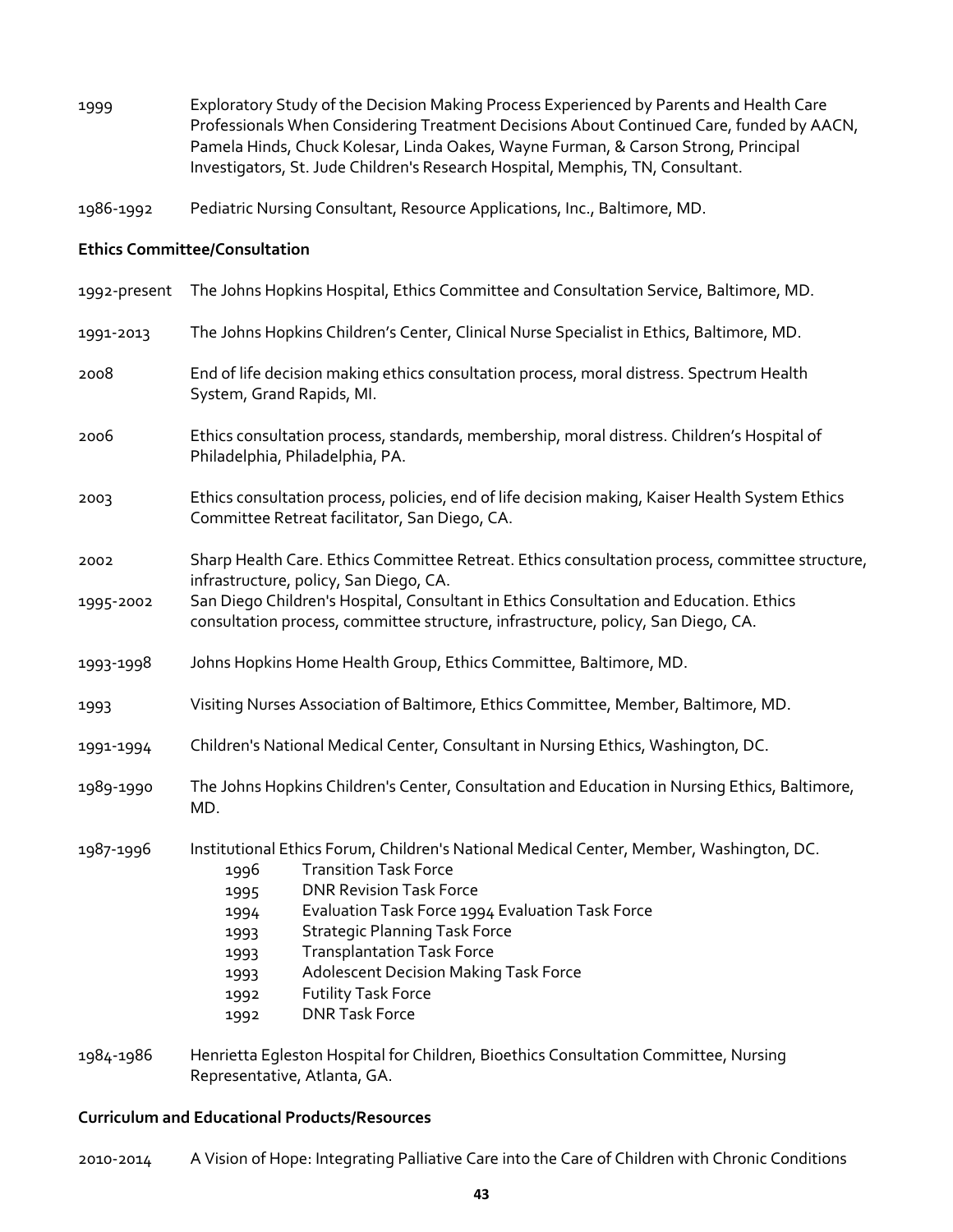1999 Exploratory Study of the Decision Making Process Experienced by Parents and Health Care Professionals When Considering Treatment Decisions About Continued Care, funded by AACN, Pamela Hinds, Chuck Kolesar, Linda Oakes, Wayne Furman, & Carson Strong, Principal Investigators, St. Jude Children's Research Hospital, Memphis, TN, Consultant.

1986-1992 Pediatric Nursing Consultant, Resource Applications, Inc., Baltimore, MD.

**Ethics Committee/Consultation**

1992-present The Johns Hopkins Hospital, Ethics Committee and Consultation Service, Baltimore, MD.

1991-2013 The Johns Hopkins Children's Center, Clinical Nurse Specialist in Ethics, Baltimore, MD.

2008 End of life decision making ethics consultation process, moral distress. Spectrum Health System, Grand Rapids, MI.

2006 Ethics consultation process, standards, membership, moral distress. Children's Hospital of Philadelphia, Philadelphia, PA.

2003 Ethics consultation process, policies, end of life decision making, Kaiser Health System Ethics Committee Retreat facilitator, San Diego, CA.

2002 Sharp Health Care. Ethics Committee Retreat. Ethics consultation process, committee structure, infrastructure, policy, San Diego, CA.

1995-2002 San Diego Children's Hospital, Consultant in Ethics Consultation and Education. Ethics consultation process, committee structure, infrastructure, policy, San Diego, CA.

1993-1998 Johns Hopkins Home Health Group, Ethics Committee, Baltimore, MD.

1993 Visiting Nurses Association of Baltimore, Ethics Committee, Member, Baltimore, MD.

1991-1994 Children's National Medical Center, Consultant in Nursing Ethics, Washington, DC.

1989-1990 The Johns Hopkins Children's Center, Consultation and Education in Nursing Ethics, Baltimore, MD.

1987-1996 Institutional Ethics Forum, Children's National Medical Center, Member, Washington, DC.

- 1996 Transition Task Force
- 1995 DNR Revision Task Force
- 1994 Evaluation Task Force 1994 Evaluation Task Force
- 1993 Strategic Planning Task Force
- 1993 Transplantation Task Force
- 1993 Adolescent Decision Making Task Force
- 1992 Futility Task Force
- 1992 DNR Task Force

1984-1986 Henrietta Egleston Hospital for Children, Bioethics Consultation Committee, Nursing Representative, Atlanta, GA.

**Curriculum and Educational Products/Resources**

2010-2014 A Vision of Hope: Integrating Palliative Care into the Care of Children with Chronic Conditions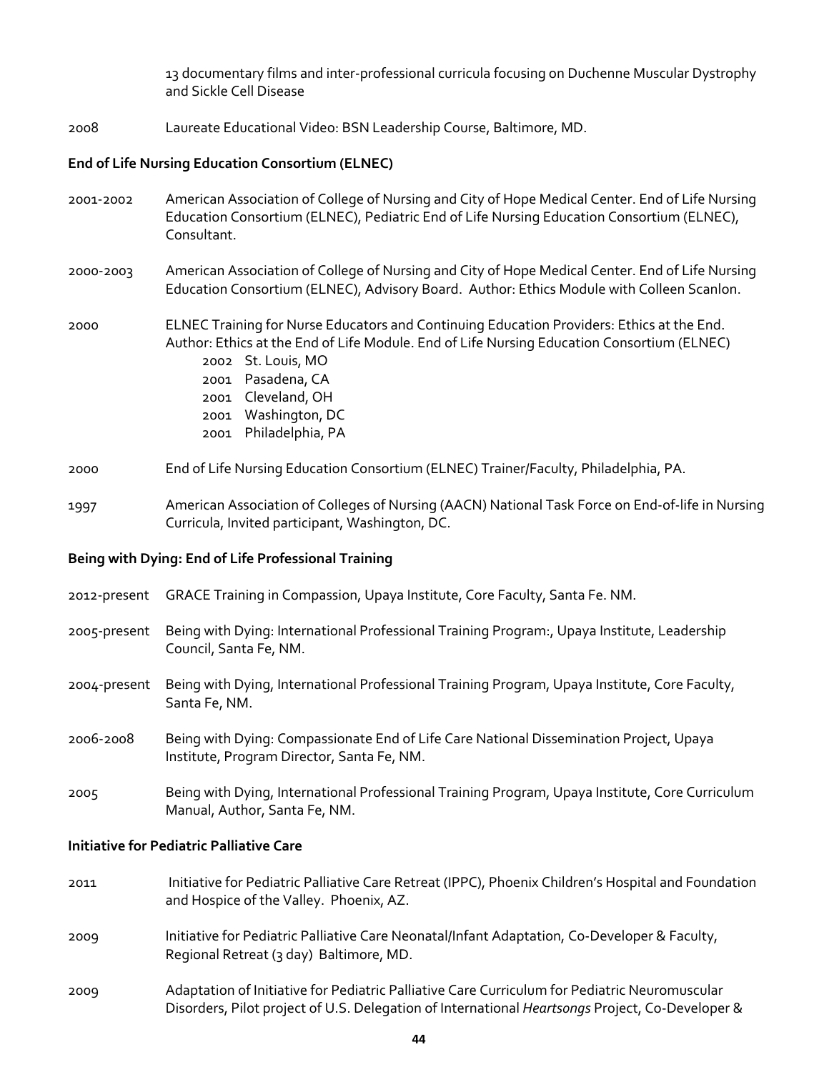13 documentary films and inter-professional curricula focusing on Duchenne Muscular Dystrophy and Sickle Cell Disease

2008 Laureate Educational Video: BSN Leadership Course, Baltimore, MD.

**End of Life Nursing Education Consortium (ELNEC)**

2001-2002 American Association of College of Nursing and City of Hope Medical Center. End of Life Nursing Education Consortium (ELNEC), Pediatric End of Life Nursing Education Consortium (ELNEC), Consultant.

2000-2003 American Association of College of Nursing and City of Hope Medical Center. End of Life Nursing Education Consortium (ELNEC), Advisory Board. Author: Ethics Module with Colleen Scanlon.

2000 ELNEC Training for Nurse Educators and Continuing Education Providers: Ethics at the End. Author: Ethics at the End of Life Module. End of Life Nursing Education Consortium (ELNEC)

- 2002 St. Louis, MO
- 2001 Pasadena, CA
- 2001 Cleveland, OH
- 2001 Washington, DC
- 2001 Philadelphia, PA

2000 End of Life Nursing Education Consortium (ELNEC) Trainer/Faculty, Philadelphia, PA.

1997 American Association of Colleges of Nursing (AACN) National Task Force on End-of-life in Nursing Curricula, Invited participant, Washington, DC.

**Being with Dying: End of Life Professional Training**

2012-present GRACE Training in Compassion, Upaya Institute, Core Faculty, Santa Fe. NM.

2005-present Being with Dying: International Professional Training Program:, Upaya Institute, Leadership Council, Santa Fe, NM.

2004-present Being with Dying, International Professional Training Program, Upaya Institute, Core Faculty, Santa Fe, NM.

2006-2008 Being with Dying: Compassionate End of Life Care National Dissemination Project, Upaya Institute, Program Director, Santa Fe, NM.

2005 Being with Dying, International Professional Training Program, Upaya Institute, Core Curriculum Manual, Author, Santa Fe, NM.

**Initiative for Pediatric Palliative Care**

2011 Initiative for Pediatric Palliative Care Retreat (IPPC), Phoenix Children's Hospital and Foundation and Hospice of the Valley. Phoenix, AZ.

2009 Initiative for Pediatric Palliative Care Neonatal/Infant Adaptation, Co-Developer & Faculty, Regional Retreat (3 day) Baltimore, MD.

2009 Adaptation of Initiative for Pediatric Palliative Care Curriculum for Pediatric Neuromuscular Disorders, Pilot project of U.S. Delegation of International *Heartsongs* Project, Co-Developer &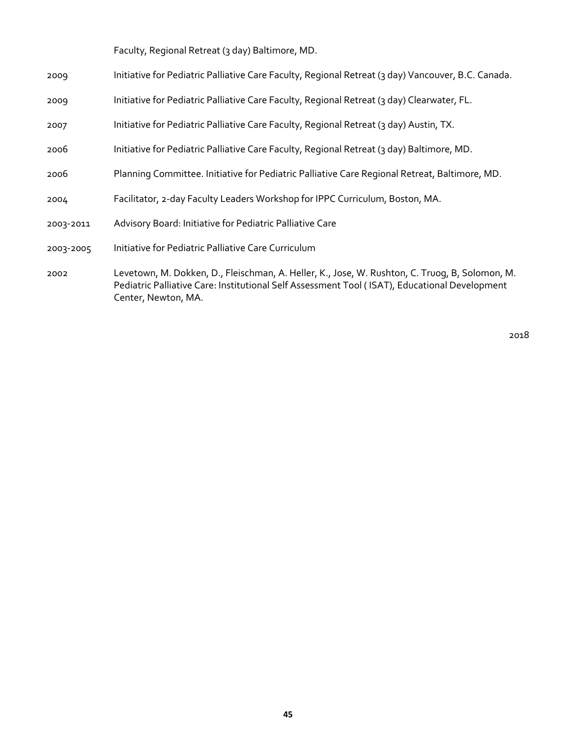Faculty, Regional Retreat (3 day) Baltimore, MD.

| | |
|---|---|
| 2009 | Initiative for Pediatric Palliative Care Faculty, Regional Retreat (3 day) Vancouver, B.C. Canada. |
| 2009 | Initiative for Pediatric Palliative Care Faculty, Regional Retreat (3 day) Clearwater, FL. |
| 2007 | Initiative for Pediatric Palliative Care Faculty, Regional Retreat (3 day) Austin, TX. |
| 2006 | Initiative for Pediatric Palliative Care Faculty, Regional Retreat (3 day) Baltimore, MD. |
| 2006 | Planning Committee. Initiative for Pediatric Palliative Care Regional Retreat, Baltimore, MD. |
| 2004 | Facilitator, 2-day Faculty Leaders Workshop for IPPC Curriculum, Boston, MA. |
| 2003-2011 | Advisory Board: Initiative for Pediatric Palliative Care |
| 2003-2005 | Initiative for Pediatric Palliative Care Curriculum |
| 2002 | Levetown, M. Dokken, D., Fleischman, A. Heller, K., Jose, W. Rushton, C. Truog, B, Solomon, M. Pediatric Palliative Care: Institutional Self Assessment Tool ( ISAT), Educational Development Center, Newton, MA. |

2018